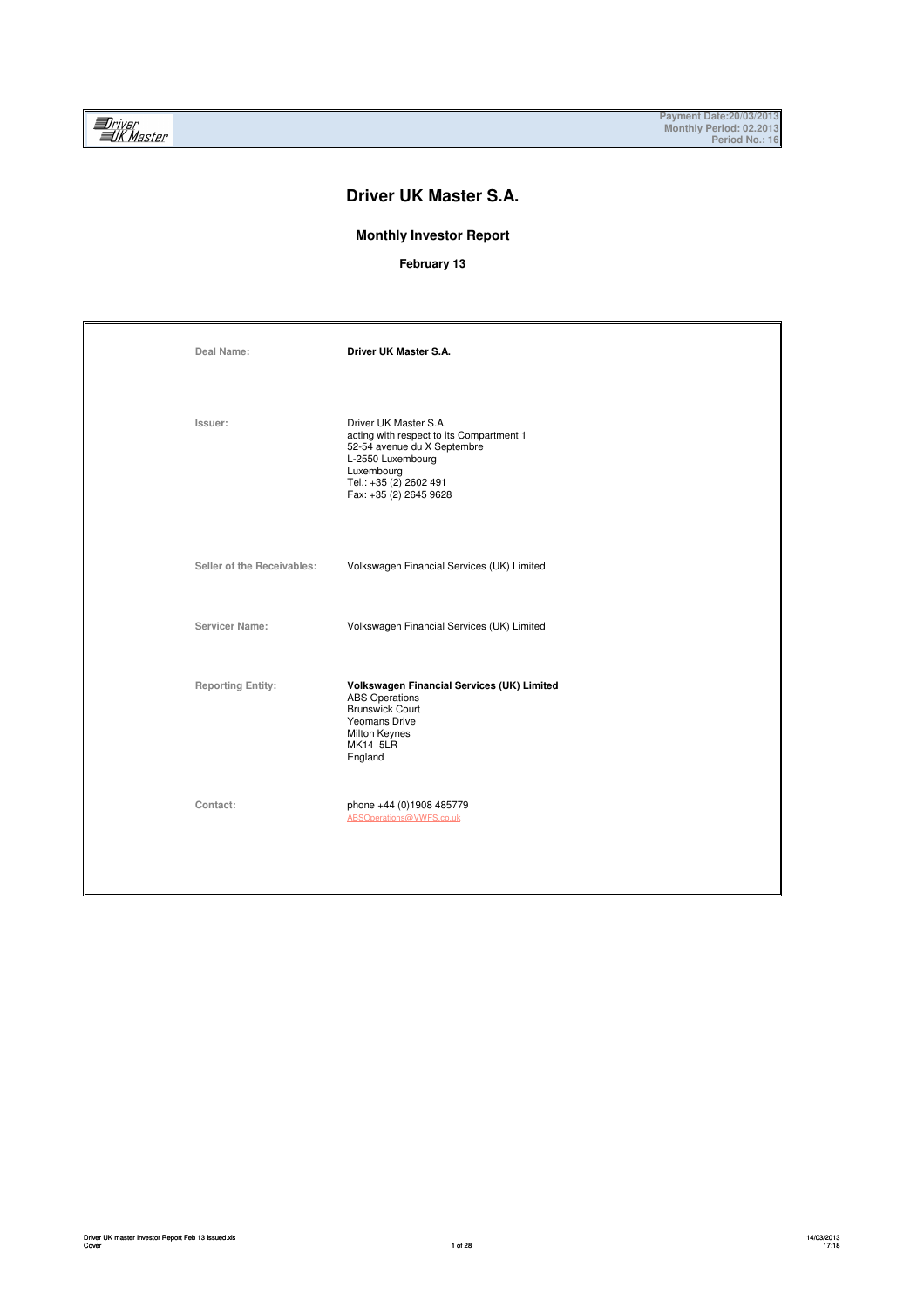Payment Date:20/03/2013
Monthly Period: 02.2013
Period No.: 16

# Driver UK Master S.A.

## Monthly Investor Report

### February 13

| | |
|---|---|
| Deal Name: | **Driver UK Master S.A.** |
| Issuer: | Driver UK Master S.A.<br>acting with respect to its Compartment 1<br>52-54 avenue du X Septembre<br>L-2550 Luxembourg<br>Luxembourg<br>Tel.: +35 (2) 2602 491<br>Fax: +35 (2) 2645 9628 |
| Seller of the Receivables: | Volkswagen Financial Services (UK) Limited |
| Servicer Name: | Volkswagen Financial Services (UK) Limited |
| Reporting Entity: | **Volkswagen Financial Services (UK) Limited**<br>ABS Operations<br>Brunswick Court<br>Yeomans Drive<br>Milton Keynes<br>MK14 5LR<br>England |
| Contact: | phone +44 (0)1908 485779<br>ABSOperations@VWFS.co.uk |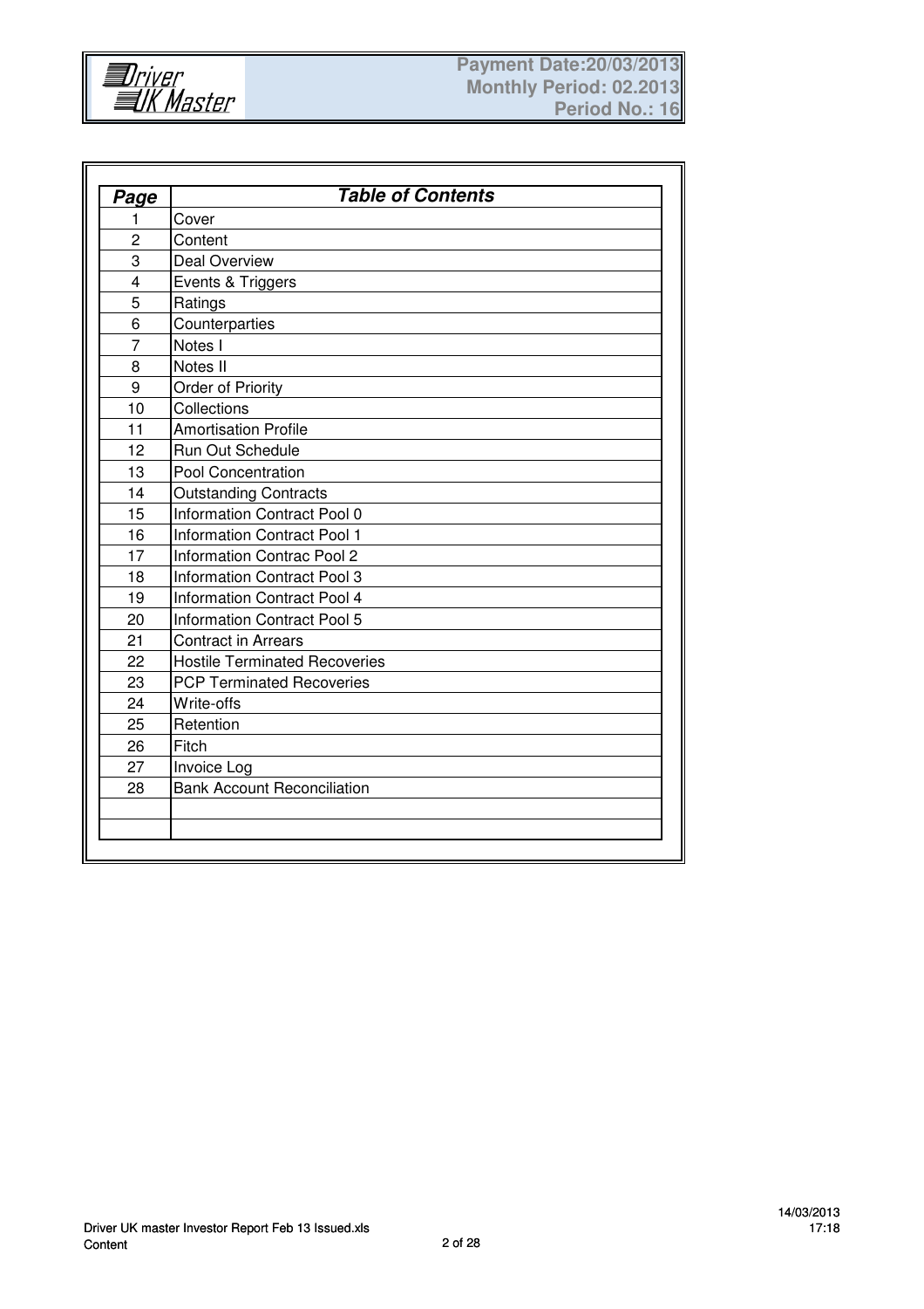| Page | Table of Contents |
|---|---|
| 1 | Cover |
| 2 | Content |
| 3 | Deal Overview |
| 4 | Events & Triggers |
| 5 | Ratings |
| 6 | Counterparties |
| 7 | Notes I |
| 8 | Notes II |
| 9 | Order of Priority |
| 10 | Collections |
| 11 | Amortisation Profile |
| 12 | Run Out Schedule |
| 13 | Pool Concentration |
| 14 | Outstanding Contracts |
| 15 | Information Contract Pool 0 |
| 16 | Information Contract Pool 1 |
| 17 | Information Contrac Pool 2 |
| 18 | Information Contract Pool 3 |
| 19 | Information Contract Pool 4 |
| 20 | Information Contract Pool 5 |
| 21 | Contract in Arrears |
| 22 | Hostile Terminated Recoveries |
| 23 | PCP Terminated Recoveries |
| 24 | Write-offs |
| 25 | Retention |
| 26 | Fitch |
| 27 | Invoice Log |
| 28 | Bank Account Reconciliation |
| | |
| | |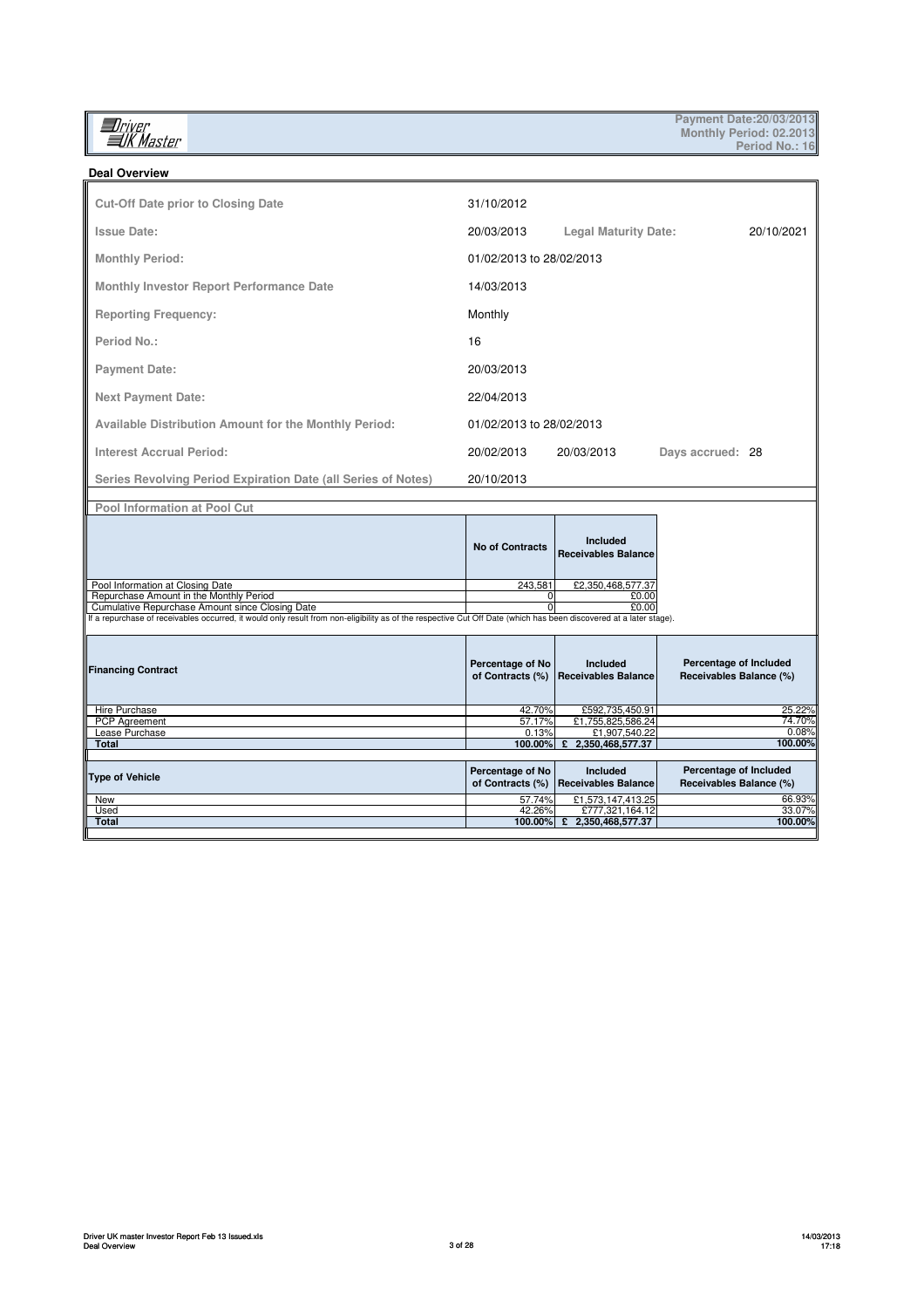## Deal Overview

| | | | | |
|---|---|---|---|---|
| Cut-Off Date prior to Closing Date | 31/10/2012 | | | |
| Issue Date: | 20/03/2013 | Legal Maturity Date: | | 20/10/2021 |
| Monthly Period: | 01/02/2013 to 28/02/2013 | | | |
| Monthly Investor Report Performance Date | 14/03/2013 | | | |
| Reporting Frequency: | Monthly | | | |
| Period No.: | 16 | | | |
| Payment Date: | 20/03/2013 | | | |
| Next Payment Date: | 22/04/2013 | | | |
| Available Distribution Amount for the Monthly Period: | 01/02/2013 to 28/02/2013 | | | |
| Interest Accrual Period: | 20/02/2013 | 20/03/2013 | Days accrued: | 28 |
| Series Revolving Period Expiration Date (all Series of Notes) | 20/10/2013 | | | |

### Pool Information at Pool Cut

| | No of Contracts | Included Receivables Balance |
|---|---|---|
| Pool Information at Closing Date | 243,581 | £2,350,468,577.37 |
| Repurchase Amount in the Monthly Period | 0 | £0.00 |
| Cumulative Repurchase Amount since Closing Date | 0 | £0.00 |

If a repurchase of receivables occurred, it would only result from non-eligibility as of the respective Cut Off Date (which has been discovered at a later stage).

| Financing Contract | Percentage of No of Contracts (%) | Included Receivables Balance | Percentage of Included Receivables Balance (%) |
|---|---|---|---|
| Hire Purchase | 42.70% | £592,735,450.91 | 25.22% |
| PCP Agreement | 57.17% | £1,755,825,586.24 | 74.70% |
| Lease Purchase | 0.13% | £1,907,540.22 | 0.08% |
| **Total** | **100.00%** | **£ 2,350,468,577.37** | **100.00%** |

| Type of Vehicle | Percentage of No of Contracts (%) | Included Receivables Balance | Percentage of Included Receivables Balance (%) |
|---|---|---|---|
| New | 57.74% | £1,573,147,413.25 | 66.93% |
| Used | 42.26% | £777,321,164.12 | 33.07% |
| **Total** | **100.00%** | **£ 2,350,468,577.37** | **100.00%** |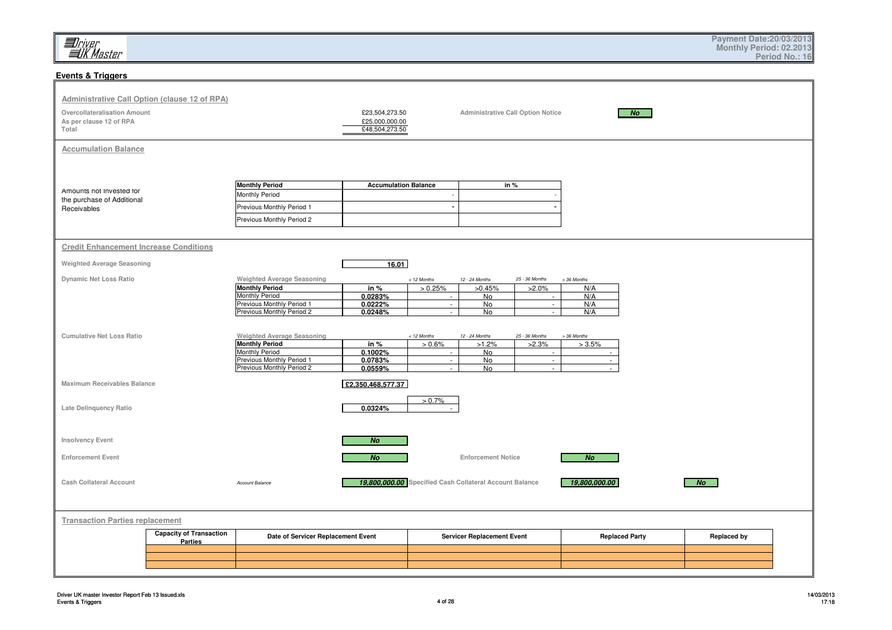## Events & Triggers

### Administrative Call Option (clause 12 of RPA)

| | | | |
|---|---|---|---|
| Overcollateralisation Amount | £23,504,273.50 | Administrative Call Option Notice | No |
| As per clause 12 of RPA | £25,000,000.00 | | |
| Total | £48,504,273.50 | | |

### Accumulation Balance

Amounts not invested for the purchase of Additional Receivables

| Monthly Period | Accumulation Balance | in % |
|---|---|---|
| Monthly Period | - | - |
| Previous Monthly Period 1 | - | - |
| Previous Monthly Period 2 | | |

### Credit Enhancement Increase Conditions

**Weighted Average Seasoning**: 16.01

**Dynamic Net Loss Ratio**

| Weighted Average Seasoning | | < 12 Months | 12 - 24 Months | 25 - 36 Months | > 36 Months |
|---|---|---|---|---|---|
| Monthly Period | in % | > 0.25% | >0.45% | >2.0% | N/A |
| Monthly Period | 0.0283% | - | No | - | N/A |
| Previous Monthly Period 1 | 0.0222% | - | No | - | N/A |
| Previous Monthly Period 2 | 0.0248% | - | No | - | N/A |

**Cumulative Net Loss Ratio**

| Weighted Average Seasoning | | < 12 Months | 12 - 24 Months | 25 - 36 Months | > 36 Months |
|---|---|---|---|---|---|
| Monthly Period | in % | > 0.6% | >1.2% | >2.3% | > 3.5% |
| Monthly Period | 0.1002% | - | No | - | - |
| Previous Monthly Period 1 | 0.0783% | - | No | - | - |
| Previous Monthly Period 2 | 0.0559% | - | No | - | - |

**Maximum Receivables Balance**: £2,350,468,577.37

| | | > 0.7% |
|---|---|---|
| Late Delinquency Ratio | 0.0324% | - |

| | | | |
|---|---|---|---|
| Insolvency Event | No | | |
| Enforcement Event | No | Enforcement Notice | No |

| | | | | |
|---|---|---|---|---|
| Cash Collateral Account | *Account Balance* 19,800,000.00 | Specified Cash Collateral Account Balance | 19,800,000.00 | No |

### Transaction Parties replacement

| Capacity of Transaction Parties | Date of Servicer Replacement Event | Servicer Replacement Event | Replaced Party | Replaced by |
|---|---|---|---|---|
| | | | | |
| | | | | |
| | | | | |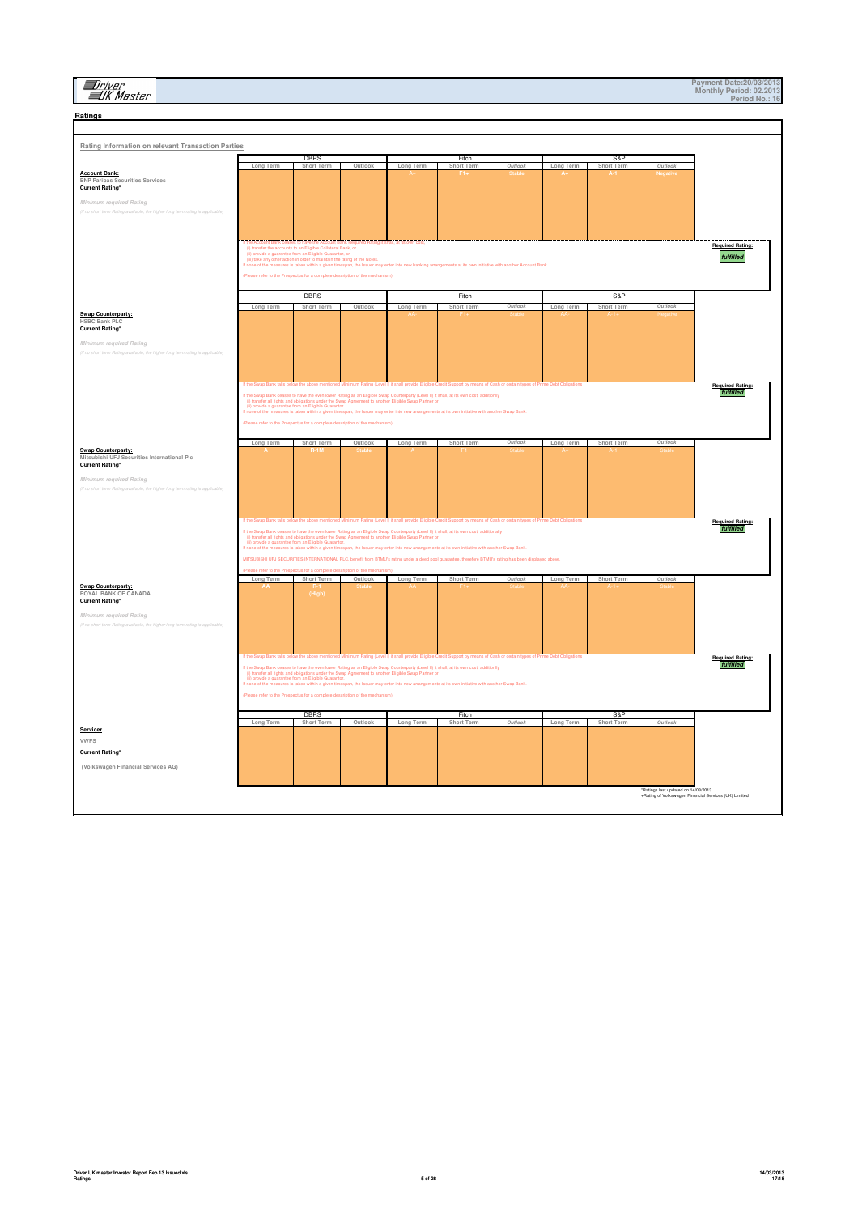# Ratings

## Rating Information on relevant Transaction Parties

| | DBRS | | | Fitch | | | S&P | | | |
|---|---|---|---|---|---|---|---|---|---|---|
| | Long Term | Short Term | Outlook | Long Term | Short Term | Outlook | Long Term | Short Term | Outlook | |
| **Account Bank:** BNP Paribas Securities Services **Current Rating*** | | | | A+ | F1+ | Stable | A+ | A-1 | Negative | |
| *Minimum required Rating* (if no short term Rating available, the higher long term rating is applicable) | | | | | | | | | | |

If the Account Bank ceases to have the Account Bank Required Rating it shall, at its own cost:
(i) transfer the accounts to an Eligible Collateral Bank, or
(ii) provide a guarantee from an Eligible Guarantor, or
(iii) take any other action in order to maintain the rating of the Notes.
If none of the measures is taken within a given timespan, the Issuer may enter into new banking arrangements at its own initiative with another Account Bank.

(Please refer to the Prospectus for a complete description of the mechanism)

**Required Rating:** *fulfilled*

| | DBRS | | | Fitch | | | S&P | | | |
|---|---|---|---|---|---|---|---|---|---|---|
| | Long Term | Short Term | Outlook | Long Term | Short Term | Outlook | Long Term | Short Term | Outlook | |
| **Swap Counterparty:** HSBC Bank PLC **Current Rating*** | | | | AA- | F1+ | Stable | AA- | A-1+ | Negative | |
| *Minimum required Rating* (if no short term Rating available, the higher long term rating is applicable) | | | | | | | | | | |

If the Swap Bank ceases to have the even lower Rating as an Eligible Swap Counterparty (Level II) it shall, at its own cost, additionally
(i) transfer all rights and obligations under the Swap Agreement to another Eligible Swap Partner or
(ii) provide a guarantee from an Eligible Guarantor.
If none of the measures is taken within a given timespan, the Issuer may enter into new arrangements at its own initiative with another Swap Bank.

(Please refer to the Prospectus for a complete description of the mechanism)

**Required Rating:** *fulfilled*

| | Long Term | Short Term | Outlook | Long Term | Short Term | Outlook | Long Term | Short Term | Outlook | |
|---|---|---|---|---|---|---|---|---|---|---|
| **Swap Counterparty:** Mitsubishi UFJ Securities International Plc **Current Rating*** | A | R-1M | Stable | A | F1 | Stable | A+ | A-1 | Stable | |
| *Minimum required Rating* (if no short term Rating available, the higher long term rating is applicable) | | | | | | | | | | |

If the Swap Bank ceases to have the even lower Rating as an Eligible Swap Counterparty (Level II) it shall, at its own cost, additionally
(i) transfer all rights and obligations under the Swap Agreement to another Eligible Swap Partner or
(ii) provide a guarantee from an Eligible Guarantor.
If none of the measures is taken within a given timespan, the Issuer may enter into new arrangements at its own initiative with another Swap Bank.

MITSUBISHI UFJ SECURITIES INTERNATIONAL PLC, benefit from BTMU's rating under a deed poll guarantee, therefore BTMU's rating has been displayed above.

(Please refer to the Prospectus for a complete description of the mechanism)

**Required Rating:** *fulfilled*

| | Long Term | Short Term | Outlook | Long Term | Short Term | Outlook | Long Term | Short Term | Outlook | |
|---|---|---|---|---|---|---|---|---|---|---|
| **Swap Counterparty:** ROYAL BANK OF CANADA **Current Rating*** | AA | R-1 (High) | Stable | AA | F1+ | Stable | AA- | A-1+ | Stable | |
| *Minimum required Rating* (if no short term Rating available, the higher long term rating is applicable) | | | | | | | | | | |

If the Swap Bank ceases to have the even lower Rating as an Eligible Swap Counterparty (Level II) it shall, at its own cost, additionally
(i) transfer all rights and obligations under the Swap Agreement to another Eligible Swap Partner or
(ii) provide a guarantee from an Eligible Guarantor.
If none of the measures is taken within a given timespan, the Issuer may enter into new arrangements at its own initiative with another Swap Bank.

(Please refer to the Prospectus for a complete description of the mechanism)

**Required Rating:** *fulfilled*

| | DBRS | | | Fitch | | | S&P | | |
|---|---|---|---|---|---|---|---|---|---|
| | Long Term | Short Term | Outlook | Long Term | Short Term | Outlook | Long Term | Short Term | Outlook |
| **Servicer** VWFS **Current Rating*** (Volkswagen Financial Services AG) | | | | | | | | | |

*Ratings last updated on 14/03/2013
+Rating of Volkswagen Financial Services (UK) Limited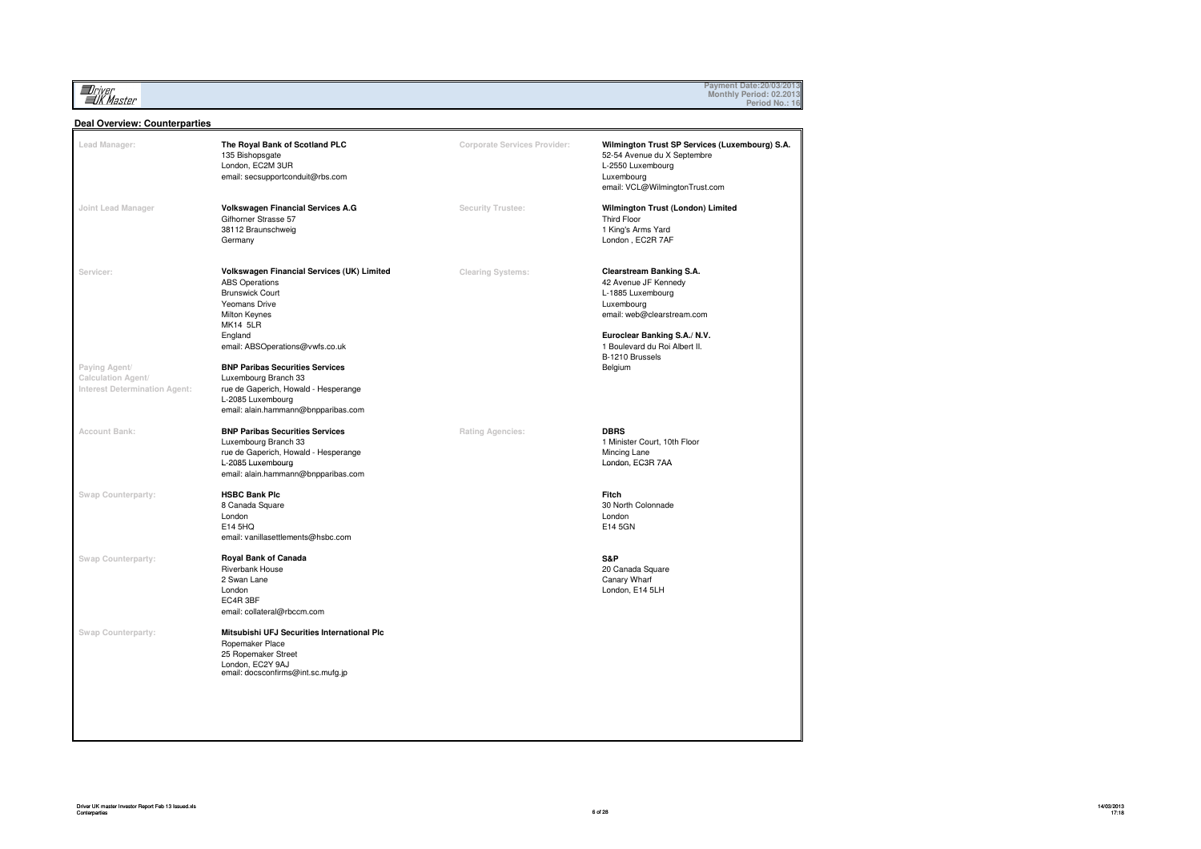## Deal Overview: Counterparties

**Lead Manager:**

**The Royal Bank of Scotland PLC**
135 Bishopsgate
London, EC2M 3UR
email: secsupportconduit@rbs.com

**Joint Lead Manager**

**Volkswagen Financial Services A.G**
Gifhorner Strasse 57
38112 Braunschweig
Germany

**Servicer:**

**Volkswagen Financial Services (UK) Limited**
ABS Operations
Brunswick Court
Yeomans Drive
Milton Keynes
MK14 5LR
England
email: ABSOperations@vwfs.co.uk

**Paying Agent/ Calculation Agent/ Interest Determination Agent:**

**BNP Paribas Securities Services**
Luxembourg Branch 33
rue de Gaperich, Howald - Hesperange
L-2085 Luxembourg
email: alain.hammann@bnpparibas.com

**Account Bank:**

**BNP Paribas Securities Services**
Luxembourg Branch 33
rue de Gaperich, Howald - Hesperange
L-2085 Luxembourg
email: alain.hammann@bnpparibas.com

**Swap Counterparty:**

**HSBC Bank Plc**
8 Canada Square
London
E14 5HQ
email: vanillasettlements@hsbc.com

**Swap Counterparty:**

**Royal Bank of Canada**
Riverbank House
2 Swan Lane
London
EC4R 3BF
email: collateral@rbccm.com

**Swap Counterparty:**

**Mitsubishi UFJ Securities International Plc**
Ropemaker Place
25 Ropemaker Street
London, EC2Y 9AJ
email: docsconfirms@int.sc.mufg.jp

**Corporate Services Provider:**

**Wilmington Trust SP Services (Luxembourg) S.A.**
52-54 Avenue du X Septembre
L-2550 Luxembourg
Luxembourg
email: VCL@WilmingtonTrust.com

**Security Trustee:**

**Wilmington Trust (London) Limited**
Third Floor
1 King's Arms Yard
London , EC2R 7AF

**Clearing Systems:**

**Clearstream Banking S.A.**
42 Avenue JF Kennedy
L-1885 Luxembourg
Luxembourg
email: web@clearstream.com

**Euroclear Banking S.A./ N.V.**
1 Boulevard du Roi Albert II.
B-1210 Brussels
Belgium

**Rating Agencies:**

**DBRS**
1 Minister Court, 10th Floor
Mincing Lane
London, EC3R 7AA

**Fitch**
30 North Colonnade
London
E14 5GN

**S&P**
20 Canada Square
Canary Wharf
London, E14 5LH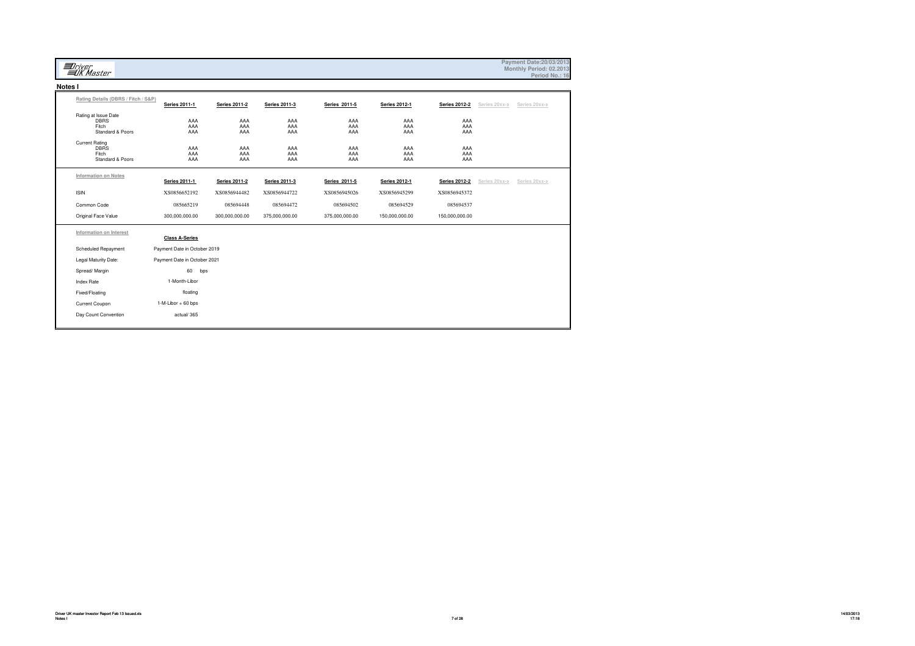Driver UK Master

Payment Date:20/03/2013
Monthly Period: 02.2013
Period No.: 16

## Notes I

| Rating Details (DBRS / Fitch / S&P) | Series 2011-1 | Series 2011-2 | Series 2011-3 | Series 2011-5 | Series 2012-1 | Series 2012-2 | Series 20xx-x | Series 20xx-x |
|---|---|---|---|---|---|---|---|---|
| Rating at Issue Date | | | | | | | | |
| DBRS | AAA | AAA | AAA | AAA | AAA | AAA | | |
| Fitch | AAA | AAA | AAA | AAA | AAA | AAA | | |
| Standard & Poors | AAA | AAA | AAA | AAA | AAA | AAA | | |
| Current Rating | | | | | | | | |
| DBRS | AAA | AAA | AAA | AAA | AAA | AAA | | |
| Fitch | AAA | AAA | AAA | AAA | AAA | AAA | | |
| Standard & Poors | AAA | AAA | AAA | AAA | AAA | AAA | | |

| Information on Notes | Series 2011-1 | Series 2011-2 | Series 2011-3 | Series 2011-5 | Series 2012-1 | Series 2012-2 | Series 20xx-x | Series 20xx-x |
|---|---|---|---|---|---|---|---|---|
| ISIN | XS0856652192 | XS0856944482 | XS0856944722 | XS0856945026 | XS0856945299 | XS0856945372 | | |
| Common Code | 085665219 | 085694448 | 085694472 | 085694502 | 085694529 | 085694537 | | |
| Original Face Value | 300,000,000.00 | 300,000,000.00 | 375,000,000.00 | 375,000,000.00 | 150,000,000.00 | 150,000,000.00 | | |

| Information on Interest | Class A-Series |
|---|---|
| Scheduled Repayment | Payment Date in October 2019 |
| Legal Maturity Date: | Payment Date in October 2021 |
| Spread/ Margin | 60 bps |
| Index Rate | 1-Month-Libor |
| Fixed/Floating | floating |
| Current Coupon | 1-M-Libor + 60 bps |
| Day Count Convention | actual/ 365 |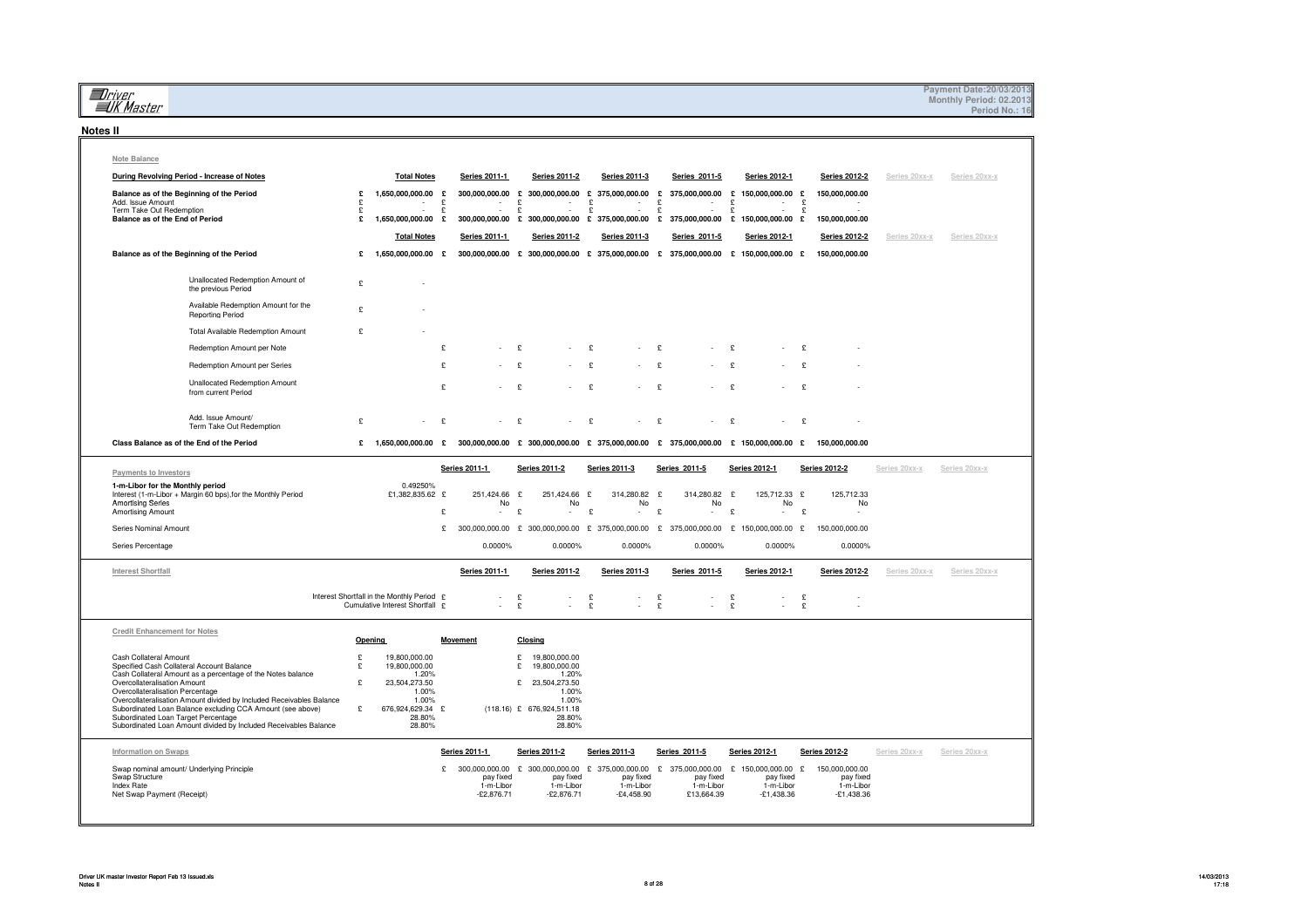Payment Date:20/03/2013
Monthly Period: 02.2013
Period No.: 16

## Notes II

### Note Balance

| During Revolving Period - Increase of Notes | Total Notes | Series 2011-1 | Series 2011-2 | Series 2011-3 | Series 2011-5 | Series 2012-1 | Series 2012-2 | Series 20xx-x | Series 20xx-x |
|---|---|---|---|---|---|---|---|---|---|
| Balance as of the Beginning of the Period | £ 1,650,000,000.00 | £ 300,000,000.00 | £ 300,000,000.00 | £ 375,000,000.00 | £ 375,000,000.00 | £ 150,000,000.00 | £ 150,000,000.00 | | |
| Add. Issue Amount | £ - | £ - | £ - | £ - | £ - | £ - | £ - | | |
| Term Take Out Redemption | £ - | £ - | £ - | £ - | £ - | £ - | £ - | | |
| Balance as of the End of Period | £ 1,650,000,000.00 | £ 300,000,000.00 | £ 300,000,000.00 | £ 375,000,000.00 | £ 375,000,000.00 | £ 150,000,000.00 | £ 150,000,000.00 | | |

| | Total Notes | Series 2011-1 | Series 2011-2 | Series 2011-3 | Series 2011-5 | Series 2012-1 | Series 2012-2 | Series 20xx-x | Series 20xx-x |
|---|---|---|---|---|---|---|---|---|---|
| Balance as of the Beginning of the Period | £ 1,650,000,000.00 | £ 300,000,000.00 | £ 300,000,000.00 | £ 375,000,000.00 | £ 375,000,000.00 | £ 150,000,000.00 | £ 150,000,000.00 | | |
| Unallocated Redemption Amount of the previous Period | £ - | | | | | | | | |
| Available Redemption Amount for the Reporting Period | £ - | | | | | | | | |
| Total Available Redemption Amount | £ - | | | | | | | | |
| Redemption Amount per Note | | £ - | £ - | £ - | £ - | £ - | £ - | | |
| Redemption Amount per Series | | £ - | £ - | £ - | £ - | £ - | £ - | | |
| Unallocated Redemption Amount from current Period | | £ - | £ - | £ - | £ - | £ - | £ - | | |
| Add. Issue Amount/ Term Take Out Redemption | £ - | £ - | £ - | £ - | £ - | £ - | £ - | | |
| Class Balance as of the End of the Period | £ 1,650,000,000.00 | £ 300,000,000.00 | £ 300,000,000.00 | £ 375,000,000.00 | £ 375,000,000.00 | £ 150,000,000.00 | £ 150,000,000.00 | | |

### Payments to Investors

| | | Series 2011-1 | Series 2011-2 | Series 2011-3 | Series 2011-5 | Series 2012-1 | Series 2012-2 | Series 20xx-x | Series 20xx-x |
|---|---|---|---|---|---|---|---|---|---|
| 1-m-Libor for the Monthly period | 0.49250% | | | | | | | | |
| Interest (1-m-Libor + Margin 60 bps),for the Monthly Period | £1,382,835.62 | £ 251,424.66 | £ 251,424.66 | £ 314,280.82 | £ 314,280.82 | £ 125,712.33 | £ 125,712.33 | | |
| Amortising Series | | No | No | No | No | No | No | | |
| Amortising Amount | | £ - | £ - | £ - | £ - | £ - | £ - | | |
| Series Nominal Amount | | £ 300,000,000.00 | £ 300,000,000.00 | £ 375,000,000.00 | £ 375,000,000.00 | £ 150,000,000.00 | £ 150,000,000.00 | | |
| Series Percentage | | 0.0000% | 0.0000% | 0.0000% | 0.0000% | 0.0000% | 0.0000% | | |

### Interest Shortfall

| | Series 2011-1 | Series 2011-2 | Series 2011-3 | Series 2011-5 | Series 2012-1 | Series 2012-2 | Series 20xx-x | Series 20xx-x |
|---|---|---|---|---|---|---|---|---|
| Interest Shortfall in the Monthly Period | £ - | £ - | £ - | £ - | £ - | £ - | | |
| Cumulative Interest Shortfall | £ - | £ - | £ - | £ - | £ - | £ - | | |

### Credit Enhancement for Notes

| | Opening | Movement | Closing |
|---|---|---|---|
| Cash Collateral Amount | £ 19,800,000.00 | | £ 19,800,000.00 |
| Specified Cash Collateral Account Balance | £ 19,800,000.00 | | £ 19,800,000.00 |
| Cash Collateral Amount as a percentage of the Notes balance | 1.20% | | 1.20% |
| Overcollateralisation Amount | £ 23,504,273.50 | | £ 23,504,273.50 |
| Overcollateralisation Percentage | 1.00% | | 1.00% |
| Overcollateralisation Amount divided by Included Receivables Balance | 1.00% | | 1.00% |
| Subordinated Loan Balance excluding CCA Amount (see above) | £ 676,924,629.34 | £ (118.16) | £ 676,924,511.18 |
| Subordinated Loan Target Percentage | 28.80% | | 28.80% |
| Subordinated Loan Amount divided by Included Receivables Balance | 28.80% | | 28.80% |

### Information on Swaps

| | Series 2011-1 | Series 2011-2 | Series 2011-3 | Series 2011-5 | Series 2012-1 | Series 2012-2 | Series 20xx-x | Series 20xx-x |
|---|---|---|---|---|---|---|---|---|
| Swap nominal amount/ Underlying Principle | £ 300,000,000.00 | £ 300,000,000.00 | £ 375,000,000.00 | £ 375,000,000.00 | £ 150,000,000.00 | £ 150,000,000.00 | | |
| Swap Structure | pay fixed | pay fixed | pay fixed | pay fixed | pay fixed | pay fixed | | |
| Index Rate | 1-m-Libor | 1-m-Libor | 1-m-Libor | 1-m-Libor | 1-m-Libor | 1-m-Libor | | |
| Net Swap Payment (Receipt) | -£2,876.71 | -£2,876.71 | -£4,458.90 | £13,664.39 | -£1,438.36 | -£1,438.36 | | |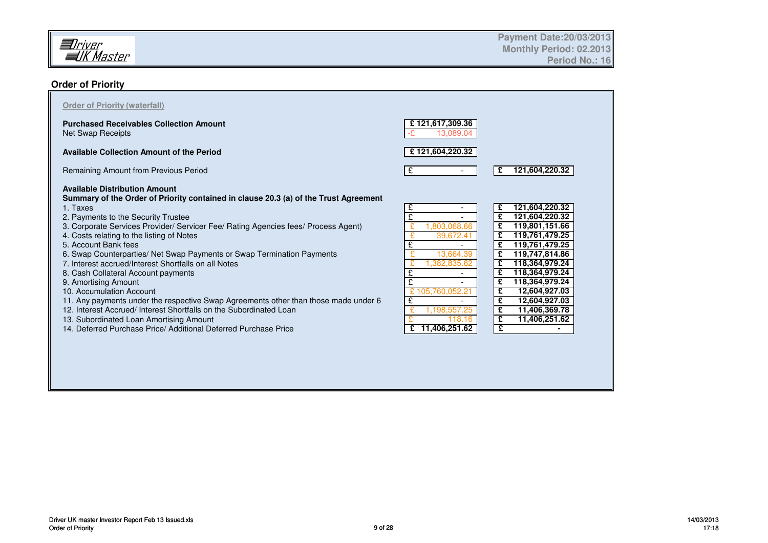Driver UK Master

Payment Date:20/03/2013
Monthly Period: 02.2013
Period No.: 16

## Order of Priority

### Order of Priority (waterfall)

| | | |
|---|---|---|
| **Purchased Receivables Collection Amount** | **£ 121,617,309.36** | |
| Net Swap Receipts | -£ 13,089.04 | |
| **Available Collection Amount of the Period** | **£ 121,604,220.32** | |
| Remaining Amount from Previous Period | £ - | **£ 121,604,220.32** |
| **Available Distribution Amount** | | |
| **Summary of the Order of Priority contained in clause 20.3 (a) of the Trust Agreement** | | |
| 1. Taxes | £ - | **£ 121,604,220.32** |
| 2. Payments to the Security Trustee | £ - | **£ 121,604,220.32** |
| 3. Corporate Services Provider/ Servicer Fee/ Rating Agencies fees/ Process Agent) | £ 1,803,068.66 | **£ 119,801,151.66** |
| 4. Costs relating to the listing of Notes | £ 39,672.41 | **£ 119,761,479.25** |
| 5. Account Bank fees | £ - | **£ 119,761,479.25** |
| 6. Swap Counterparties/ Net Swap Payments or Swap Termination Payments | £ 13,664.39 | **£ 119,747,814.86** |
| 7. Interest accrued/Interest Shortfalls on all Notes | £ 1,382,835.62 | **£ 118,364,979.24** |
| 8. Cash Collateral Account payments | £ - | **£ 118,364,979.24** |
| 9. Amortising Amount | £ - | **£ 118,364,979.24** |
| 10. Accumulation Account | £ 105,760,052.21 | **£ 12,604,927.03** |
| 11. Any payments under the respective Swap Agreements other than those made under 6 | £ - | **£ 12,604,927.03** |
| 12. Interest Accrued/ Interest Shortfalls on the Subordinated Loan | £ 1,198,557.25 | **£ 11,406,369.78** |
| 13. Subordinated Loan Amortising Amount | £ 118.16 | **£ 11,406,251.62** |
| 14. Deferred Purchase Price/ Additional Deferred Purchase Price | **£ 11,406,251.62** | **£ -** |

Driver UK master Investor Report Feb 13 Issued.xls
Order of Priority

14/03/2013
17:18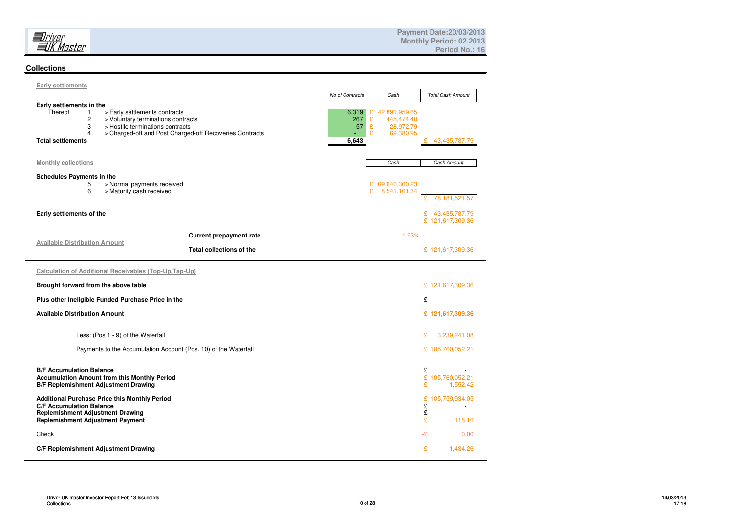Payment Date:20/03/2013
Monthly Period: 02.2013
Period No.: 16

## Collections

### Early settlements

| | | | No of Contracts | Cash | Total Cash Amount |
|---|---|---|---|---|---|
| **Early settlements in the** | | | | | |
| Thereof | 1 | > Early settlements contracts | 6,319 | £ 42,891,959.65 | |
| | 2 | > Voluntary terminations contracts | 267 | £ 445,474.40 | |
| | 3 | > Hostile terminations contracts | 57 | £ 28,972.79 | |
| | 4 | > Charged-off and Post Charged-off Recoveries Contracts | - | £ 69,380.95 | |
| **Total settlements** | | | **6,643** | | £ 43,435,787.79 |

### Monthly collections

| | | | Cash | Cash Amount |
|---|---|---|---|---|
| **Schedules Payments in the** | | | | |
| | 5 | > Normal payments received | £ 69,640,360.23 | |
| | 6 | > Maturity cash received | £ 8,541,161.34 | |
| | | | | £ 78,181,521.57 |
| **Early settlements of the** | | | | £ 43,435,787.79 |
| | | | | £ 121,617,309.36 |
| | | **Current prepayment rate** | 1.93% | |
| Available Distribution Amount | | **Total collections of the** | | £ 121,617,309.36 |

### Calculation of Additional Receivables (Top-Up/Tap-Up)

| | |
|---|---|
| **Brought forward from the above table** | £ 121,617,309.36 |
| **Plus other Ineligible Funded Purchase Price in the** | £ - |
| **Available Distribution Amount** | **£ 121,617,309.36** |
| Less: (Pos 1 - 9) of the Waterfall | £ 3,239,241.08 |
| Payments to the Accumulation Account (Pos. 10) of the Waterfall | £ 105,760,052.21 |

| | |
|---|---|
| **B/F Accumulation Balance** | £ - |
| **Accumulation Amount from this Monthly Period** | £ 105,760,052.21 |
| **B/F Replenishment Adjustment Drawing** | £ 1,552.42 |
| **Additional Purchase Price this Monthly Period** | £ 105,759,934.05 |
| **C/F Accumulation Balance** | £ - |
| **Replenishment Adjustment Drawing** | £ - |
| **Replenishment Adjustment Payment** | £ 118.16 |
| Check | -£ 0.00 |
| **C/F Replenishment Adjustment Drawing** | £ 1,434.26 |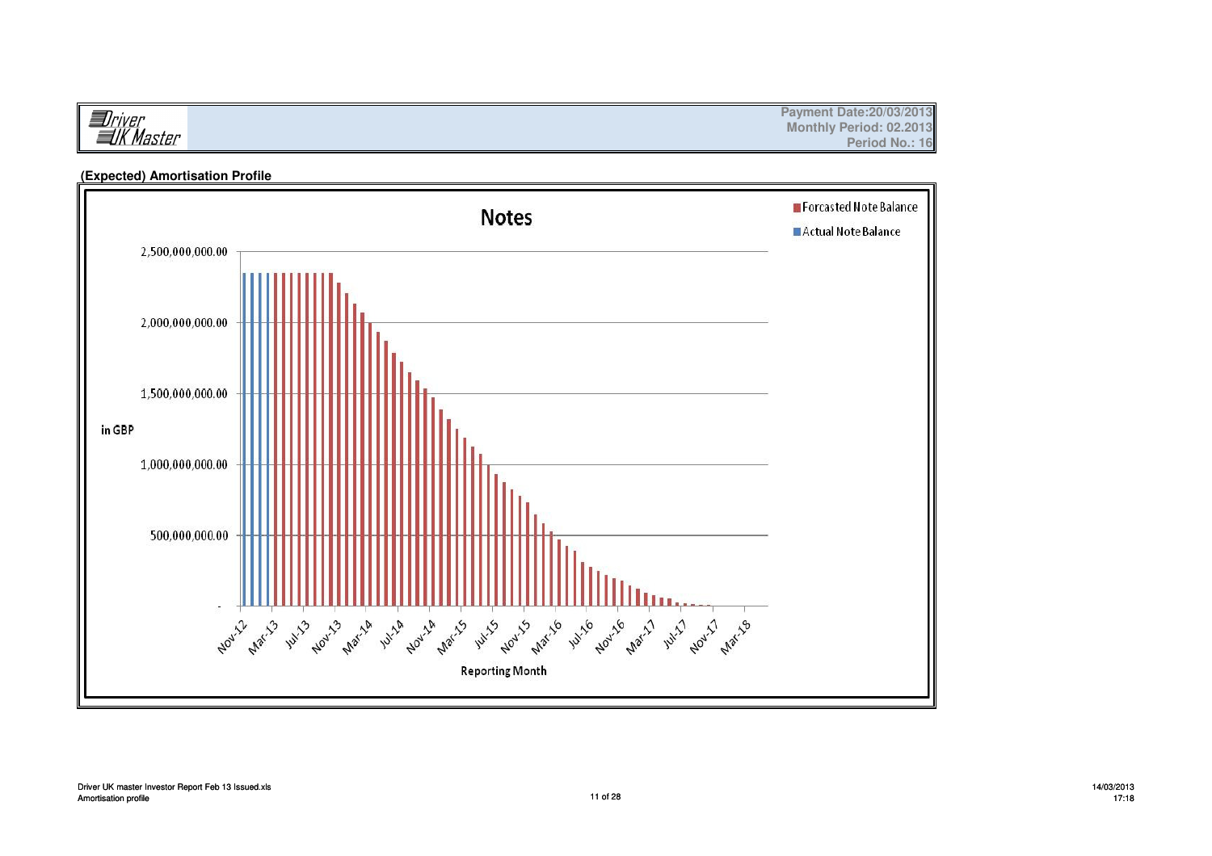Payment Date:20/03/2013
Monthly Period: 02.2013
Period No.: 16

**(Expected) Amortisation Profile**

**Notes**

Forcasted Note Balance
Actual Note Balance

in GBP

2,500,000,000.00
2,000,000,000.00
1,500,000,000.00
1,000,000,000.00
500,000,000.00
-

Nov-12 Mar-13 Jul-13 Nov-13 Mar-14 Jul-14 Nov-14 Mar-15 Jul-15 Nov-15 Mar-16 Jul-16 Nov-16 Mar-17 Jul-17 Nov-17 Mar-18

Reporting Month

Driver UK master Investor Report Feb 13 Issued.xls
Amortisation profile

14/03/2013
17:18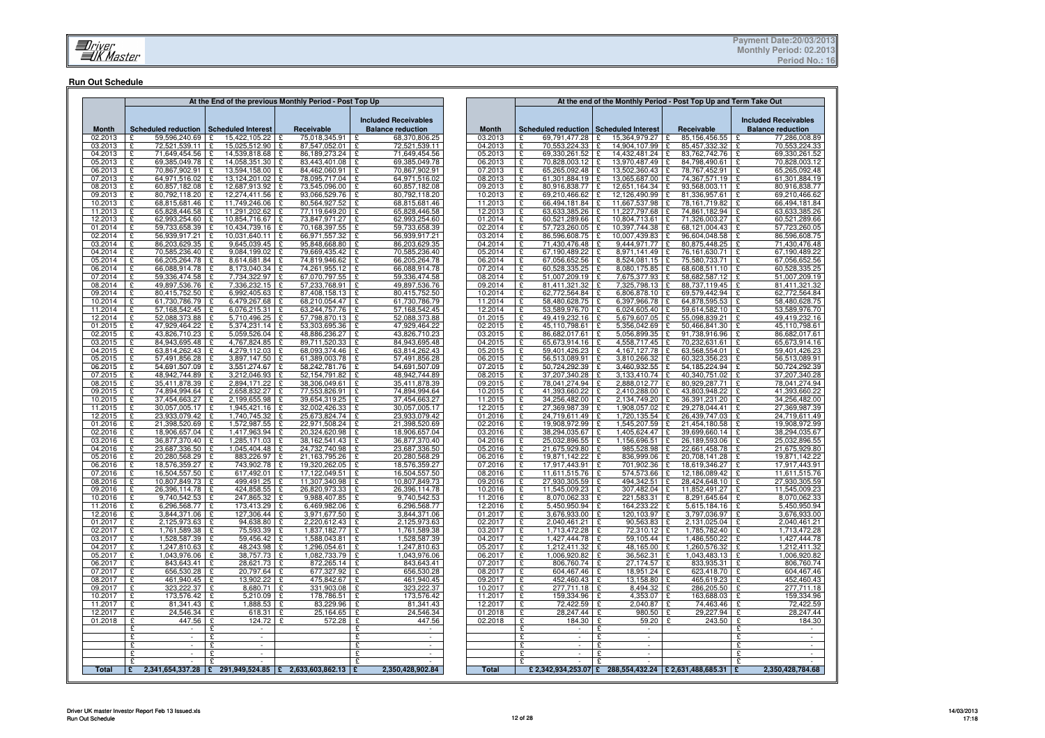Payment Date:20/03/2013
Monthly Period: 02.2013
Period No.: 16

## Run Out Schedule

| | At the End of the previous Monthly Period - Post Top Up | | | |
|---|---|---|---|---|
| **Month** | **Scheduled reduction** | **Scheduled Interest** | **Receivable** | **Included Receivables Balance reduction** |
| 02.2013 | £ 59,596,240.69 | £ 15,422,105.22 | £ 75,018,345.91 | £ 68,370,806.25 |
| 03.2013 | £ 72,521,539.11 | £ 15,025,512.90 | £ 87,547,052.01 | £ 72,521,539.11 |
| 04.2013 | £ 71,649,454.56 | £ 14,539,818.68 | £ 86,189,273.24 | £ 71,649,454.56 |
| 05.2013 | £ 69,385,049.78 | £ 14,058,351.30 | £ 83,443,401.08 | £ 69,385,049.78 |
| 06.2013 | £ 70,867,902.91 | £ 13,594,158.00 | £ 84,462,060.91 | £ 70,867,902.91 |
| 07.2013 | £ 64,971,516.02 | £ 13,124,201.02 | £ 78,095,717.04 | £ 64,971,516.02 |
| 08.2013 | £ 60,857,182.08 | £ 12,687,913.92 | £ 73,545,096.00 | £ 60,857,182.08 |
| 09.2013 | £ 80,792,118.20 | £ 12,274,411.56 | £ 93,066,529.76 | £ 80,792,118.20 |
| 10.2013 | £ 68,815,681.46 | £ 11,749,246.06 | £ 80,564,927.52 | £ 68,815,681.46 |
| 11.2013 | £ 65,828,446.58 | £ 11,291,202.62 | £ 77,119,649.20 | £ 65,828,446.58 |
| 12.2013 | £ 62,993,254.60 | £ 10,854,716.67 | £ 73,847,971.27 | £ 62,993,254.60 |
| 01.2014 | £ 59,733,658.39 | £ 10,434,739.16 | £ 70,168,397.55 | £ 59,733,658.39 |
| 02.2014 | £ 56,939,917.21 | £ 10,031,640.11 | £ 66,971,557.32 | £ 56,939,917.21 |
| 03.2014 | £ 86,203,629.35 | £ 9,645,039.45 | £ 95,848,668.80 | £ 86,203,629.35 |
| 04.2014 | £ 70,585,236.40 | £ 9,084,199.02 | £ 79,669,435.42 | £ 70,585,236.40 |
| 05.2014 | £ 66,205,264.78 | £ 8,614,681.84 | £ 74,819,946.62 | £ 66,205,264.78 |
| 06.2014 | £ 66,088,914.78 | £ 8,173,040.34 | £ 74,261,955.12 | £ 66,088,914.78 |
| 07.2014 | £ 59,336,474.58 | £ 7,734,322.97 | £ 67,070,797.55 | £ 59,336,474.58 |
| 08.2014 | £ 49,897,536.76 | £ 7,336,232.15 | £ 57,233,768.91 | £ 49,897,536.76 |
| 09.2014 | £ 80,415,752.50 | £ 6,992,405.63 | £ 87,408,158.13 | £ 80,415,752.50 |
| 10.2014 | £ 61,730,786.79 | £ 6,479,267.68 | £ 68,210,054.47 | £ 61,730,786.79 |
| 11.2014 | £ 57,168,542.45 | £ 6,076,215.31 | £ 63,244,757.76 | £ 57,168,542.45 |
| 12.2014 | £ 52,088,373.88 | £ 5,710,496.25 | £ 57,798,870.13 | £ 52,088,373.88 |
| 01.2015 | £ 47,929,464.22 | £ 5,374,231.14 | £ 53,303,695.36 | £ 47,929,464.22 |
| 02.2015 | £ 43,826,710.23 | £ 5,059,526.04 | £ 48,886,236.27 | £ 43,826,710.23 |
| 03.2015 | £ 84,943,695.48 | £ 4,767,824.85 | £ 89,711,520.33 | £ 84,943,695.48 |
| 04.2015 | £ 63,814,262.43 | £ 4,279,112.03 | £ 68,093,374.46 | £ 63,814,262.43 |
| 05.2015 | £ 57,491,856.28 | £ 3,897,147.50 | £ 61,389,003.78 | £ 57,491,856.28 |
| 06.2015 | £ 54,691,507.09 | £ 3,551,274.67 | £ 58,242,781.76 | £ 54,691,507.09 |
| 07.2015 | £ 48,942,744.89 | £ 3,212,046.93 | £ 52,154,791.82 | £ 48,942,744.89 |
| 08.2015 | £ 35,411,878.39 | £ 2,894,171.22 | £ 38,306,049.61 | £ 35,411,878.39 |
| 09.2015 | £ 74,894,994.64 | £ 2,658,832.27 | £ 77,553,826.91 | £ 74,894,994.64 |
| 10.2015 | £ 37,454,663.27 | £ 2,199,655.98 | £ 39,654,319.25 | £ 37,454,663.27 |
| 11.2015 | £ 30,057,005.17 | £ 1,945,421.16 | £ 32,002,426.33 | £ 30,057,005.17 |
| 12.2015 | £ 23,933,079.42 | £ 1,740,745.32 | £ 25,673,824.74 | £ 23,933,079.42 |
| 01.2016 | £ 21,398,520.69 | £ 1,572,987.55 | £ 22,971,508.24 | £ 21,398,520.69 |
| 02.2016 | £ 18,906,657.04 | £ 1,417,963.94 | £ 20,324,620.98 | £ 18,906,657.04 |
| 03.2016 | £ 36,877,370.40 | £ 1,285,171.03 | £ 38,162,541.43 | £ 36,877,370.40 |
| 04.2016 | £ 23,687,336.50 | £ 1,045,404.48 | £ 24,732,740.98 | £ 23,687,336.50 |
| 05.2016 | £ 20,280,568.29 | £ 883,226.97 | £ 21,163,795.26 | £ 20,280,568.29 |
| 06.2016 | £ 18,576,359.27 | £ 743,902.78 | £ 19,320,262.05 | £ 18,576,359.27 |
| 07.2016 | £ 16,504,557.50 | £ 617,492.01 | £ 17,122,049.51 | £ 16,504,557.50 |
| 08.2016 | £ 10,807,849.73 | £ 499,491.25 | £ 11,307,340.98 | £ 10,807,849.73 |
| 09.2016 | £ 26,396,114.78 | £ 424,858.55 | £ 26,820,973.33 | £ 26,396,114.78 |
| 10.2016 | £ 9,740,542.53 | £ 247,865.32 | £ 9,988,407.85 | £ 9,740,542.53 |
| 11.2016 | £ 6,296,568.77 | £ 173,413.29 | £ 6,469,982.06 | £ 6,296,568.77 |
| 12.2016 | £ 3,844,371.06 | £ 127,306.44 | £ 3,971,677.50 | £ 3,844,371.06 |
| 01.2017 | £ 2,125,973.63 | £ 94,638.80 | £ 2,220,612.43 | £ 2,125,973.63 |
| 02.2017 | £ 1,761,589.38 | £ 75,593.39 | £ 1,837,182.77 | £ 1,761,589.38 |
| 03.2017 | £ 1,528,587.39 | £ 59,456.42 | £ 1,588,043.81 | £ 1,528,587.39 |
| 04.2017 | £ 1,247,810.63 | £ 48,243.98 | £ 1,296,054.61 | £ 1,247,810.63 |
| 05.2017 | £ 1,043,976.06 | £ 38,757.73 | £ 1,082,733.79 | £ 1,043,976.06 |
| 06.2017 | £ 843,643.41 | £ 28,621.73 | £ 872,265.14 | £ 843,643.41 |
| 07.2017 | £ 656,530.28 | £ 20,797.64 | £ 677,327.92 | £ 656,530.28 |
| 08.2017 | £ 461,940.45 | £ 13,902.22 | £ 475,842.67 | £ 461,940.45 |
| 09.2017 | £ 323,222.37 | £ 8,680.71 | £ 331,903.08 | £ 323,222.37 |
| 10.2017 | £ 173,576.42 | £ 5,210.09 | £ 178,786.51 | £ 173,576.42 |
| 11.2017 | £ 81,341.43 | £ 1,888.53 | £ 83,229.96 | £ 81,341.43 |
| 12.2017 | £ 24,546.34 | £ 618.31 | £ 25,164.65 | £ 24,546.34 |
| 01.2018 | £ 447.56 | £ 124.72 | £ 572.28 | £ 447.56 |
| | £ - | £ - | | £ - |
| | £ - | £ - | | £ - |
| | £ - | £ - | | £ - |
| | £ - | £ - | | £ - |
| | £ - | £ - | | £ - |
| **Total** | **£ 2,341,654,337.28** | **£ 291,949,524.85** | **£ 2,633,603,862.13** | **£ 2,350,428,902.84** |

| | At the end of the Monthly Period - Post Top Up and Term Take Out | | | |
|---|---|---|---|---|
| **Month** | **Scheduled reduction** | **Scheduled Interest** | **Receivable** | **Included Receivables Balance reduction** |
| 03.2013 | £ 69,791,477.28 | £ 15,364,979.27 | £ 85,156,456.55 | £ 77,286,008.89 |
| 04.2013 | £ 70,553,224.33 | £ 14,904,107.99 | £ 85,457,332.32 | £ 70,553,224.33 |
| 05.2013 | £ 69,330,261.52 | £ 14,432,481.24 | £ 83,762,742.76 | £ 69,330,261.52 |
| 06.2013 | £ 70,828,003.12 | £ 13,970,487.49 | £ 84,798,490.61 | £ 70,828,003.12 |
| 07.2013 | £ 65,265,092.48 | £ 13,502,360.43 | £ 78,767,452.91 | £ 65,265,092.48 |
| 08.2013 | £ 61,301,884.19 | £ 13,065,687.00 | £ 74,367,571.19 | £ 61,301,884.19 |
| 09.2013 | £ 80,916,838.77 | £ 12,651,164.34 | £ 93,568,003.11 | £ 80,916,838.77 |
| 10.2013 | £ 69,210,466.62 | £ 12,126,490.99 | £ 81,336,957.61 | £ 69,210,466.62 |
| 11.2013 | £ 66,494,181.84 | £ 11,667,537.98 | £ 78,161,719.82 | £ 66,494,181.84 |
| 12.2013 | £ 63,633,385.26 | £ 11,227,797.68 | £ 74,861,182.94 | £ 63,633,385.26 |
| 01.2014 | £ 60,521,289.66 | £ 10,804,713.61 | £ 71,326,003.27 | £ 60,521,289.66 |
| 02.2014 | £ 57,723,260.05 | £ 10,397,744.38 | £ 68,121,004.43 | £ 57,723,260.05 |
| 03.2014 | £ 86,596,608.75 | £ 10,007,439.83 | £ 96,604,048.58 | £ 86,596,608.75 |
| 04.2014 | £ 71,430,476.48 | £ 9,444,971.77 | £ 80,875,448.25 | £ 71,430,476.48 |
| 05.2014 | £ 67,190,489.22 | £ 8,971,141.49 | £ 76,161,630.71 | £ 67,190,489.22 |
| 06.2014 | £ 67,056,652.56 | £ 8,524,081.15 | £ 75,580,733.71 | £ 67,056,652.56 |
| 07.2014 | £ 60,528,335.25 | £ 8,080,175.85 | £ 68,608,511.10 | £ 60,528,335.25 |
| 08.2014 | £ 51,007,209.19 | £ 7,675,377.93 | £ 58,682,587.12 | £ 51,007,209.19 |
| 09.2014 | £ 81,411,321.32 | £ 7,325,798.13 | £ 88,737,119.45 | £ 81,411,321.32 |
| 10.2014 | £ 62,772,564.84 | £ 6,806,878.10 | £ 69,579,442.94 | £ 62,772,564.84 |
| 11.2014 | £ 58,480,628.75 | £ 6,397,966.78 | £ 64,878,595.53 | £ 58,480,628.75 |
| 12.2014 | £ 53,589,976.70 | £ 6,024,605.40 | £ 59,614,582.10 | £ 53,589,976.70 |
| 01.2015 | £ 49,419,232.16 | £ 5,679,607.05 | £ 55,098,839.21 | £ 49,419,232.16 |
| 02.2015 | £ 45,110,798.61 | £ 5,356,042.69 | £ 50,466,841.30 | £ 45,110,798.61 |
| 03.2015 | £ 86,682,017.61 | £ 5,056,899.35 | £ 91,738,916.96 | £ 86,682,017.61 |
| 04.2015 | £ 65,673,914.16 | £ 4,558,717.45 | £ 70,232,631.61 | £ 65,673,914.16 |
| 05.2015 | £ 59,401,426.23 | £ 4,167,127.78 | £ 63,568,554.01 | £ 59,401,426.23 |
| 06.2015 | £ 56,513,089.91 | £ 3,810,266.32 | £ 60,323,356.23 | £ 56,513,089.91 |
| 07.2015 | £ 50,724,292.39 | £ 3,460,932.55 | £ 54,185,224.94 | £ 50,724,292.39 |
| 08.2015 | £ 37,207,340.28 | £ 3,133,410.74 | £ 40,340,751.02 | £ 37,207,340.28 |
| 09.2015 | £ 78,041,274.94 | £ 2,888,012.77 | £ 80,929,287.71 | £ 78,041,274.94 |
| 10.2015 | £ 41,393,660.22 | £ 2,410,288.00 | £ 43,803,948.22 | £ 41,393,660.22 |
| 11.2015 | £ 34,256,482.00 | £ 2,134,749.20 | £ 36,391,231.20 | £ 34,256,482.00 |
| 12.2015 | £ 27,369,987.39 | £ 1,908,057.02 | £ 29,278,044.41 | £ 27,369,987.39 |
| 01.2016 | £ 24,719,611.49 | £ 1,720,135.54 | £ 26,439,747.03 | £ 24,719,611.49 |
| 02.2016 | £ 19,908,972.99 | £ 1,545,207.59 | £ 21,454,180.58 | £ 19,908,972.99 |
| 03.2016 | £ 38,294,035.67 | £ 1,405,624.47 | £ 39,699,660.14 | £ 38,294,035.67 |
| 04.2016 | £ 25,032,896.55 | £ 1,156,696.51 | £ 26,189,593.06 | £ 25,032,896.55 |
| 05.2016 | £ 21,675,929.80 | £ 985,528.98 | £ 22,661,458.78 | £ 21,675,929.80 |
| 06.2016 | £ 19,871,142.22 | £ 836,999.06 | £ 20,708,141.28 | £ 19,871,142.22 |
| 07.2016 | £ 17,917,443.91 | £ 701,902.36 | £ 18,619,346.27 | £ 17,917,443.91 |
| 08.2016 | £ 11,611,515.76 | £ 574,573.66 | £ 12,186,089.42 | £ 11,611,515.76 |
| 09.2016 | £ 27,930,305.59 | £ 494,342.51 | £ 28,424,648.10 | £ 27,930,305.59 |
| 10.2016 | £ 11,545,009.23 | £ 307,482.04 | £ 11,852,491.27 | £ 11,545,009.23 |
| 11.2016 | £ 8,070,062.33 | £ 221,583.31 | £ 8,291,645.64 | £ 8,070,062.33 |
| 12.2016 | £ 5,450,950.94 | £ 164,233.22 | £ 5,615,184.16 | £ 5,450,950.94 |
| 01.2017 | £ 3,676,933.00 | £ 120,103.97 | £ 3,797,036.97 | £ 3,676,933.00 |
| 02.2017 | £ 2,040,461.21 | £ 90,563.83 | £ 2,131,025.04 | £ 2,040,461.21 |
| 03.2017 | £ 1,713,472.28 | £ 72,310.12 | £ 1,785,782.40 | £ 1,713,472.28 |
| 04.2017 | £ 1,427,444.78 | £ 59,105.44 | £ 1,486,550.22 | £ 1,427,444.78 |
| 05.2017 | £ 1,212,411.32 | £ 48,165.00 | £ 1,260,576.32 | £ 1,212,411.32 |
| 06.2017 | £ 1,006,920.82 | £ 36,562.31 | £ 1,043,483.13 | £ 1,006,920.82 |
| 07.2017 | £ 806,760.74 | £ 27,174.57 | £ 833,935.31 | £ 806,760.74 |
| 08.2017 | £ 604,467.46 | £ 18,951.24 | £ 623,418.70 | £ 604,467.46 |
| 09.2017 | £ 452,460.43 | £ 13,158.80 | £ 465,619.23 | £ 452,460.43 |
| 10.2017 | £ 277,711.18 | £ 8,494.32 | £ 286,205.50 | £ 277,711.18 |
| 11.2017 | £ 159,334.96 | £ 4,353.07 | £ 163,688.03 | £ 159,334.96 |
| 12.2017 | £ 72,422.59 | £ 2,040.87 | £ 74,463.46 | £ 72,422.59 |
| 01.2018 | £ 28,247.44 | £ 980.50 | £ 29,227.94 | £ 28,247.44 |
| 02.2018 | £ 184.30 | £ 59.20 | £ 243.50 | £ 184.30 |
| | £ - | £ - | | £ - |
| | £ - | £ - | | £ - |
| | £ - | £ - | | £ - |
| | £ - | £ - | | £ - |
| | £ - | £ - | | £ - |
| **Total** | **£ 2,342,934,253.07** | **£ 288,554,432.24** | **£ 2,631,488,685.31** | **£ 2,350,428,784.68** |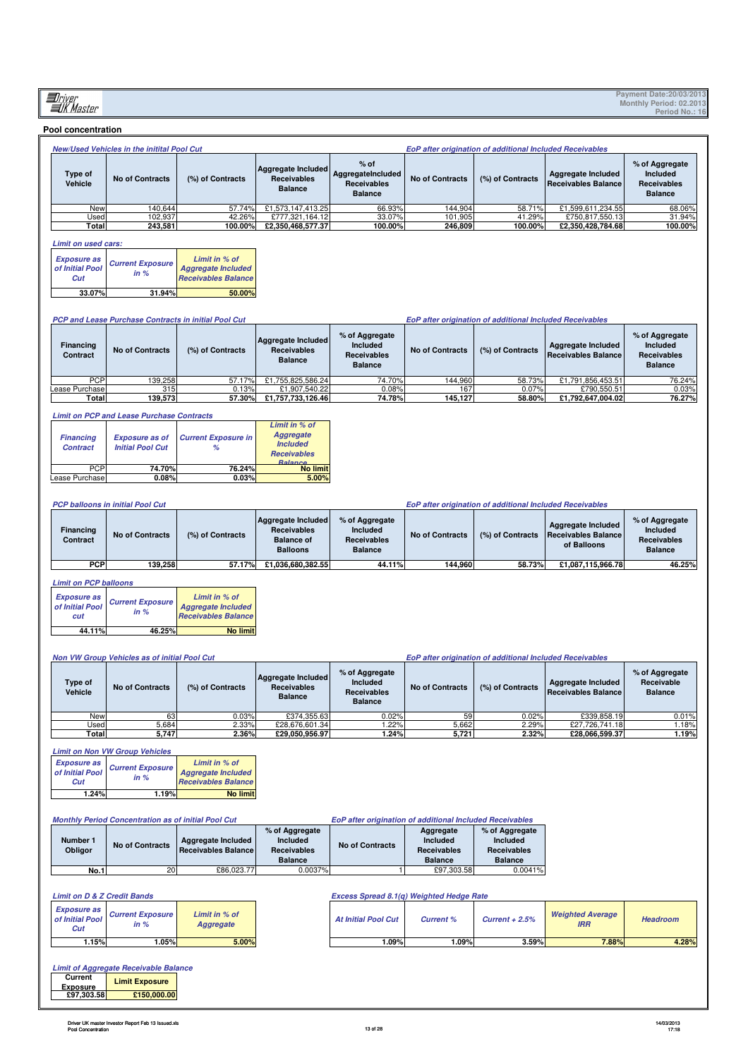## Pool concentration

| | *New/Used Vehicles in the initial Pool Cut* | | | *EoP after origination of additional Included Receivables* | | | |
|---|---|---|---|---|---|---|---|
| **Type of Vehicle** | **No of Contracts** | **(%) of Contracts** | **Aggregate Included Receivables Balance** | **% of AggregateIncluded Receivables Balance** | **No of Contracts** | **(%) of Contracts** | **Aggregate Included Receivables Balance** | 
| New | 140,644 | 57.74% | £1,573,147,413.25 | 66.93% | 144,904 | 58.71% | £1,599,611,234.55 |
| Used | 102,937 | 42.26% | £777,321,164.12 | 33.07% | 101,905 | 41.29% | £750,817,550.13 |
| **Total** | **243,581** | **100.00%** | **£2,350,468,577.37** | **100.00%** | **246,809** | **100.00%** | **£2,350,428,784.68** |

| Type of Vehicle | % of Aggregate Included Receivables Balance (EoP) |
|---|---|
| New | 68.06% |
| Used | 31.94% |
| **Total** | **100.00%** |

*Limit on used cars:*

| *Exposure as of Initial Pool Cut* | *Current Exposure in %* | *Limit in % of Aggregate Included Receivables Balance* |
|---|---|---|
| **33.07%** | **31.94%** | **50.00%** |

*PCP and Lease Purchase Contracts in initial Pool Cut* / *EoP after origination of additional Included Receivables*

| Financing Contract | No of Contracts | (%) of Contracts | Aggregate Included Receivables Balance | % of Aggregate Included Receivables Balance | No of Contracts | (%) of Contracts | Aggregate Included Receivables Balance | % of Aggregate Included Receivables Balance |
|---|---|---|---|---|---|---|---|---|
| PCP | 139,258 | 57.17% | £1,755,825,586.24 | 74.70% | 144,960 | 58.73% | £1,791,856,453.51 | 76.24% |
| Lease Purchase | 315 | 0.13% | £1,907,540.22 | 0.08% | 167 | 0.07% | £790,550.51 | 0.03% |
| **Total** | **139,573** | **57.30%** | **£1,757,733,126.46** | **74.78%** | **145,127** | **58.80%** | **£1,792,647,004.02** | **76.27%** |

*Limit on PCP and Lease Purchase Contracts*

| *Financing Contract* | *Exposure as of Initial Pool Cut* | *Current Exposure in %* | *Limit in % of Aggregate Included Receivables Balance* |
|---|---|---|---|
| PCP | **74.70%** | **76.24%** | **No limit** |
| Lease Purchase | **0.08%** | **0.03%** | **5.00%** |

*PCP balloons in initial Pool Cut* / *EoP after origination of additional Included Receivables*

| Financing Contract | No of Contracts | (%) of Contracts | Aggregate Included Receivables Balance of Balloons | % of Aggregate Included Receivables Balance | No of Contracts | (%) of Contracts | Aggregate Included Receivables Balance of Balloons | % of Aggregate Included Receivables Balance |
|---|---|---|---|---|---|---|---|---|
| **PCP** | **139,258** | **57.17%** | **£1,036,680,382.55** | **44.11%** | **144,960** | **58.73%** | **£1,087,115,966.78** | **46.25%** |

*Limit on PCP balloons*

| *Exposure as of Initial Pool cut* | *Current Exposure in %* | *Limit in % of Aggregate Included Receivables Balance* |
|---|---|---|
| **44.11%** | **46.25%** | **No limit** |

*Non VW Group Vehicles as of initial Pool Cut* / *EoP after origination of additional Included Receivables*

| Type of Vehicle | No of Contracts | (%) of Contracts | Aggregate Included Receivables Balance | % of Aggregate Included Receivables Balance | No of Contracts | (%) of Contracts | Aggregate Included Receivables Balance | % of Aggregate Receivable Balance |
|---|---|---|---|---|---|---|---|---|
| New | 63 | 0.03% | £374,355.63 | 0.02% | 59 | 0.02% | £339,858.19 | 0.01% |
| Used | 5,684 | 2.33% | £28,676,601.34 | 1.22% | 5,662 | 2.29% | £27,726,741.18 | 1.18% |
| **Total** | **5,747** | **2.36%** | **£29,050,956.97** | **1.24%** | **5,721** | **2.32%** | **£28,066,599.37** | **1.19%** |

*Limit on Non VW Group Vehicles*

| *Exposure as of Initial Pool Cut* | *Current Exposure in %* | *Limit in % of Aggregate Included Receivables Balance* |
|---|---|---|
| **1.24%** | **1.19%** | **No limit** |

*Monthly Period Concentration as of initial Pool Cut* / *EoP after origination of additional Included Receivables*

| Number 1 Obligor | No of Contracts | Aggregate Included Receivables Balance | % of Aggregate Included Receivables Balance | No of Contracts | Aggregate Included Receivables Balance | % of Aggregate Included Receivables Balance |
|---|---|---|---|---|---|---|
| **No.1** | 20 | £86,023.77 | 0.0037% | 1 | £97,303.58 | 0.0041% |

*Limit on D & Z Credit Bands*

| *Exposure as of Initial Pool Cut* | *Current Exposure in %* | *Limit in % of Aggregate* |
|---|---|---|
| **1.15%** | **1.05%** | **5.00%** |

*Excess Spread 8.1(q) Weighted Hedge Rate*

| *At Initial Pool Cut* | *Current %* | *Current + 2.5%* | *Weighted Average IRR* | *Headroom* |
|---|---|---|---|---|
| **1.09%** | **1.09%** | **3.59%** | **7.88%** | **4.28%** |

*Limit of Aggregate Receivable Balance*

| Current Exposure | Limit Exposure |
|---|---|
| **£97,303.58** | **£150,000.00** |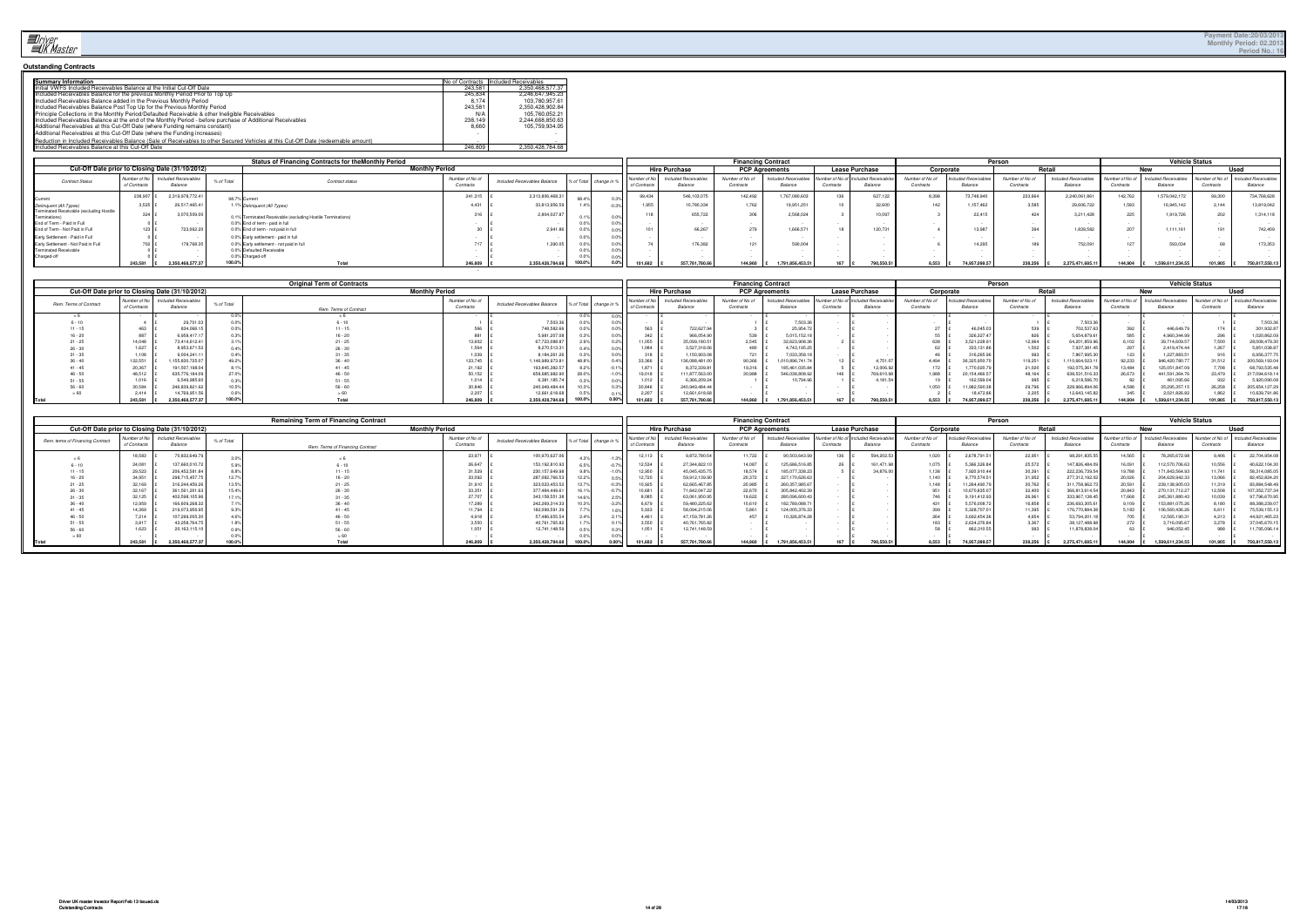## Outstanding Contracts

| Summary Information | No of Contracts | Included Receivables |
|---|---|---|
| Initial VWFS Included Receivables Balance at the Initial Cut-Off Date | 243,581 | 2,350,468,577.37 |
| Included Receivables Balance for the previous Monthly Period Prior to Top Up | 235,407 | 2,246,647,945.25 |
| Included Receivables Balance added in the Previous Monthly Period | 8,174 | 103,780,957.61 |
| Included Receivables Balance Post Top Up for the Previous Monthly Period | 243,581 | 2,350,428,902.84 |
| Principle Collections in the Monthly Period/Defaulted Receivable & other Ineligible Receivables | N/A | 105,760,052.21 |
| Included Receivables Balance at the end of the Monthly Period - before purchase of Additional Receivables | 238,149 | 2,244,668,850.63 |
| Additional Receivables at this Cut-Off Date (where Funding remains constant) | 8,660 | 105,759,934.05 |
| Additional Receivables at this Cut-Off Date (where the Funding increases) | - | - |
| Reduction in Included Receivables Balance (Sale of Receivables to other Secured Vehicles at this Cut-Off Date (redeemable amount) | - | - |
| Included Receivables Balance at this Cut-Off Date | 246,809 | 2,350,428,784.68 |

### Status of Financing Contracts for the Monthly Period

| Cut-Off Date prior to Closing Date (31/10/2012) | | | | Monthly Period | | | | | Financing Contract: Hire Purchase | | Financing Contract: PCP Agreements | | Financing Contract: Lease Purchase | | Person: Corporate | | Person: Retail | | Vehicle Status: New | | Vehicle Status: Used | |
|---|---|---|---|---|---|---|---|---|---|---|---|---|---|---|---|---|---|---|---|---|---|---|
| Contract Status | Number of No of Contracts | Included Receivables Balance | % of Total | Contract status | Number of No of Contracts | Included Receivables Balance | % of Total | change in % | Number of No of Contracts | Included Receivables Balance | Number of No of Contracts | Included Receivables Balance | Number of No of Contracts | Included Receivables Balance | Number of No of Contracts | Included Receivables Balance | Number of No of Contracts | Included Receivables Balance | Number of No of Contracts | Included Receivables Balance | Number of No of Contracts | Included Receivables Balance |
| Current | 238,907 | 2,319,578,772.41 | 98.7% | Current | 241,315 | 2,313,890,468.31 | 98.4% | 0.3% | 99,634 | 546,103,075 | 142,492 | 1,767,060,603 | 136 | 627,122 | 8,398 | 73,748,940 | 233,664 | 2,240,061,861 | 142,762 | 1,579,062,172 | 99,300 | 734,768,628 |
| Delinquent (All Types) | 3,535 | 26,517,465.41 | 1.1% | Delinquent (All Types) | 4,431 | 32,613,956.59 | 1.4% | -0.3% | 1,655 | 10,788,334 | 1,762 | 19,951,251 | 10 | 32,600 | 142 | 1,157,462 | 3,585 | 29,606,722 | 1,593 | 16,965,142 | 2,144 | 13,819,062 |
| Terminated Receivable (excluding Hostile Terminations) | 324 | 3,079,509.00 | 0.1% | Terminated Receivable (excluding Hostile Terminations) | 316 | 2,804,027.87 | 0.1% | 0.0% | 118 | 655,722 | 306 | 2,568,024 | 3 | 10,097 | 3 | 22,415 | 424 | 3,211,428 | 225 | 1,919,726 | 202 | 1,314,118 |
| End of Term - Paid in Full | 0 | - | 0.0% | End of Term - paid in full | - | - | 0.0% | 0.0% | | | | | | | | | | | | | | |
| End of Term - Not Paid in Full | 123 | 723,062.20 | 0.0% | End of term - not paid in full | 30 | 2,941.86 | 0.0% | 0.0% | 101 | 68,267 | 279 | 1,666,571 | 18 | 120,731 | 4 | 13,987 | 394 | 1,839,582 | 207 | 1,111,161 | 191 | 742,409 |
| Early Settlement - Paid in Full | 0 | - | 0.0% | Early settlement - paid in full | - | - | 0.0% | 0.0% | | | | | | | | | | | | | | |
| Early Settlement - Not Paid in Full | 702 | 178,769.35 | 0.0% | Early settlement - not paid in full | 717 | 1,390.05 | 0.0% | 0.0% | 74 | 176,362 | 121 | 590,004 | - | - | 6 | 14,295 | 189 | 752,091 | 127 | 593,034 | 68 | 173,353 |
| Terminated Receivable | 0 | - | 0.0% | Defaulted Receivable | - | - | 0.0% | 0.0% | | | | | | | | | | | | | | |
| Charged-off | 0 | - | 0.0% | Charged-off | - | - | 0.0% | 0.0% | | | | | | | | | | | | | | |
| | 243,581 | 2,350,468,577.37 | 100.0% | Total | 246,809 | 2,350,428,784.68 | 100.0% | 0.0% | 101,682 | 557,781,780.66 | 144,960 | 1,791,856,453.51 | 167 | 790,550.51 | 8,553 | 74,957,099.57 | 238,256 | 2,275,471,685.11 | 144,904 | 1,599,611,234.55 | 101,905 | 750,817,550.13 |

### Original Term of Contracts

| Cut-Off Date prior to Closing Date (31/10/2012) | | | | Monthly Period | | | | | Financing Contract: Hire Purchase | | Financing Contract: PCP Agreements | | Financing Contract: Lease Purchase | | Person: Corporate | | Person: Retail | | Vehicle Status: New | | Vehicle Status: Used | |
|---|---|---|---|---|---|---|---|---|---|---|---|---|---|---|---|---|---|---|---|---|---|---|
| Rem. Term of Contract | Number of No of Contracts | Included Receivables Balance | % of Total | Rem. Terms of Contract | Number of No of Contracts | Included Receivables Balance | % of Total | change in % | Number of No of Contracts | Included Receivables Balance | Number of No of Contracts | Included Receivables Balance | Number of No of Contracts | Included Receivables Balance | Number of No of Contracts | Included Receivables Balance | Number of No of Contracts | Included Receivables Balance | Number of No of Contracts | Included Receivables Balance | Number of No of Contracts | Included Receivables Balance |
| < 6 | - | - | 0.0% | < 6 | - | - | 0.0% | 0.0% | - | - | - | - | - | - | - | - | - | - | - | - | - | - |
| 6 - 10 | 4 | 29,701.03 | 0.0% | 6 - 10 | 1 | 7,503.36 | 0.0% | 0.0% | - | - | 1 | 7,503.36 | - | - | - | - | 1 | 7,503.36 | - | - | 1 | 7,503.36 |
| 11 - 15 | 463 | 834,068.15 | 0.0% | 11 - 15 | 566 | 748,582.66 | 0.0% | 0.0% | 563 | 722,627.94 | 3 | 25,954.72 | - | - | 27 | 46,045.03 | 539 | 702,537.63 | 392 | 446,649.79 | 174 | 301,932.87 |
| 16 - 20 | 887 | 6,658,417.17 | 0.3% | 16 - 20 | 881 | 5,981,207.08 | 0.3% | 0.0% | 342 | 966,054.90 | 539 | 5,015,152.18 | - | - | 55 | 326,327.47 | 826 | 5,654,879.61 | 585 | 4,960,344.99 | 296 | 1,020,862.09 |
| 21 - 25 | 14,048 | 73,414,612.61 | 3.1% | 21 - 25 | 13,602 | 67,723,088.87 | 2.9% | 0.2% | 11,055 | 35,059,180.51 | 2,545 | 32,623,908.36 | 2 | - | 638 | 3,521,228.91 | 12,964 | 64,201,859.96 | 6,102 | 39,714,609.57 | 7,500 | 28,008,479.30 |
| 26 - 30 | 1,627 | 8,953,671.53 | 0.4% | 26 - 30 | 1,594 | 8,270,513.31 | 0.4% | 0.0% | 1,084 | 3,527,318.06 | 460 | 4,743,195.25 | - | - | 62 | 333,131.86 | 1,532 | 7,937,381.45 | 297 | 2,419,474.44 | 1,297 | 5,851,038.87 |
| 31 - 35 | 1,108 | 9,004,241.11 | 0.4% | 31 - 35 | 1,039 | 8,194,261.26 | 0.3% | 0.0% | 318 | 1,150,903.08 | 721 | 7,033,358.18 | - | - | 46 | 316,265.56 | 993 | 7,867,995.30 | 123 | 1,227,883.51 | 916 | 6,956,377.75 |
| 36 - 40 | 122,551 | 1,155,835,725.07 | 49.2% | 36 - 40 | 123,745 | 1,146,989,973.81 | 48.8% | 0.4% | 33,366 | 136,088,481.00 | 90,366 | 1,010,896,741.74 | 13 | 4,751.07 | 4,494 | 36,325,950.70 | 119,251 | 1,110,664,023.11 | 92,233 | 946,420,780.77 | 31,512 | 200,569,193.04 |
| 41 - 45 | 20,367 | 191,507,198.04 | 8.1% | 41 - 45 | 21,192 | 193,845,282.57 | 8.2% | -0.1% | 1,871 | 8,372,339.91 | 19,316 | 185,461,035.84 | 5 | 12,005.92 | 172 | 1,770,020.79 | 21,020 | 192,075,261.78 | 13,484 | 125,051,847.09 | 7,708 | 68,793,535.48 |
| 46 - 50 | 46,512 | 635,776,184.09 | 27.0% | 46 - 50 | 50,152 | 658,685,982.90 | 28.0% | -1.0% | 19,018 | 111,877,563.00 | 30,988 | 546,038,808.92 | 146 | 769,610.98 | 1,988 | 20,154,466.57 | 48,164 | 638,531,516.33 | 26,673 | 441,591,364.76 | 23,479 | 217,094,618.14 |
| 51 - 55 | 1,016 | 6,549,985.50 | 0.3% | 51 - 55 | 1,014 | 6,381,185.74 | 0.3% | 0.0% | 1,012 | 6,366,209.24 | 1 | 10,794.96 | 1 | 4,181.54 | 19 | 162,599.04 | 995 | 6,218,586.70 | 82 | 461,095.66 | 932 | 5,920,090.08 |
| 56 - 60 | 30,584 | 246,839,821.62 | 10.5% | 56 - 60 | 30,846 | 240,949,484.44 | 10.3% | 0.3% | 30,846 | 240,949,484.44 | - | - | - | - | 1,050 | 11,982,593.38 | 29,796 | 228,966,894.06 | 4,588 | 35,295,357.15 | 26,258 | 205,654,127.29 |
| > 60 | 2,414 | 14,769,951.56 | 0.6% | > 60 | 2,207 | 12,661,619.68 | 0.5% | 0.1% | 2,207 | 12,661,619.68 | - | - | - | - | 2 | 18,472.86 | 2,205 | 12,643,145.82 | 345 | 2,021,826.82 | 1,862 | 10,639,791.86 |
| Total | 243,581 | 2,350,468,577.37 | 100.0% | Total | 246,809 | 2,350,428,784.68 | 100.0% | 0.0% | 101,682 | 557,781,780.66 | 144,960 | 1,791,856,453.51 | 167 | 790,550.51 | 8,553 | 74,957,099.57 | 238,256 | 2,275,471,685.11 | 144,904 | 1,599,611,234.55 | 101,905 | 750,817,550.13 |

### Remaining Term of Financing Contract

| Cut-Off Date prior to Closing Date (31/10/2012) | | | | Monthly Period | | | | | Financing Contract: Hire Purchase | | Financing Contract: PCP Agreements | | Financing Contract: Lease Purchase | | Person: Corporate | | Person: Retail | | Vehicle Status: New | | Vehicle Status: Used | |
|---|---|---|---|---|---|---|---|---|---|---|---|---|---|---|---|---|---|---|---|---|---|---|
| Rem. terms of Financing Contract | Number of No of Contracts | Included Receivables Balance | % of Total | Rem. Terms of Financing Contract | Number of No of Contracts | Included Receivables Balance | % of Total | change in % | Number of No of Contracts | Included Receivables Balance | Number of No of Contracts | Included Receivables Balance | Number of No of Contracts | Included Receivables Balance | Number of No of Contracts | Included Receivables Balance | Number of No of Contracts | Included Receivables Balance | Number of No of Contracts | Included Receivables Balance | Number of No of Contracts | Included Receivables Balance |
| < 6 | 18,583 | 70,932,649.79 | 3.0% | < 6 | 23,971 | 100,970,627.06 | 4.3% | -1.3% | 12,113 | 9,872,780.54 | 11,722 | 90,503,643.99 | 136 | 594,202.53 | 1,020 | 2,679,791.51 | 22,951 | 98,291,835.55 | 14,565 | 78,265,672.98 | 9,406 | 22,704,954.08 |
| 6 - 10 | 24,081 | 137,660,010.72 | 5.9% | 6 - 10 | 26,647 | 153,192,810.93 | 6.5% | -0.7% | 12,534 | 27,344,822.10 | 14,087 | 125,686,516.85 | 26 | 161,471.98 | 1,075 | 5,366,326.84 | 25,572 | 147,826,484.09 | 16,091 | 112,570,706.63 | 10,556 | 40,622,104.30 |
| 11 - 15 | 29,523 | 206,452,581.84 | 8.8% | 11 - 15 | 31,539 | 230,157,649.98 | 9.8% | -1.0% | 12,950 | 45,045,435.75 | 18,574 | 185,077,338.23 | 5 | 34,876.00 | 1,139 | 7,920,910.44 | 30,391 | 222,236,739.54 | 19,788 | 171,843,564.93 | 11,741 | 58,314,085.05 |
| 16 - 20 | 34,951 | 298,715,457.75 | 12.7% | 16 - 20 | 33,092 | 287,082,766.53 | 12.2% | 0.5% | 12,720 | 59,912,139.80 | 20,372 | 227,170,626.63 | - | - | 1,140 | 9,770,574.51 | 31,952 | 277,312,192.02 | 20,026 | 204,629,942.33 | 13,066 | 82,452,824.20 |
| 21 - 25 | 32,169 | 316,244,459.26 | 13.5% | 21 - 25 | 31,910 | 323,023,453.52 | 13.7% | -0.3% | 10,925 | 62,665,467.85 | 20,985 | 260,357,985.67 | - | - | 1,148 | 11,264,490.79 | 30,762 | 311,758,962.73 | 20,591 | 239,138,905.03 | 11,319 | 83,884,548.49 |
| 26 - 30 | 32,167 | 361,561,201.63 | 15.4% | 26 - 30 | 33,351 | 377,484,449.61 | 16.1% | -0.7% | 10,681 | 71,642,047.22 | 22,670 | 305,842,402.39 | - | - | 951 | 10,670,835.07 | 32,400 | 366,813,614.54 | 20,943 | 270,131,712.27 | 12,508 | 107,352,737.34 |
| 31 - 35 | 32,125 | 402,598,105.96 | 17.1% | 31 - 35 | 27,797 | 343,158,551.38 | 14.6% | 2.5% | 8,085 | 63,061,950.95 | 19,622 | 280,096,600.43 | - | - | 746 | 9,191,412.93 | 26,961 | 333,967,138.45 | 17,668 | 245,361,880.43 | 10,039 | 97,796,670.95 |
| 36 - 40 | 12,959 | 166,609,268.32 | 7.1% | 36 - 40 | 17,289 | 242,269,314.33 | 10.3% | -3.2% | 6,679 | 59,480,225.62 | 10,610 | 182,789,088.71 | - | - | 431 | 5,576,008.72 | 16,858 | 236,693,305.61 | 9,109 | 153,881,075.26 | 8,180 | 88,388,239.07 |
| 41 - 45 | 14,369 | 219,073,956.95 | 9.3% | 41 - 45 | 11,794 | 182,099,591.39 | 7.7% | 1.6% | 5,933 | 58,094,215.06 | 5,861 | 124,005,376.33 | - | - | 399 | 5,328,707.01 | 11,395 | 176,770,884.38 | 5,183 | 106,560,436.26 | 6,611 | 75,539,155.13 |
| 46 - 50 | 7,214 | 107,288,005.30 | 4.6% | 46 - 50 | 4,918 | 57,486,655.54 | 2.4% | 2.1% | 4,461 | 47,159,781.26 | 457 | 10,326,874.28 | - | - | 264 | 3,692,454.26 | 4,654 | 53,794,201.18 | 705 | 12,565,190.31 | 4,213 | 44,921,465.23 |
| 51 - 55 | 3,817 | 43,258,764.75 | 1.8% | 51 - 55 | 3,550 | 40,761,765.82 | 1.7% | 0.1% | 3,550 | 40,761,765.82 | - | - | - | - | 183 | 2,634,276.84 | 3,367 | 38,127,488.98 | 272 | 3,716,095.67 | 3,278 | 37,045,670.15 |
| 56 - 60 | 1,623 | 20,163,115.10 | 0.9% | 56 - 60 | 1,051 | 12,741,148.59 | 0.5% | 0.3% | 1,051 | 12,741,148.59 | - | - | - | - | 58 | 862,310.55 | 993 | 11,878,838.04 | 63 | 946,052.45 | 988 | 11,795,096.14 |
| > 60 | - | - | 0.0% | > 60 | - | - | 0.0% | 0.0% | - | - | - | - | - | - | - | - | - | - | - | - | - | - |
| Total | 243,581 | 2,350,468,577.37 | 100.0% | Total | 246,809 | 2,350,428,784.68 | 100.0% | 0.00% | 101,682 | 557,781,780.66 | 144,960 | 1,791,856,453.51 | 167 | 790,550.51 | 8,553 | 74,957,099.57 | 238,256 | 2,275,471,685.11 | 144,904 | 1,599,611,234.55 | 101,905 | 750,817,550.13 |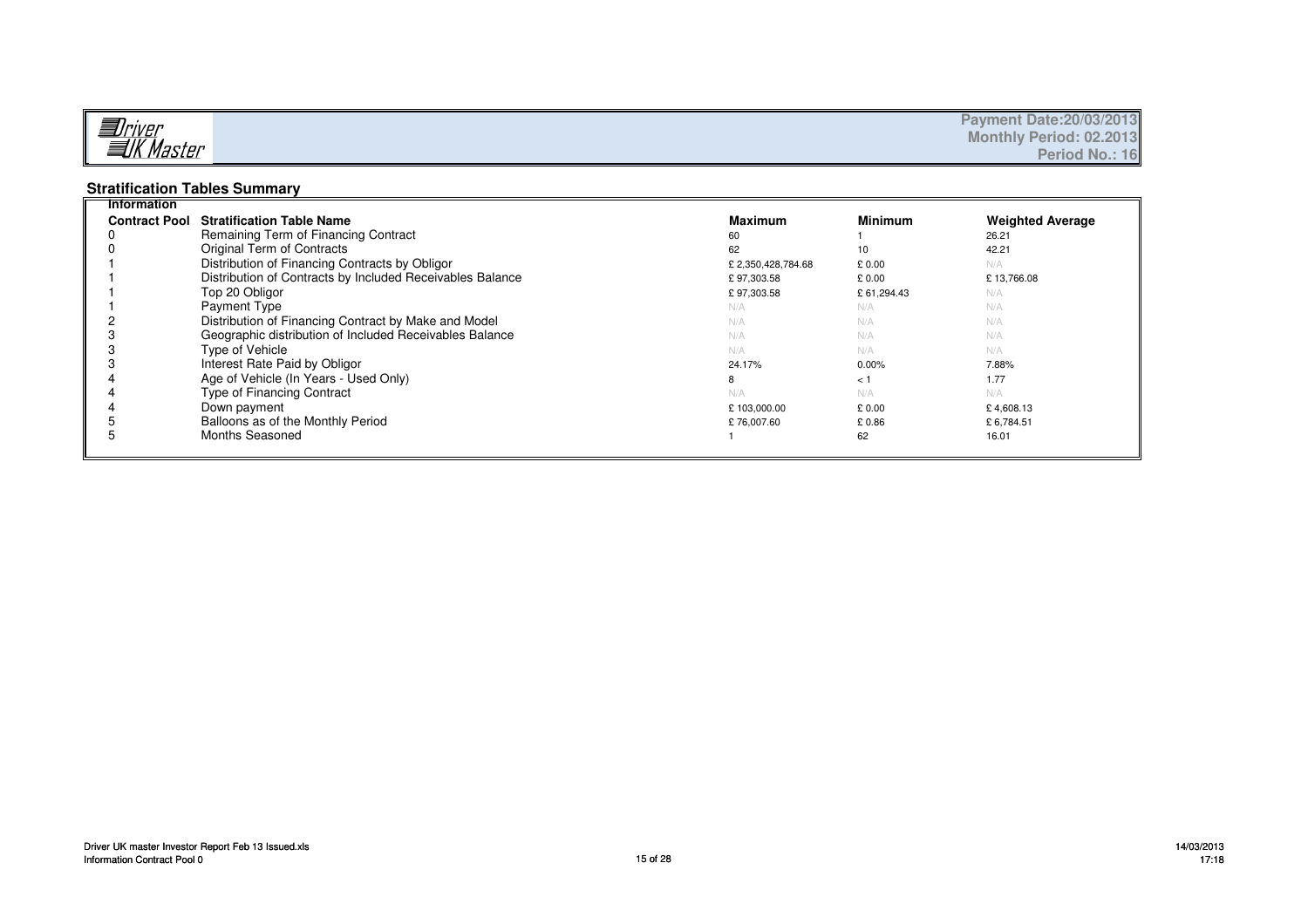Payment Date:20/03/2013
Monthly Period: 02.2013
Period No.: 16

## Stratification Tables Summary

| Information Contract Pool | Stratification Table Name | Maximum | Minimum | Weighted Average |
|---|---|---|---|---|
| 0 | Remaining Term of Financing Contract | 60 | 1 | 26.21 |
| 0 | Original Term of Contracts | 62 | 10 | 42.21 |
| 1 | Distribution of Financing Contracts by Obligor | £ 2,350,428,784.68 | £ 0.00 | N/A |
| 1 | Distribution of Contracts by Included Receivables Balance | £ 97,303.58 | £ 0.00 | £ 13,766.08 |
| 1 | Top 20 Obligor | £ 97,303.58 | £ 61,294.43 | N/A |
| 1 | Payment Type | N/A | N/A | N/A |
| 2 | Distribution of Financing Contract by Make and Model | N/A | N/A | N/A |
| 3 | Geographic distribution of Included Receivables Balance | N/A | N/A | N/A |
| 3 | Type of Vehicle | N/A | N/A | N/A |
| 3 | Interest Rate Paid by Obligor | 24.17% | 0.00% | 7.88% |
| 4 | Age of Vehicle (In Years - Used Only) | 8 | < 1 | 1.77 |
| 4 | Type of Financing Contract | N/A | N/A | N/A |
| 4 | Down payment | £ 103,000.00 | £ 0.00 | £ 4,608.13 |
| 5 | Balloons as of the Monthly Period | £ 76,007.60 | £ 0.86 | £ 6,784.51 |
| 5 | Months Seasoned | 1 | 62 | 16.01 |

Driver UK master Investor Report Feb 13 Issued.xls
Information Contract Pool 0

14/03/2013
17:18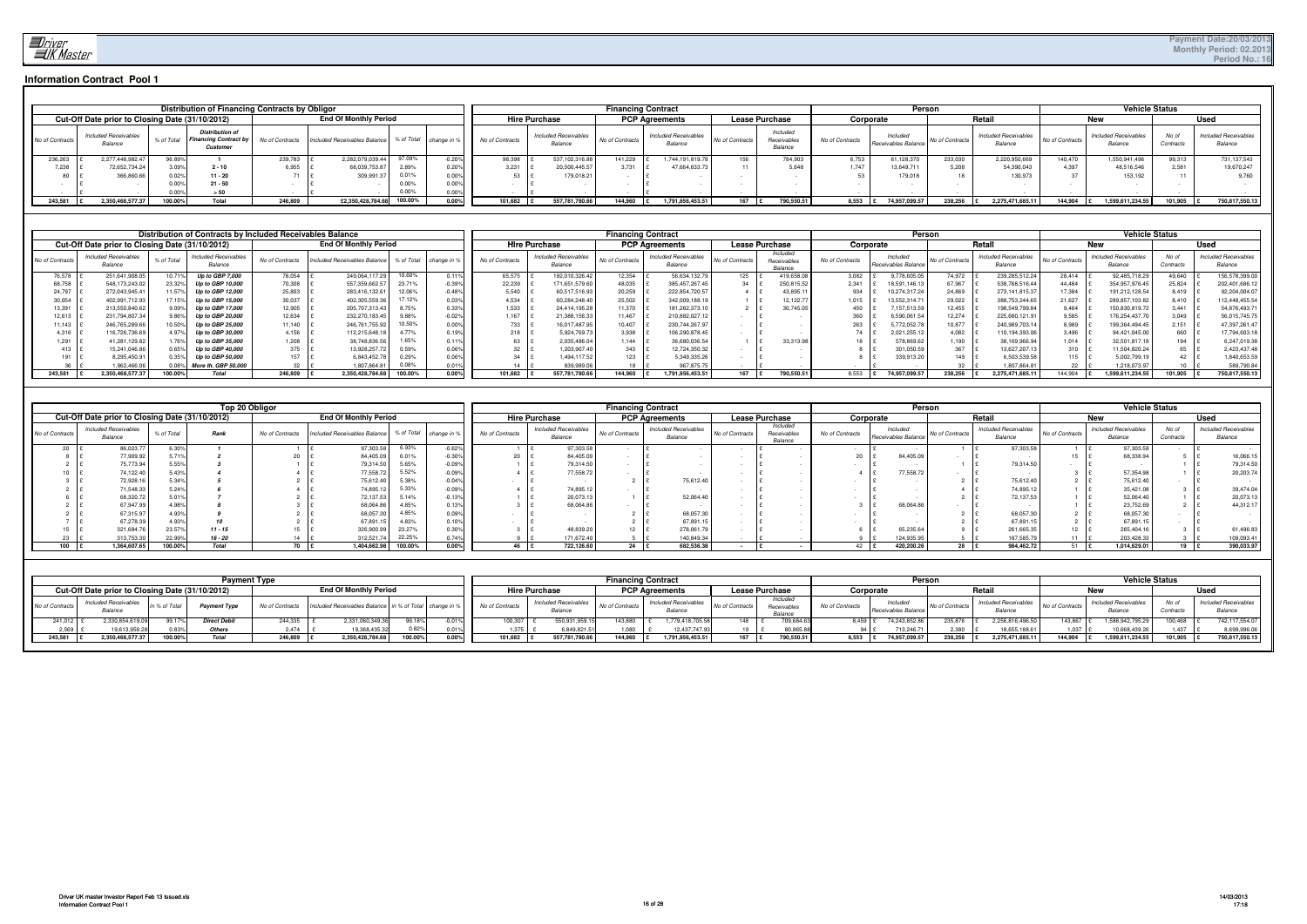## Information Contract Pool 1

| Distribution of Financing Contracts by Obligor | | | | | | | | Financing Contract | | | | | | Person | | | | Vehicle Status | | | |
|---|---|---|---|---|---|---|---|---|---|---|---|---|---|---|---|---|---|---|---|---|---|
| Cut-Off Date prior to Closing Date (31/10/2012) | | | | End Of Monthly Period | | | | Hire Purchase | | PCP Agreements | | Lease Purchase | | Corporate | | Retail | | New | | Used | |
| No of Contracts | Included Receivables Balance | % of Total | Distribution of Financing Contract by Customer | No of Contracts | Included Receivables Balance | % of Total | change in % | No of Contracts | Included Receivables Balance | No of Contracts | Included Receivables Balance | No of Contracts | Included Receivables Balance | No of Contracts | Included Receivables Balance | No of Contracts | Included Receivables Balance | No of Contracts | Included Receivables Balance | No of Contracts | Included Receivables Balance |
| 236,263 | £ 2,277,448,982.47 | 96.89% | 1 | 239,783 | £ 2,282,079,039.44 | 97.09% | -0.20% | 98,398 | £ 537,102,316.88 | 141,229 | £ 1,744,191,819.78 | 156 | 784,903 | 6,753 | 61,128,370 | 233,030 | 2,220,950,669 | 140,470 | 1,550,941,496 | 99,313 | 731,137,543 |
| 7,238 | £ 72,652,734.24 | 3.09% | 2 - 10 | 6,955 | £ 68,039,753.87 | 2.89% | 0.20% | 3,231 | £ 20,500,445.57 | 3,731 | £ 47,664,633.73 | 11 | 5,648 | 1,747 | 13,649,711 | 5,208 | 54,390,043 | 4,397 | 48,516,546 | 2,581 | 19,670,247 |
| 80 | £ 366,860.66 | 0.02% | 11 - 20 | 71 | £ 309,991.37 | 0.01% | 0.00% | 53 | £ 179,018.21 | - | £ - | - | - | 53 | 179,018 | 18 | 130,973 | 37 | 153,192 | 11 | 9,760 |
| - | £ - | 0.00% | 21 - 50 | - | £ - | 0.00% | 0.00% | - | £ - | - | £ - | - | - | - | - | - | - | - | - | - | - |
| - | £ - | 0.00% | > 50 | - | £ - | 0.00% | 0.00% | - | £ - | - | £ - | - | - | - | - | - | - | - | - | - | - |
| 243,581 | £ 2,350,468,577.37 | 100.00% | Total | 246,809 | £2,350,428,784.68 | 100.00% | 0.00% | 101,682 | £ 557,781,780.66 | 144,960 | £ 1,791,856,453.51 | 167 | £ 790,550.51 | 8,553 | £ 74,957,099.57 | 238,256 | £ 2,275,471,685.11 | 144,904 | £ 1,599,611,234.55 | 101,905 | £ 750,817,550.13 |

| Distribution of Contracts by Included Receivables Balance | | | | | | | | Financing Contract | | | | | | Person | | | | Vehicle Status | | | |
|---|---|---|---|---|---|---|---|---|---|---|---|---|---|---|---|---|---|---|---|---|---|
| Cut-Off Date prior to Closing Date (31/10/2012) | | | | End Of Monthly Period | | | | HIre Purchase | | PCP Agreements | | Lease Purchase | | Corporate | | Retail | | New | | Used | |
| No of Contracts | Included Receivables Balance | % of Total | Included Receivables Balance | No of Contracts | Included Receivables Balance | % of Total | change in % | No of Contracts | Included Receivables Balance | No of Contracts | Included Receivables Balance | No of Contracts | Included Receivables Balance | No of Contracts | Included Receivables Balance | No of Contracts | Included Receivables Balance | No of Contracts | Included Receivables Balance | No of Contracts | Included Receivables Balance |
| 76,578 | £ 251,641,908.05 | 10.71% | Up to GBP 7,000 | 78,054 | £ 249,064,117.29 | 10.60% | 0.11% | 65,575 | £ 192,010,326.42 | 12,354 | £ 56,634,132.79 | 125 | £ 419,658.08 | 3,082 | £ 9,778,605.05 | 74,972 | £ 239,285,512.24 | 28,414 | £ 92,485,718.29 | 49,640 | £ 156,578,399.00 |
| 68,758 | £ 548,173,243.02 | 23.32% | Up to GBP 10,000 | 70,308 | £ 557,359,662.57 | 23.71% | -0.39% | 22,239 | £ 171,651,579.60 | 48,035 | £ 385,457,267.45 | 34 | £ 250,815.52 | 2,341 | £ 18,591,146.13 | 67,967 | £ 538,768,516.44 | 44,484 | £ 354,957,976.45 | 25,824 | £ 202,401,686.12 |
| 24,797 | £ 272,043,945.41 | 11.57% | Up to GBP 12,000 | 25,803 | £ 283,416,132.61 | 12.06% | -0.48% | 5,540 | £ 60,517,516.93 | 20,259 | £ 222,854,720.57 | 4 | £ 43,895.11 | 934 | £ 10,274,317.24 | 24,869 | £ 273,141,815.37 | 17,384 | £ 191,212,128.54 | 8,419 | £ 92,204,004.07 |
| 30,054 | £ 402,991,712.93 | 17.15% | Up to GBP 15,000 | 30,037 | £ 402,305,559.36 | 17.12% | 0.03% | 4,534 | £ 60,284,248.40 | 25,502 | £ 342,009,188.19 | 1 | £ 12,122.77 | 1,015 | £ 13,552,314.71 | 29,022 | £ 388,753,244.65 | 21,627 | £ 289,857,103.82 | 8,410 | £ 112,448,455.54 |
| 13,391 | £ 213,550,840.62 | 9.09% | Up to GBP 17,000 | 12,905 | £ 205,707,313.43 | 8.75% | 0.33% | 1,533 | £ 24,414,195.28 | 11,370 | £ 181,262,373.10 | 2 | £ 30,745.05 | 450 | £ 7,157,513.59 | 12,455 | £ 198,549,799.84 | 9,464 | £ 150,830,819.72 | 3,441 | £ 54,876,493.71 |
| 12,613 | £ 231,794,807.34 | 9.86% | Up to GBP 20,000 | 12,634 | £ 232,270,183.45 | 9.88% | -0.02% | 1,167 | £ 21,388,156.33 | 11,467 | £ 210,882,027.12 | - | £ - | 360 | £ 6,590,061.54 | 12,274 | £ 225,680,121.91 | 9,585 | £ 176,254,437.70 | 3,049 | £ 56,015,745.75 |
| 11,143 | £ 246,765,289.66 | 10.50% | Up to GBP 25,000 | 11,140 | £ 246,761,755.92 | 10.50% | 0.00% | 733 | £ 16,017,487.95 | 10,407 | £ 230,744,267.97 | - | £ - | 263 | £ 5,772,052.78 | 10,877 | £ 240,989,703.14 | 8,989 | £ 199,364,494.45 | 2,151 | £ 47,397,261.47 |
| 4,316 | £ 116,726,736.69 | 4.97% | Up to GBP 30,000 | 4,156 | £ 112,215,648.18 | 4.77% | 0.19% | 218 | £ 5,924,769.73 | 3,938 | £ 106,290,878.45 | - | £ - | 74 | £ 2,021,255.12 | 4,082 | £ 110,194,393.06 | 3,496 | £ 94,421,045.00 | 660 | £ 17,794,603.18 |
| 1,291 | £ 41,281,129.82 | 1.76% | Up to GBP 35,000 | 1,208 | £ 38,748,836.56 | 1.65% | 0.11% | 63 | £ 2,035,486.04 | 1,144 | £ 36,680,036.54 | 1 | £ 33,313.98 | 18 | £ 578,869.62 | 1,190 | £ 38,169,966.94 | 1,014 | £ 32,501,817.18 | 194 | £ 6,247,019.38 |
| 413 | £ 15,241,046.86 | 0.65% | Up to GBP 40,000 | 375 | £ 13,928,257.72 | 0.59% | 0.06% | 32 | £ 1,203,907.40 | 343 | £ 12,724,350.32 | - | £ - | 8 | £ 301,050.59 | 367 | £ 13,627,207.13 | 310 | £ 11,504,820.24 | 65 | £ 2,423,437.48 |
| 191 | £ 8,295,450.91 | 0.35% | Up to GBP 50,000 | 157 | £ 6,843,452.78 | 0.29% | 0.06% | 34 | £ 1,494,117.52 | 123 | £ 5,349,335.26 | - | £ - | 8 | £ 339,913.20 | 149 | £ 6,503,539.58 | 115 | £ 5,002,799.19 | 42 | £ 1,840,653.59 |
| 36 | £ 1,962,466.06 | 0.08% | More th. GBP 50,000 | 32 | £ 1,807,864.81 | 0.08% | 0.01% | 14 | £ 839,989.06 | 18 | £ 967,875.75 | - | £ - | - | £ - | 32 | £ 1,807,864.81 | 22 | £ 1,218,073.97 | 10 | £ 589,790.84 |
| 243,581 | £ 2,350,468,577.37 | 100.00% | Total | 246,809 | £ 2,350,428,784.68 | 100.00% | 0.00% | 101,682 | £ 557,781,780.66 | 144,960 | £ 1,791,856,453.51 | 167 | £ 790,550.51 | 8,553 | £ 74,957,099.57 | 238,256 | £ 2,275,471,685.11 | 144,904 | £ 1,599,611,234.55 | 101,905 | £ 750,817,550.13 |

| Top 20 Obligor | | | | | | | | Financing Contract | | | | | | Person | | | | Vehicle Status | | | |
|---|---|---|---|---|---|---|---|---|---|---|---|---|---|---|---|---|---|---|---|---|---|
| Cut-Off Date prior to Closing Date (31/10/2012) | | | | End Of Monthly Period | | | | Hire Purchase | | PCP Agreements | | Lease Purchase | | Corporate | | Retail | | New | | Used | |
| No of Contracts | Included Receivables Balance | % of Total | Rank | No of Contracts | Included Receivables Balance | % of Total | change in % | No of Contracts | Included Receivables Balance | No of Contracts | Included Receivables Balance | No of Contracts | Included Receivables Balance | No of Contracts | Included Receivables Balance | No of Contracts | Included Receivables Balance | No of Contracts | Included Receivables Balance | No of Contracts | Included Receivables Balance |
| 20 | £ 86,023.77 | 6.30% | 1 | 1 | £ 97,303.58 | 6.93% | -0.62% | 1 | £ 97,303.58 | - | £ - | - | £ - | - | £ - | 1 | £ 97,303.58 | 1 | £ 97,303.58 | - | £ - |
| 8 | £ 77,909.92 | 5.71% | 2 | 20 | £ 84,405.09 | 6.01% | -0.30% | 20 | £ 84,405.09 | - | £ - | - | £ - | 20 | £ 84,405.09 | - | £ - | 15 | £ 68,338.94 | 5 | £ 16,066.15 |
| 2 | £ 75,773.94 | 5.55% | 3 | 1 | £ 79,314.50 | 5.65% | -0.09% | 1 | £ 79,314.50 | - | £ - | - | £ - | - | £ - | 1 | £ 79,314.50 | - | £ - | 1 | £ 79,314.50 |
| 10 | £ 74,122.40 | 5.43% | 4 | 4 | £ 77,558.72 | 5.52% | -0.09% | 4 | £ 77,558.72 | - | £ - | - | £ - | 4 | £ 77,558.72 | - | £ - | 3 | £ 57,354.98 | 1 | £ 20,203.74 |
| 3 | £ 72,928.16 | 5.34% | 5 | 2 | £ 75,612.40 | 5.38% | -0.04% | - | £ - | 2 | £ 75,612.40 | - | £ - | - | £ - | 2 | £ 75,612.40 | 2 | £ 75,612.40 | - | £ - |
| 2 | £ 71,548.33 | 5.24% | 6 | 4 | £ 74,895.12 | 5.33% | -0.09% | 4 | £ 74,895.12 | - | £ - | - | £ - | - | £ - | 4 | £ 74,895.12 | 1 | £ 35,421.08 | 3 | £ 39,474.04 |
| 6 | £ 68,320.72 | 5.01% | 7 | 2 | £ 72,137.53 | 5.14% | -0.13% | 1 | £ 20,073.13 | 1 | £ 52,064.40 | - | £ - | - | £ - | 2 | £ 72,137.53 | 1 | £ 52,064.40 | 1 | £ 20,073.13 |
| 2 | £ 67,947.99 | 4.98% | 8 | 3 | £ 68,064.86 | 4.85% | 0.13% | 3 | £ 68,064.86 | - | £ - | - | £ - | 3 | £ 68,064.86 | - | £ - | 1 | £ 23,752.69 | 2 | £ 44,312.17 |
| 2 | £ 67,315.97 | 4.93% | 9 | 2 | £ 68,057.30 | 4.85% | 0.09% | - | £ - | 2 | £ 68,057.30 | - | £ - | - | £ - | 2 | £ 68,057.30 | 2 | £ 68,057.30 | - | £ - |
| 7 | £ 67,278.39 | 4.93% | 10 | 2 | £ 67,891.15 | 4.83% | 0.10% | - | £ - | 2 | £ 67,891.15 | - | £ - | - | £ - | 2 | £ 67,891.15 | 2 | £ 67,891.15 | - | £ - |
| 15 | £ 321,684.76 | 23.57% | 11 - 15 | 15 | £ 326,900.99 | 23.27% | 0.30% | 3 | £ 48,839.20 | 12 | £ 278,061.79 | - | £ - | 6 | £ 65,235.64 | 9 | £ 261,665.35 | 12 | £ 265,404.16 | 3 | £ 61,496.83 |
| 23 | £ 313,753.30 | 22.99% | 16 - 20 | 14 | £ 312,521.74 | 22.25% | 0.74% | 9 | £ 171,672.40 | 5 | £ 140,849.34 | - | £ - | 9 | £ 124,935.95 | 5 | £ 187,585.79 | 11 | £ 203,428.33 | 3 | £ 109,093.41 |
| 100 | £ 1,364,607.65 | 100.00% | Total | 70 | £ 1,404,662.98 | 100.00% | 0.00% | 46 | £ 722,126.60 | 24 | £ 682,536.38 | - | £ - | 42 | £ 420,200.26 | 28 | £ 984,462.72 | 51 | £ 1,014,629.01 | 19 | £ 390,033.97 |

| Payment Type | | | | | | | | Financing Contract | | | | | | Person | | | | Vehicle Status | | | |
|---|---|---|---|---|---|---|---|---|---|---|---|---|---|---|---|---|---|---|---|---|---|
| Cut-Off Date prior to Closing Date (31/10/2012) | | | | End Of Monthly Period | | | | Hire Purchase | | PCP Agreements | | Lease Purchase | | Corporate | | Retail | | New | | Used | |
| No of Contracts | Included Receivables Balance | in % of Total | Payment Type | No of Contracts | Included Receivables Balance | in % of Total | change in % | No of Contracts | Included Receivables Balance | No of Contracts | Included Receivables Balance | No of Contracts | Included Receivables Balance | No of Contracts | Included Receivables Balance | No of Contracts | Included Receivables Balance | No of Contracts | Included Receivables Balance | No of Contracts | Included Receivables Balance |
| 241,012 | £ 2,330,854,619.09 | 99.17% | Direct Debit | 244,335 | £ 2,331,060,349.36 | 99.18% | -0.01% | 100,307 | £ 550,931,959.15 | 143,880 | £ 1,779,418,705.58 | 148 | £ 709,684.63 | 8,459 | £ 74,243,852.86 | 235,876 | £ 2,256,816,496.50 | 143,867 | £ 1,588,942,795.29 | 100,468 | £ 742,117,554.07 |
| 2,569 | £ 19,613,958.28 | 0.83% | Others | 2,474 | £ 19,368,435.32 | 0.82% | 0.01% | 1,375 | £ 6,849,821.51 | 1,080 | £ 12,437,747.93 | 19 | £ 80,865.88 | 94 | £ 713,246.71 | 2,380 | £ 18,655,188.61 | 1,037 | £ 10,668,439.26 | 1,437 | £ 8,699,996.06 |
| 243,581 | £ 2,350,468,577.37 | 100.00% | Total | 246,809 | £ 2,350,428,784.68 | 100.00% | 0.00% | 101,682 | £ 557,781,780.66 | 144,960 | £ 1,791,856,453.51 | 167 | £ 790,550.51 | 8,553 | £ 74,957,099.57 | 238,256 | £ 2,275,471,685.11 | 144,904 | £ 1,599,611,234.55 | 101,905 | £ 750,817,550.13 |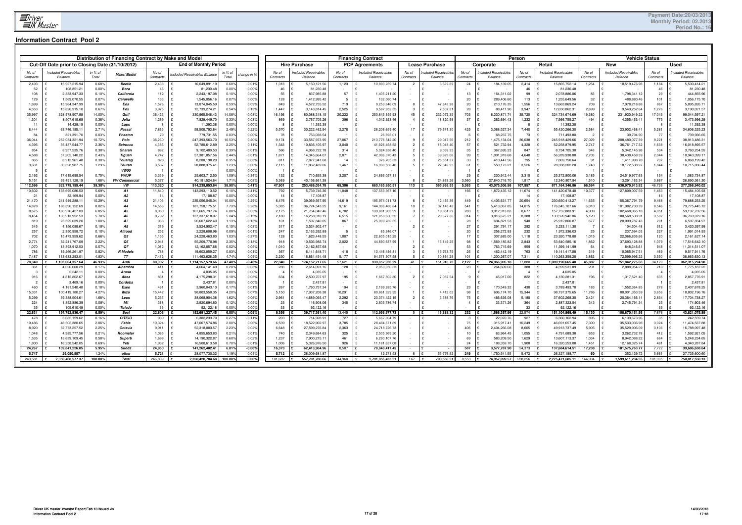## Information Contract Pool 2

| Distribution of Financing Contract by Make and Model | | | | | | | | Financing Contract | | | | | | Person | | | | Vehicle Status | | | |
|---|---|---|---|---|---|---|---|---|---|---|---|---|---|---|---|---|---|---|---|---|---|
| Cut-Off Date prior to Closing Date (31/10/2012) | | | | End of Monthly Period | | | | Hire Purchase | | PCP Agreements | | Lease Purchase | | Corporate | | Retail | | New | | Used | |
| No of Contracts | Included Receivables Balance | in % of Total | Make/ Model | No of Contracts | Included Receivables Balance | in % of Total | change in % | No of Contracts | Included Receivables Balance | No of Contracts | Included Receivables Balance | No of Contracts | Included Receivables Balance | No of Contracts | Included Receivables Balance | No of Contracts | Included Receivables Balance | No of Contracts | Included Receivables Balance | No of Contracts | Included Receivables Balance |
| 2,493 | £ 15,927,215.94 | 0.68% | Beetle | 2,438 | £ 16,049,891.19 | 0.68% | -0.01% | 1,313 | £ 5,150,121.56 | 1,123 | £ 10,893,239.74 | 2 | £ 6,529.89 | 24 | £ 184,139.05 | 2,414 | £ 15,865,752.14 | 1,254 | £ 10,519,476.98 | 1,184 | £ 5,530,414.21 |
| 52 | £ 108,851.21 | 0.00% | Bora | 46 | £ 81,230.48 | 0.00% | 0.00% | 46 | £ 81,230.48 | - | £ - | - | £ - | - | £ - | 46 | £ 81,230.48 | - | £ - | 46 | £ 81,230.48 |
| 108 | £ 2,333,947.33 | 0.10% | California | 112 | £ 2,243,197.08 | 0.10% | 0.00% | 55 | £ 837,985.88 | 57 | £ 1,405,211.20 | - | £ - | 13 | £ 164,311.02 | 99 | £ 2,078,886.06 | 83 | £ 1,798,341.12 | 29 | £ 444,855.96 |
| 129 | £ 1,569,070.55 | 0.07% | Caravelle | 133 | £ 1,545,056.16 | 0.07% | 0.00% | 128 | £ 1,412,995.42 | 5 | £ 132,060.74 | - | £ - | 20 | £ 289,406.60 | 113 | £ 1,255,649.56 | 32 | £ 488,880.46 | 101 | £ 1,056,175.70 |
| 1,699 | £ 15,964,347.99 | 0.68% | Eos | 1,576 | £ 13,874,045.59 | 0.59% | 0.09% | 849 | £ 4,572,755.52 | 719 | £ 9,253,646.09 | 8 | £ 47,643.98 | 20 | £ 210,176.35 | 1,556 | £ 13,663,869.24 | 709 | £ 7,978,218.88 | 867 | £ 5,895,826.71 |
| 4,553 | £ 15,826,915.10 | 0.67% | Fox | 3,975 | £ 12,739,274.21 | 0.54% | 0.13% | 1,447 | £ 3,143,814.45 | 2,525 | £ 9,587,952.55 | 3 | £ 7,507.21 | 28 | £ 88,411.90 | 3,947 | £ 12,650,862.31 | 2,699 | £ 9,549,252.64 | 1,276 | £ 3,190,021.57 |
| 35,997 | £ 328,978,907.98 | 14.00% | Golf | 36,423 | £ 330,965,546.43 | 14.08% | -0.08% | 16,156 | £ 80,088,318.15 | 20,222 | £ 250,645,155.93 | 45 | £ 232,072.35 | 703 | £ 6,230,871.74 | 35,720 | £ 324,734,674.69 | 19,380 | £ 231,920,949.22 | 17,043 | £ 99,044,597.21 |
| 1,301 | £ 8,507,618.69 | 0.36% | Jetta | 1,269 | £ 7,829,449.70 | 0.33% | 0.03% | 869 | £ 3,767,705.26 | 396 | £ 4,042,923.46 | 4 | £ 18,820.98 | 37 | £ 262,694.43 | 1,232 | £ 7,566,755.27 | 494 | £ 4,355,453.41 | 775 | £ 3,473,996.29 |
| 11 | £ 14,429.19 | 0.00% | Lupo | 8 | £ 11,392.38 | 0.00% | 0.00% | 8 | £ 11,392.38 | - | £ - | - | £ - | - | £ - | 8 | £ 11,392.38 | - | £ - | 8 | £ 11,392.38 |
| 8,444 | £ 63,746,185.11 | 2.71% | Passat | 7,865 | £ 58,508,793.64 | 2.49% | 0.22% | 5,570 | £ 30,222,462.94 | 2,278 | £ 28,206,659.40 | 17 | £ 79,671.30 | 425 | £ 3,088,527.34 | 7,440 | £ 55,420,266.30 | 2,584 | £ 23,902,468.41 | 5,281 | £ 34,606,325.23 |
| 84 | £ 821,391.70 | 0.03% | Phaeton | 79 | £ 779,731.55 | 0.03% | 0.00% | 78 | £ 753,038.54 | 1 | £ 26,693.01 | - | £ - | 6 | £ 68,237.75 | 73 | £ 711,493.80 | 2 | £ 39,794.90 | 77 | £ 739,936.65 |
| 36,044 | £ 252,034,321.94 | 10.72% | Polo | 36,250 | £ 247,393,563.70 | 10.53% | 0.20% | 9,174 | £ 33,587,973.95 | 27,067 | £ 213,776,542.20 | 9 | £ 29,047.55 | 212 | £ 1,475,134.04 | 36,038 | £ 245,918,429.66 | 27,029 | £ 208,480,077.39 | 9,221 | £ 38,913,486.31 |
| 4,395 | £ 55,437,544.77 | 2.36% | Scirocco | 4,385 | £ 52,780,612.89 | 2.25% | 0.11% | 1,343 | £ 10,836,105.97 | 3,040 | £ 41,926,458.52 | 2 | £ 18,048.40 | 57 | £ 521,732.94 | 4,328 | £ 52,258,879.95 | 2,747 | £ 36,761,717.32 | 1,638 | £ 16,018,895.57 |
| 854 | £ 8,957,535.76 | 0.38% | Sharan | 882 | £ 9,102,400.53 | 0.39% | -0.01% | 566 | £ 4,068,722.78 | 314 | £ 5,024,638.40 | 2 | £ 9,039.35 | 35 | £ 367,695.23 | 847 | £ 8,734,705.30 | 348 | £ 5,342,145.98 | 534 | £ 3,760,254.55 |
| 4,588 | £ 57,202,140.22 | 2.43% | Tiguan | 4,747 | £ 57,381,857.56 | 2.44% | -0.01% | 1,871 | £ 14,345,664.07 | 2,871 | £ 42,996,370.43 | 5 | £ 39,823.06 | 99 | £ 1,091,918.68 | 4,648 | £ 56,289,938.88 | 2,703 | £ 38,438,458.39 | 2,044 | £ 18,943,399.17 |
| 865 | £ 8,912,961.48 | 0.38% | Touareg | 828 | £ 8,280,198.20 | 0.35% | 0.03% | 811 | £ 7,877,941.60 | 14 | £ 376,705.33 | 3 | £ 25,551.27 | 33 | £ 410,447.56 | 795 | £ 7,869,750.64 | 91 | £ 1,411,998.78 | 737 | £ 6,868,199.42 |
| 3,631 | £ 30,328,987.75 | 1.29% | Touran | 3,587 | £ 28,888,375.41 | 1.23% | 0.06% | 2,115 | £ 11,862,489.06 | 1,467 | £ 16,998,536.40 | 5 | £ 27,349.95 | 61 | £ 550,173.21 | 3,526 | £ 28,338,202.20 | 1,743 | £ 18,172,538.97 | 1,844 | £ 10,715,836.44 |
| 5 | £ - | - | VW00 | 1 | £ - | 0.00% | 0.00% | 1 | £ - | - | £ - | - | £ - | 1 | £ - | - | £ - | 1 | £ - | - | £ - |
| 2,192 | £ 17,615,698.54 | 0.75% | VWUP | 3,339 | £ 25,603,712.50 | 1.09% | -0.34% | 132 | £ 710,655.39 | 3,207 | £ 24,893,057.11 | - | £ - | 29 | £ 230,912.44 | 3,310 | £ 25,372,800.06 | 3,185 | £ 24,519,977.63 | 154 | £ 1,083,734.87 |
| 5,151 | £ 39,491,128.19 | 1.68% | VW Commercial | 5,377 | £ 40,181,524.64 | 1.71% | -0.03% | 5,369 | £ 40,156,661.38 | - | £ - | 8 | £ 24,863.26 | 3,560 | £ 27,840,716.70 | 1,817 | £ 12,340,807.94 | 1,510 | £ 13,291,163.34 | 3,867 | £ 26,890,361.30 |
| **112,596** | **£ 923,779,199.44** | **39.30%** | **VW** | **113,320** | **£ 914,239,853.84** | **38.90%** | **0.41%** | **47,901** | **£ 253,488,034.78** | **65,306** | **£ 660,185,850.51** | **113** | **£ 565,968.55** | **5,363** | **£ 43,075,506.98** | **107,957** | **£ 871,164,346.86** | **66,594** | **£ 636,970,913.82** | **46,726** | **£ 277,268,940.02** |
| 10,602 | £ 133,695,086.53 | 5.69% | A1 | 11,840 | £ 143,293,113.52 | 6.10% | -0.41% | 792 | £ 5,739,746.36 | 11,048 | £ 137,553,367.16 | - | £ - | 166 | £ 1,872,435.12 | 11,674 | £ 141,420,678.40 | 10,377 | £ 127,809,007.59 | 1,463 | £ 15,484,105.93 |
| 21 | £ 32,169.94 | 0.00% | A2 | 14 | £ 17,108.87 | 0.00% | 0.00% | 14 | £ 17,108.87 | - | £ - | - | £ - | - | £ - | 14 | £ 17,108.87 | - | £ - | 14 | £ 17,108.87 |
| 21,470 | £ 241,949,288.11 | 10.29% | A3 | 21,103 | £ 235,056,045.04 | 10.00% | 0.29% | 6,476 | £ 39,069,567.95 | 14,619 | £ 195,974,011.73 | 8 | £ 12,465.36 | 449 | £ 4,405,631.77 | 20,654 | £ 230,650,413.27 | 11,635 | £ 155,367,791.79 | 9,468 | £ 79,688,253.25 |
| 14,878 | £ 188,396,152.69 | 8.02% | A4 | 14,556 | £ 181,758,175.51 | 7.73% | 0.28% | 5,385 | £ 36,724,543.25 | 9,161 | £ 144,996,486.84 | 10 | £ 37,145.42 | 541 | £ 5,413,067.85 | 14,015 | £ 176,345,107.66 | 6,010 | £ 101,982,730.39 | 8,546 | £ 79,775,445.12 |
| 8,675 | £ 160,976,427.03 | 6.85% | A5 | 8,960 | £ 161,665,797.74 | 6.88% | -0.03% | 2,175 | £ 21,764,042.46 | 6,782 | £ 139,881,903.99 | 3 | £ 19,851.29 | 283 | £ 3,912,913.83 | 8,677 | £ 157,752,883.91 | 4,909 | £ 102,468,065.18 | 4,051 | £ 59,197,732.56 |
| 8,454 | £ 133,913,952.53 | 5.70% | A6 | 8,702 | £ 137,337,618.07 | 5.84% | -0.15% | 2,180 | £ 16,258,310.19 | 6,515 | £ 121,058,630.52 | 7 | £ 20,677.36 | 314 | £ 3,816,675.21 | 8,388 | £ 133,520,942.86 | 5,120 | £ 100,568,538.91 | 3,582 | £ 36,769,079.16 |
| 819 | £ 23,520,039.20 | 1.00% | A7 | 968 | £ 26,607,622.40 | 1.13% | -0.13% | 101 | £ 1,597,840.05 | 867 | £ 25,009,782.35 | - | £ - | 28 | £ 694,821.53 | 940 | £ 25,912,800.87 | 677 | £ 20,009,787.43 | 291 | £ 6,597,834.97 |
| 345 | £ 4,156,088.67 | 0.18% | A8 | 319 | £ 3,524,902.47 | 0.15% | 0.03% | 317 | £ 3,524,902.47 | - | £ - | 2 | £ - | 27 | £ 291,791.17 | 292 | £ 3,233,111.30 | 7 | £ 104,504.48 | 312 | £ 3,420,397.99 |
| 257 | £ 2,350,958.72 | 0.10% | Allroad | 252 | £ 2,228,608.96 | 0.09% | 0.01% | 247 | £ 2,163,262.89 | 5 | £ 65,346.07 | - | £ - | 20 | £ 256,272.93 | 232 | £ 1,972,336.03 | 25 | £ 237,594.03 | 227 | £ 1,991,014.93 |
| 702 | £ 15,473,959.62 | 0.66% | Q3 | 1,135 | £ 24,228,463.80 | 1.03% | -0.37% | 128 | £ 1,623,448.55 | 1,007 | £ 22,605,015.25 | - | £ - | 17 | £ 307,685.00 | 1,118 | £ 23,920,778.80 | 1,015 | £ 22,066,836.66 | 120 | £ 2,161,627.14 |
| 2,774 | £ 52,241,767.09 | 2.22% | Q5 | 2,941 | £ 55,209,770.98 | 2.35% | -0.13% | 918 | £ 10,503,983.74 | 2,022 | £ 44,690,637.99 | 1 | £ 15,149.25 | 98 | £ 1,569,185.82 | 2,843 | £ 53,640,585.16 | 1,862 | £ 37,693,128.88 | 1,079 | £ 17,516,642.10 |
| 1,070 | £ 13,393,912.53 | 0.57% | Q7 | 1,012 | £ 12,162,857.68 | 0.52% | 0.05% | 1,010 | £ 12,162,857.68 | - | £ - | 2 | £ - | 53 | £ 763,715.69 | 959 | £ 11,399,141.99 | 64 | £ 848,346.61 | 948 | £ 11,314,511.07 |
| 786 | £ 19,266,261.97 | 0.82% | R Models | 788 | £ 19,603,859.27 | 0.83% | -0.01% | 367 | £ 6,141,648.71 | 418 | £ 13,446,446.81 | 3 | £ 15,763.75 | 25 | £ 462,442.19 | 763 | £ 19,141,417.08 | 319 | £ 10,085,947.51 | 469 | £ 9,517,911.76 |
| 7,487 | £ 113,633,293.01 | 4.83% | TT | 7,412 | £ 111,463,626.35 | 4.74% | 0.09% | 2,230 | £ 16,861,454.48 | 5,177 | £ 94,571,307.58 | 5 | £ 30,864.29 | 101 | £ 1,200,267.07 | 7,311 | £ 110,263,359.28 | 3,862 | £ 72,599,996.22 | 3,550 | £ 38,863,630.13 |
| **78,340** | **£ 1,103,004,357.64** | **46.93%** | **Audi** | **80,002** | **£ 1,114,157,570.66** | **47.40%** | **-0.48%** | **22,340** | **£ 174,152,717.65** | **57,621** | **£ 939,852,936.29** | **41** | **£ 151,916.72** | **2,122** | **£ 24,966,905.18** | **77,880** | **£ 1,089,190,665.48** | **45,882** | **£ 751,842,275.68** | **34,120** | **£ 362,315,294.98** |
| 361 | £ 4,026,600.29 | 0.17% | Alhambra | 411 | £ 4,664,141.49 | 0.20% | -0.03% | 283 | £ 2,614,091.16 | 128 | £ 2,050,050.33 | - | £ - | 23 | £ 264,609.60 | 388 | £ 4,399,531.89 | 201 | £ 2,888,954.27 | 210 | £ 1,775,187.22 |
| 3 | £ 2,242.11 | 0.00% | Arosa | 4 | £ 4,035.05 | 0.00% | 0.00% | 4 | £ 4,035.05 | - | £ - | - | £ - | - | £ - | 4 | £ 4,035.05 | - | £ - | 4 | £ 4,035.05 |
| 916 | £ 4,812,802.67 | 0.20% | Altea | 831 | £ 4,175,298.31 | 0.18% | 0.03% | 634 | £ 2,500,707.97 | 195 | £ 1,667,502.80 | 2 | £ 7,087.54 | 9 | £ 45,017.00 | 822 | £ 4,130,281.31 | 196 | £ 1,317,521.40 | 635 | £ 2,857,776.91 |
| 2 | £ 3,469.16 | 0.00% | Cordoba | 1 | £ 2,437.81 | 0.00% | 0.00% | 1 | £ 2,437.81 | - | £ - | - | £ - | - | £ - | 1 | £ 2,437.81 | - | £ - | 1 | £ 2,437.81 |
| 460 | £ 4,181,540.48 | 0.18% | Exeo | 461 | £ 3,960,043.10 | 0.17% | 0.01% | 267 | £ 1,760,757.34 | 194 | £ 2,199,285.76 | - | £ - | 23 | £ 170,549.32 | 438 | £ 3,789,493.78 | 183 | £ 1,552,364.85 | 278 | £ 2,407,678.25 |
| 15,331 | £ 100,419,180.27 | 4.27% | Ibiza | 15,442 | £ 98,803,550.35 | 4.20% | 0.07% | 5,150 | £ 17,937,208.38 | 10,291 | £ 80,861,929.95 | 1 | £ 4,412.02 | 98 | £ 606,174.70 | 15,344 | £ 98,197,375.65 | 11,786 | £ 80,001,353.59 | 3,656 | £ 18,802,196.76 |
| 5,299 | £ 39,388,504.61 | 1.68% | Leon | 5,255 | £ 38,068,904.38 | 1.62% | 0.06% | 2,961 | £ 14,689,093.47 | 2,292 | £ 23,374,422.15 | 2 | £ 5,388.76 | 75 | £ 466,636.08 | 5,180 | £ 37,602,268.30 | 2,421 | £ 20,364,166.11 | 2,834 | £ 17,704,738.27 |
| 224 | £ 1,852,886.39 | 0.08% | Mii | 368 | £ 2,920,694.80 | 0.12% | -0.05% | 23 | £ 116,908.06 | 345 | £ 2,803,786.74 | - | £ - | 4 | £ 33,371.26 | 364 | £ 2,887,323.54 | 343 | £ 2,745,791.34 | 25 | £ 174,903.46 |
| 35 | £ 105,610.49 | 0.00% | Toledo | 33 | £ 92,122.16 | 0.00% | 0.00% | 33 | £ 92,122.16 | - | £ - | - | £ - | - | £ - | 33 | £ 92,122.16 | - | £ - | 33 | £ 92,122.16 |
| **22,631** | **£ 154,792,836.47** | **6.59%** | **Seat** | **22,806** | **£ 152,691,227.45** | **6.50%** | **0.09%** | **9,356** | **£ 39,717,361.40** | **13,445** | **£ 112,956,977.73** | **5** | **£ 16,888.32** | **232** | **£ 1,586,357.96** | **22,574** | **£ 151,104,869.49** | **15,130** | **£ 108,870,151.56** | **7,676** | **£ 43,821,075.89** |
| 478 | £ 3,682,159.62 | 0.16% | CITIGO | 930 | £ 6,382,233.70 | 0.27% | -0.11% | 203 | £ 714,928.91 | 727 | £ 5,667,304.79 | - | £ - | 3 | £ 22,070.76 | 927 | £ 6,360,162.94 | 895 | £ 6,139,673.96 | 35 | £ 242,559.74 |
| 10,486 | £ 48,502,380.65 | 2.06% | Fabia | 10,324 | £ 47,007,574.86 | 2.00% | 0.06% | 6,539 | £ 18,522,902.97 | 3,785 | £ 28,484,671.89 | - | £ - | 75 | £ 315,917.41 | 10,249 | £ 46,691,657.45 | 7,300 | £ 35,533,036.98 | 3,024 | £ 11,474,537.88 |
| 8,920 | £ 52,773,257.52 | 2.25% | Octavia | 9,011 | £ 52,318,003.57 | 2.23% | 0.02% | 6,648 | £ 27,599,276.84 | 2,363 | £ 24,718,726.73 | - | £ - | 406 | £ 2,404,266.08 | 8,605 | £ 49,913,737.49 | 5,905 | £ 35,529,906.09 | 3,106 | £ 16,788,097.48 |
| 1,048 | £ 4,985,777.56 | 0.21% | Roomster | 1,065 | £ 4,855,653.83 | 0.21% | 0.01% | 740 | £ 2,349,684.63 | 325 | £ 2,505,969.20 | - | £ - | 10 | £ 63,964.45 | 1,055 | £ 4,791,689.38 | 653 | £ 3,262,732.78 | 412 | £ 1,592,921.05 |
| 1,535 | £ 13,639,109.45 | 0.58% | Superb | 1,698 | £ 14,190,322.87 | 0.60% | -0.02% | 1,237 | £ 7,900,215.11 | 461 | £ 6,290,107.76 | - | £ - | 69 | £ 583,209.50 | 1,629 | £ 13,607,113.37 | 1,034 | £ 8,942,088.22 | 664 | £ 5,248,234.65 |
| 1,800 | £ 16,258,542.05 | 0.69% | Yeti | 1,932 | £ 16,508,613.58 | 0.70% | -0.01% | 1,006 | £ 5,326,976.50 | 926 | £ 11,181,637.08 | - | £ - | 24 | £ 188,359.70 | 1,908 | £ 16,320,253.88 | 1,451 | £ 12,168,325.74 | 481 | £ 4,340,287.84 |
| **24,267** | **£ 139,841,226.85** | **5.95%** | **Skoda** | **24,960** | **£ 141,262,402.41** | **6.01%** | **-0.06%** | **16,373** | **£ 62,413,984.96** | **8,587** | **£ 78,848,417.45** | **-** | **£ -** | **587** | **£ 3,577,787.90** | **24,373** | **£ 137,684,614.51** | **17,238** | **£ 101,575,763.77** | **7,722** | **£ 39,686,638.64** |
| **5,747** | **29,050,957** | **1.24%** | **other** | **5,721** | **£ 28,077,730.32** | **1.19%** | **0.04%** | **5,712** | **£ 28,009,681.87** | **1** | **£ 12,271.53** | **8** | **£ 55,776.92** | **249** | **£ 1,750,541.55** | **5,472** | **£ 26,327,188.77** | **60** | **£ 352,129.72** | **5,661** | **£ 27,725,600.60** |
| **243,581** | **£ 2,350,468,577.37** | **100.00%** | **Total** | **246,809** | **£ 2,350,428,784.68** | **100.00%** | **0.00%** | **101,682** | **£ 557,781,780.66** | **144,960** | **£ 1,791,856,453.51** | **167** | **£ 790,550.51** | **8,553** | **£ 74,957,099.57** | **238,256** | **£ 2,275,471,685.11** | **144,904** | **£ 1,599,611,234.55** | **101,905** | **£ 750,817,550.13** |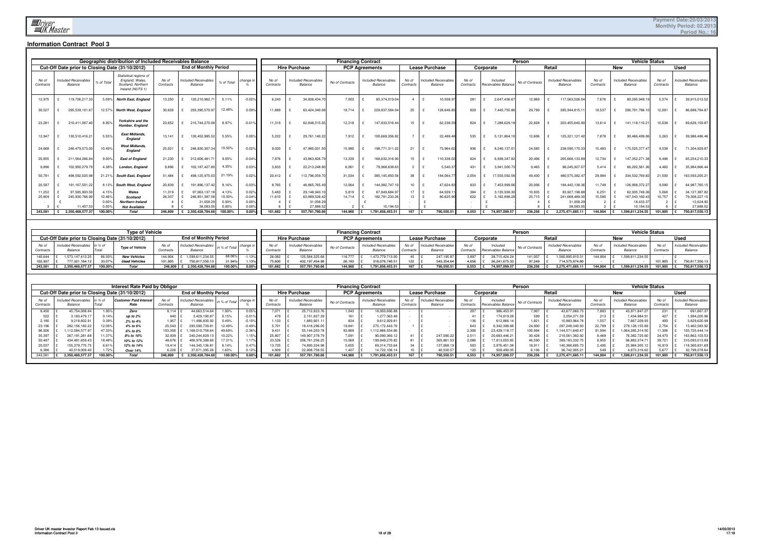## Information Contract Pool 3

Payment Date:20/03/2013
Monthly Period: 02.2013
Period No.: 16

### Geographic distribution of Included Receivables Balance

| Cut-Off Date prior to Closing Date (31/10/2012) | | | | End of Monthly Period | | | | Financing Contract | | | | | | Person | | | | Vehicle Status | | | |
|---|---|---|---|---|---|---|---|---|---|---|---|---|---|---|---|---|---|---|---|---|---|
| | | | | | | | | Hire Purchase | | PCP Agreements | | Lease Purchase | | Corporate | | Retail | | New | | Used | |
| No of Contracts | Included Receivables Balance | % of Total | Statistical regions of England, Wales, Scotland, Northern Ireland (NUTS 1) | No of Contracts | Included Receivables Balance | % of Total | change in % | No of Contracts | Included Receivables Balance | No of Contracts | Included Receivables Balance | No of Contracts | Included Receivables Balance | No of Contracts | Included Receivables Balance | No of Contracts | Included Receivables Balance | No of Contracts | Included Receivables Balance | No of Contracts | Included Receivables Balance |
| 12,975 | £ 119,726,217.33 | 5.09% | North East, England | 13,250 | £ 120,210,962.71 | 5.11% | -0.02% | 6,243 | £ 34,826,434.70 | 7,003 | £ 85,374,019.04 | 4 | £ 10,508.97 | 281 | £ 2,647,436.67 | 12,969 | £ 117,563,526.04 | 7,676 | £ 80,295,949.19 | 5,574 | £ 39,915,013.52 |
| 30,527 | £ 295,539,101.67 | 12.57% | North West, England | 30,628 | £ 293,390,570.97 | 12.48% | 0.09% | 11,889 | £ 63,424,340.08 | 18,714 | £ 229,837,584.04 | 25 | £ 128,646.85 | 829 | £ 7,445,755.86 | 29,799 | £ 285,944,815.11 | 18,537 | £ 206,701,786.10 | 12,091 | £ 86,688,784.87 |
| 23,281 | £ 210,411,067.40 | 8.95% | Yorkshire and the Humber, England | 23,652 | £ 210,744,270.08 | 8.97% | -0.01% | 11,319 | £ 62,848,515.05 | 12,318 | £ 147,833,516.44 | 15 | £ 62,238.59 | 824 | £ 7,288,629.18 | 22,828 | £ 203,455,640.90 | 13,614 | £ 141,118,110.21 | 10,038 | £ 69,626,159.87 |
| 12,947 | £ 130,510,416.21 | 5.55% | East Midlands, England | 13,141 | £ 130,452,985.52 | 5.55% | 0.00% | 5,222 | £ 29,761,140.22 | 7,912 | £ 100,669,356.82 | 7 | £ 22,488.48 | 535 | £ 5,131,864.10 | 12,606 | £ 125,321,121.42 | 7,878 | £ 90,466,499.06 | 5,263 | £ 39,986,486.46 |
| 24,668 | £ 246,479,573.00 | 10.49% | West Midlands, England | 25,021 | £ 246,830,307.34 | 10.50% | -0.02% | 9,020 | £ 47,985,031.50 | 15,980 | £ 198,771,311.22 | 21 | £ 73,964.62 | 936 | £ 8,240,137.01 | 24,085 | £ 238,590,170.33 | 15,483 | £ 175,525,377.47 | 9,538 | £ 71,304,929.87 |
| 20,855 | £ 211,564,266.84 | 9.00% | East of England | 21,230 | £ 212,606,481.71 | 9.05% | -0.04% | 7,876 | £ 43,863,826.79 | 13,339 | £ 168,632,316.90 | 15 | £ 110,338.02 | 824 | £ 6,938,347.82 | 20,406 | £ 205,668,133.89 | 12,734 | £ 147,352,271.38 | 8,496 | £ 65,254,210.33 |
| 9,896 | £ 102,950,279.79 | 4.38% | London, England | 9,896 | £ 102,187,427.80 | 4.35% | 0.03% | 3,833 | £ 22,213,248.80 | 6,061 | £ 79,968,638.63 | 2 | £ 5,540.37 | 431 | £ 3,941,500.73 | 9,465 | £ 98,245,927.07 | 5,414 | £ 66,202,561.36 | 4,482 | £ 35,984,866.44 |
| 50,781 | £ 498,592,025.98 | 21.21% | South East, England | 51,484 | £ 498,125,975.03 | 21.19% | 0.02% | 20,412 | £ 112,796,059.70 | 31,034 | £ 385,145,850.56 | 38 | £ 184,064.77 | 2,054 | £ 17,550,592.56 | 49,430 | £ 480,575,382.47 | 29,984 | £ 334,532,769.82 | 21,500 | £ 163,593,205.21 |
| 20,587 | £ 191,167,501.22 | 8.13% | South West, England | 20,839 | £ 191,896,137.42 | 8.16% | -0.03% | 8,765 | £ 46,865,765.49 | 12,064 | £ 144,982,747.10 | 10 | £ 47,624.83 | 833 | £ 7,453,999.06 | 20,006 | £ 184,442,138.36 | 11,749 | £ 126,908,372.27 | 9,090 | £ 64,987,765.15 |
| 11,252 | £ 97,585,903.50 | 4.15% | Wales | 11,319 | £ 97,063,137.18 | 4.13% | 0.02% | 5,483 | £ 29,148,943.10 | 5,819 | £ 67,849,684.97 | 17 | £ 64,509.11 | 384 | £ 3,135,938.30 | 10,935 | £ 93,927,198.88 | 6,251 | £ 62,935,749.36 | 5,068 | £ 34,127,387.82 |
| 25,809 | £ 245,930,766.90 | 10.46% | Scotland | 26,337 | £ 246,851,387.58 | 10.50% | -0.04% | 11,610 | £ 63,989,528.42 | 14,714 | £ 182,781,233.26 | 13 | £ 80,625.90 | 622 | £ 5,182,898.28 | 25,715 | £ 241,668,489.30 | 15,580 | £ 167,543,160.43 | 10,757 | £ 79,308,227.15 |
| - | £ - | 0.00% | Northern Ireland | 4 | £ 31,058.29 | 0.00% | 0.00% | 4 | £ 31,058.29 | - | £ - | - | £ - | - | £ - | 4 | £ 31,058.29 | 2 | £ 18,433.37 | 2 | £ 12,624.92 |
| 3 | £ 11,457.53 | 0.00% | Not Available | 8 | £ 38,083.05 | 0.00% | 0.00% | 6 | £ 27,888.52 | 2 | £ 10,194.53 | - | £ - | - | £ - | 8 | £ 38,083.05 | 2 | £ 10,194.53 | 6 | £ 27,888.52 |
| 243,581 | £ 2,350,468,577.37 | 100.00% | Total | 246,809 | £ 2,350,428,784.68 | 100.00% | 0.00% | 101,682 | £ 557,781,780.66 | 144,960 | £ 1,791,856,453.51 | 167 | £ 790,550.51 | 8,553 | £ 74,957,099.57 | 238,256 | £ 2,275,471,685.11 | 144,904 | £ 1,599,611,234.55 | 101,905 | £ 750,817,550.13 |

### Type of Vehicle

| Cut-Off Date prior to Closing Date (31/10/2012) | | | | End of Monthly Period | | | | Financing Contract | | | | | | Person | | | | Vehicle Status | | | |
|---|---|---|---|---|---|---|---|---|---|---|---|---|---|---|---|---|---|---|---|---|---|
| | | | | | | | | Hire Purchase | | PCP Agreements | | Lease Purchase | | Corporate | | Retail | | New | | Used | |
| No of Contracts | Included Receivables Balance | in % of Total | Type of Vehicle | No of Contracts | Included Receivables Balance | in % of Total | change in % | No of Contracts | Included Receivables Balance | No of Contracts | Included Receivables Balance | No of Contracts | Included Receivables Balance | No of Contracts | Included Receivables Balance | No of Contracts | Included Receivables Balance | No of Contracts | Included Receivables Balance | No of Contracts | Included Receivables Balance |
| 140,644 | £ 1,573,147,413.25 | 66.93% | New Vehicles | 144,904 | £ 1,599,611,234.55 | 68.06% | -1.13% | 26,082 | £ 125,584,325.68 | 118,777 | £ 1,473,779,713.00 | 45 | £ 247,195.87 | 3,897 | £ 38,715,424.24 | 141,007 | £ 1,560,895,810.31 | 144,904 | £ 1,599,611,234.55 | - | £ - |
| 102,937 | £ 777,321,164.12 | 33.07% | Used Vehicles | 101,905 | £ 750,817,550.13 | 31.94% | 1.13% | 75,600 | £ 432,197,454.98 | 26,183 | £ 318,076,740.51 | 122 | £ 543,354.64 | 4,656 | £ 36,241,675.33 | 97,249 | £ 714,575,874.80 | - | £ - | 101,905 | £ 750,817,550.13 |
| 243,581 | £ 2,350,468,577.37 | 100.00% | Total | 246,809 | £ 2,350,428,784.68 | 100.00% | 0.00% | 101,682 | £ 557,781,780.66 | 144,960 | £ 1,791,856,453.51 | 167 | £ 790,550.51 | 8,553 | £ 74,957,099.57 | 238,256 | £ 2,275,471,685.11 | 144,904 | £ 1,599,611,234.55 | 101,905 | £ 750,817,550.13 |

### Interest Rate Paid by Obligor

| Cut-Off Date prior to Closing Date (31/10/2012) | | | | End of Monthly Period | | | | Financing Contract | | | | | | Person | | | | Vehicle Status | | | |
|---|---|---|---|---|---|---|---|---|---|---|---|---|---|---|---|---|---|---|---|---|---|
| | | | | | | | | Hire Purchase | | PCP Agreements | | Lease Purchase | | Corporate | | Retail | | New | | Used | |
| No of Contracts | Included Receivables Balance | in % of Total | Customer Paid Interest Rate | No of Contracts | Included Receivables Balance | in % of Total | change in % | No of Contracts | Included Receivables Balance | No of Contracts | Included Receivables Balance | No of Contracts | Included Receivables Balance | No of Contracts | Included Receivables Balance | No of Contracts | Included Receivables Balance | No of Contracts | Included Receivables Balance | No of Contracts | Included Receivables Balance |
| 8,450 | £ 45,754,008.84 | 1.95% | Zero | 8,114 | £ 44,663,514.64 | 1.90% | 0.05% | 7,071 | £ 25,712,823.76 | 1,043 | £ 18,950,690.88 | - | £ - | 207 | £ 986,453.91 | 7,907 | £ 43,677,060.73 | 7,883 | £ 43,971,847.27 | 231 | £ 691,667.37 |
| 522 | £ 3,183,479.17 | 0.14% | up to 2% | 640 | £ 3,429,190.87 | 0.15% | -0.01% | 479 | £ 2,151,827.39 | 161 | £ 1,277,363.48 | - | £ - | 41 | £ 174,819.28 | 599 | £ 3,254,371.59 | 213 | £ 1,434,984.91 | 427 | £ 1,994,205.96 |
| 2,180 | £ 9,218,602.91 | 0.39% | 2% to 4% | 1,957 | £ 11,496,830.92 | 0.49% | -0.10% | 1,133 | £ 1,883,901.11 | 824 | £ 9,612,929.81 | - | £ - | 136 | £ 612,866.14 | 1,821 | £ 10,883,964.78 | 1,557 | £ 7,667,209.93 | 400 | £ 3,829,620.99 |
| 23,196 | £ 282,156,182.22 | 12.00% | 4% to 6% | 25,543 | £ 293,590,739.81 | 12.49% | -0.49% | 5,701 | £ 18,418,296.05 | 19,841 | £ 275,172,443.76 | 1 | £ - | 643 | £ 6,342,398.88 | 24,900 | £ 287,248,340.93 | 22,789 | £ 278,128,155.89 | 2,754 | £ 15,462,583.92 |
| 96,926 | £ 1,112,584,577.97 | 47.33% | 6% to 8% | 103,300 | £ 1,168,010,758.64 | 49.69% | -2.36% | 9,431 | £ 55,144,203.78 | 93,869 | £ 1,112,866,554.86 | - | £ - | 2,306 | £ 23,439,118.17 | 100,994 | £ 1,144,571,640.47 | 91,994 | £ 1,064,285,314.50 | 11,306 | £ 103,725,444.14 |
| 35,397 | £ 267,191,281.68 | 11.37% | 8% to 10% | 32,939 | £ 240,244,829.13 | 10.22% | 1.15% | 25,807 | £ 149,907,378.79 | 7,091 | £ 90,090,360.12 | 41 | £ 247,090.22 | 2,511 | £ 20,683,446.21 | 30,428 | £ 219,561,382.92 | 8,469 | £ 76,382,725.60 | 24,470 | £ 163,862,103.53 |
| 50,487 | £ 434,481,659.43 | 18.48% | 10% to 12% | 48,676 | £ 406,976,388.60 | 17.31% | 1.17% | 33,526 | £ 206,761,256.25 | 15,069 | £ 199,849,270.82 | 81 | £ 365,861.53 | 2,086 | £ 17,813,055.85 | 46,590 | £ 389,163,332.75 | 8,955 | £ 96,883,374.71 | 39,721 | £ 310,093,013.89 |
| 20,037 | £ 155,379,775.75 | 6.61% | 12% to 14% | 19,414 | £ 144,345,136.81 | 6.14% | 0.47% | 13,725 | £ 74,893,334.98 | 5,655 | £ 69,314,733.64 | 34 | £ 137,068.19 | 503 | £ 3,976,451.08 | 18,911 | £ 140,368,685.73 | 2,495 | £ 25,984,305.12 | 16,919 | £ 118,360,831.69 |
| 6,386 | £ 40,519,009.40 | 1.72% | Over 14% | 6,226 | £ 37,671,395.26 | 1.60% | 0.12% | 4,809 | £ 22,908,758.55 | 1,407 | £ 14,722,106.14 | 10 | £ 40,530.57 | 120 | £ 928,490.05 | 6,106 | £ 36,742,905.21 | 549 | £ 4,873,316.62 | 5,677 | £ 32,798,078.64 |
| 243,581 | £ 2,350,468,577.37 | 100.00% | Total | 246,809 | £ 2,350,428,784.68 | 100.00% | 0.00% | 101,682 | £ 557,781,780.66 | 144,960 | £ 1,791,856,453.51 | 167 | £ 790,550.51 | 8,553 | £ 74,957,099.57 | 238,256 | £ 2,275,471,685.11 | 144,904 | £ 1,599,611,234.55 | 101,905 | £ 750,817,550.13 |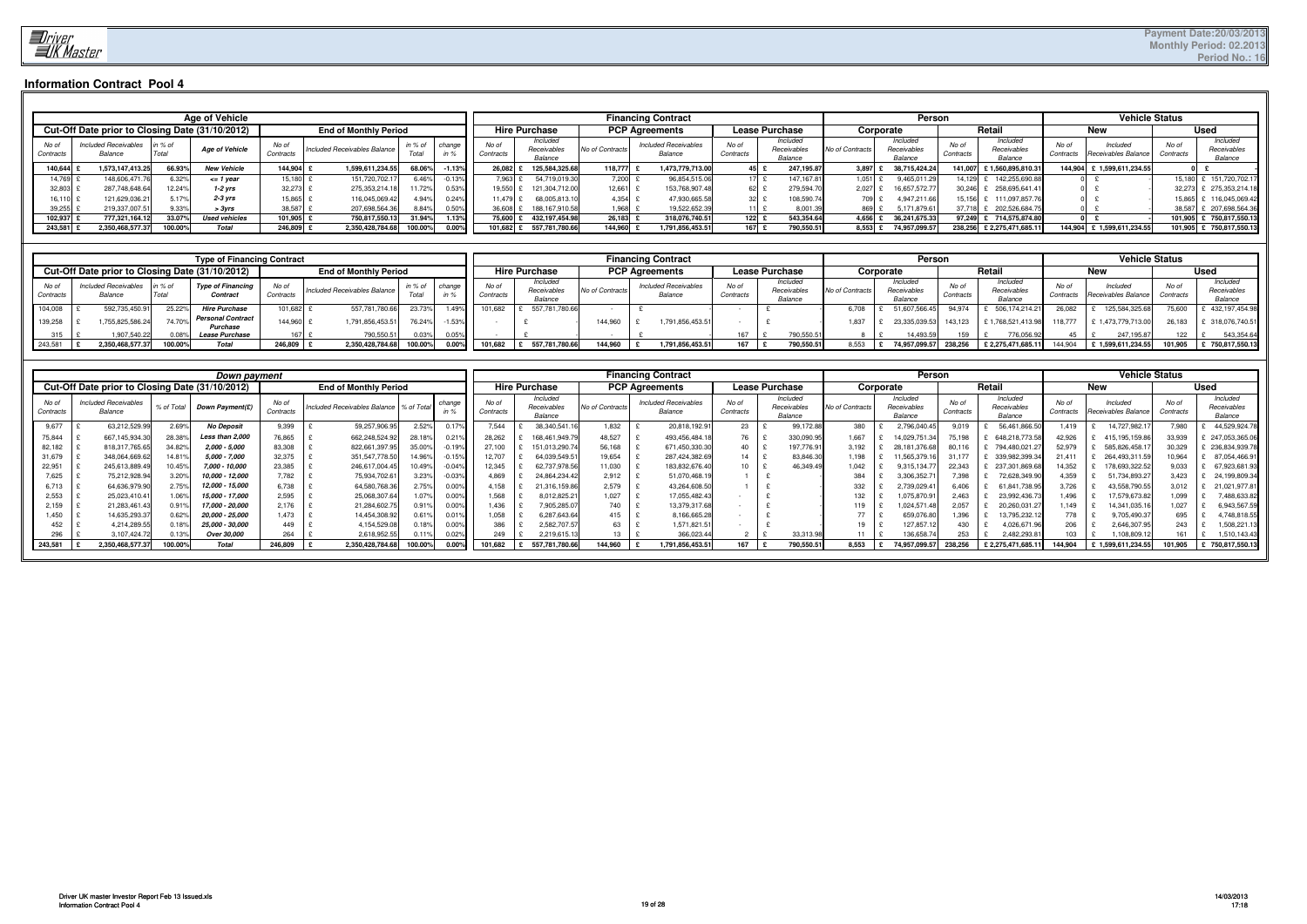## Information Contract Pool 4

| Age of Vehicle | | | | | | | | | Financing Contract | | | | | | Person | | | | Vehicle Status | | | |
|---|---|---|---|---|---|---|---|---|---|---|---|---|---|---|---|---|---|---|---|---|---|---|
| Cut-Off Date prior to Closing Date (31/10/2012) | | | | End of Monthly Period | | | | | Hire Purchase | | PCP Agreements | | Lease Purchase | | Corporate | | Retail | | New | | Used | |
| No of Contracts | Included Receivables Balance | in % of Total | Age of Vehicle | No of Contracts | Included Receivables Balance | in % of Total | change in % | | No of Contracts | Included Receivables Balance | No of Contracts | Included Receivables Balance | No of Contracts | Included Receivables Balance | No of Contracts | Included Receivables Balance | No of Contracts | Included Receivables Balance | No of Contracts | Included Receivables Balance | No of Contracts | Included Receivables Balance |
| 140,644 | £ 1,573,147,413.25 | 66.93% | New Vehicle | 144,904 | £ 1,599,611,234.55 | 68.06% | -1.13% | | 26,082 | £ 125,584,325.68 | 118,777 | £ 1,473,779,713.00 | 45 | £ 247,195.87 | 3,897 | £ 38,715,424.24 | 141,007 | £ 1,560,895,810.31 | 144,904 | £ 1,599,611,234.55 | 0 | £ - |
| 14,769 | £ 148,606,471.76 | 6.32% | <= 1 year | 15,180 | £ 151,720,702.17 | 6.46% | -0.13% | | 7,963 | £ 54,719,019.30 | 7,200 | £ 96,854,515.06 | 17 | £ 147,167.81 | 1,051 | £ 9,465,011.29 | 14,129 | £ 142,255,690.88 | 0 | £ - | 15,180 | £ 151,720,702.17 |
| 32,803 | £ 287,748,648.64 | 12.24% | 1-2 yrs | 32,273 | £ 275,353,214.18 | 11.72% | 0.53% | | 19,550 | £ 121,304,712.00 | 12,661 | £ 153,768,907.48 | 62 | £ 279,594.70 | 2,027 | £ 16,657,572.77 | 30,246 | £ 258,695,641.41 | 0 | £ - | 32,273 | £ 275,353,214.18 |
| 16,110 | £ 121,629,036.21 | 5.17% | 2-3 yrs | 15,865 | £ 116,045,069.42 | 4.94% | 0.24% | | 11,479 | £ 68,005,813.10 | 4,354 | £ 47,930,665.58 | 32 | £ 108,590.74 | 709 | £ 4,947,211.66 | 15,156 | £ 111,097,857.76 | 0 | £ - | 15,865 | £ 116,045,069.42 |
| 39,255 | £ 219,337,007.51 | 9.33% | > 3yrs | 38,587 | £ 207,698,564.36 | 8.84% | 0.50% | | 36,608 | £ 188,167,910.58 | 1,968 | £ 19,522,652.39 | 11 | £ 8,001.39 | 869 | £ 5,171,879.61 | 37,718 | £ 202,526,684.75 | 0 | £ - | 38,587 | £ 207,698,564.36 |
| 102,937 | £ 777,321,164.12 | 33.07% | Used vehicles | 101,905 | £ 750,817,550.13 | 31.94% | 1.13% | | 75,600 | £ 432,197,454.98 | 26,183 | £ 318,076,740.51 | 122 | £ 543,354.64 | 4,656 | £ 36,241,675.33 | 97,249 | £ 714,575,874.80 | 0 | £ - | 101,905 | £ 750,817,550.13 |
| 243,581 | £ 2,350,468,577.37 | 100.00% | Total | 246,809 | £ 2,350,428,784.68 | 100.00% | 0.00% | | 101,682 | £ 557,781,780.66 | 144,960 | £ 1,791,856,453.51 | 167 | £ 790,550.51 | 8,553 | £ 74,957,099.57 | 238,256 | £ 2,275,471,685.11 | 144,904 | £ 1,599,611,234.55 | 101,905 | £ 750,817,550.13 |

| Type of Financing Contract | | | | | | | | | Financing Contract | | | | | | Person | | | | Vehicle Status | | | |
|---|---|---|---|---|---|---|---|---|---|---|---|---|---|---|---|---|---|---|---|---|---|---|
| Cut-Off Date prior to Closing Date (31/10/2012) | | | | End of Monthly Period | | | | | Hire Purchase | | PCP Agreements | | Lease Purchase | | Corporate | | Retail | | New | | Used | |
| No of Contracts | Included Receivables Balance | in % of Total | Type of Financing Contract | No of Contracts | Included Receivables Balance | in % of Total | change in % | | No of Contracts | Included Receivables Balance | No of Contracts | Included Receivables Balance | No of Contracts | Included Receivables Balance | No of Contracts | Included Receivables Balance | No of Contracts | Included Receivables Balance | No of Contracts | Included Receivables Balance | No of Contracts | Included Receivables Balance |
| 104,008 | £ 592,735,450.91 | 25.22% | Hire Purchase | 101,682 | £ 557,781,780.66 | 23.73% | 1.49% | | 101,682 | £ 557,781,780.66 | - | £ - | - | £ - | 6,708 | £ 51,607,566.45 | 94,974 | £ 506,174,214.21 | 26,082 | £ 125,584,325.68 | 75,600 | £ 432,197,454.98 |
| 139,258 | £ 1,755,825,586.24 | 74.70% | Personal Contract Purchase | 144,960 | £ 1,791,856,453.51 | 76.24% | -1.53% | | - | £ - | 144,960 | £ 1,791,856,453.51 | - | £ - | 1,837 | £ 23,335,039.53 | 143,123 | £ 1,768,521,413.98 | 118,777 | £ 1,473,779,713.00 | 26,183 | £ 318,076,740.51 |
| 315 | £ 1,907,540.22 | 0.08% | Lease Purchase | 167 | £ 790,550.51 | 0.03% | 0.05% | | - | £ - | - | £ - | 167 | £ 790,550.51 | 8 | £ 14,493.59 | 159 | £ 776,056.92 | 45 | £ 247,195.87 | 122 | £ 543,354.64 |
| 243,581 | £ 2,350,468,577.37 | 100.00% | Total | 246,809 | £ 2,350,428,784.68 | 100.00% | 0.00% | | 101,682 | £ 557,781,780.66 | 144,960 | £ 1,791,856,453.51 | 167 | £ 790,550.51 | 8,553 | £ 74,957,099.57 | 238,256 | £ 2,275,471,685.11 | 144,904 | £ 1,599,611,234.55 | 101,905 | £ 750,817,550.13 |

| Down payment | | | | | | | | | Financing Contract | | | | | | Person | | | | Vehicle Status | | | |
|---|---|---|---|---|---|---|---|---|---|---|---|---|---|---|---|---|---|---|---|---|---|---|
| Cut-Off Date prior to Closing Date (31/10/2012) | | | | End of Monthly Period | | | | | Hire Purchase | | PCP Agreements | | Lease Purchase | | Corporate | | Retail | | New | | Used | |
| No of Contracts | Included Receivables Balance | % of Total | Down Payment(£) | No of Contracts | Included Receivables Balance | % of Total | change in % | | No of Contracts | Included Receivables Balance | No of Contracts | Included Receivables Balance | No of Contracts | Included Receivables Balance | No of Contracts | Included Receivables Balance | No of Contracts | Included Receivables Balance | No of Contracts | Included Receivables Balance | No of Contracts | Included Receivables Balance |
| 9,677 | £ 63,212,529.99 | 2.69% | No Deposit | 9,399 | £ 59,257,906.95 | 2.52% | 0.17% | | 7,544 | £ 38,340,541.16 | 1,832 | £ 20,818,192.91 | 23 | £ 99,172.88 | 380 | £ 2,796,040.45 | 9,019 | £ 56,461,866.50 | 1,419 | £ 14,727,982.17 | 7,980 | £ 44,529,924.78 |
| 75,844 | £ 667,145,934.30 | 28.38% | Less than 2,000 | 76,865 | £ 662,248,524.92 | 28.18% | 0.21% | | 28,262 | £ 168,461,949.79 | 48,527 | £ 493,456,484.18 | 76 | £ 330,090.95 | 1,667 | £ 14,029,751.34 | 75,198 | £ 648,218,773.58 | 42,926 | £ 415,195,159.86 | 33,939 | £ 247,053,365.06 |
| 82,182 | £ 818,317,765.65 | 34.82% | 2,000 - 5,000 | 83,308 | £ 822,661,397.95 | 35.00% | -0.19% | | 27,100 | £ 151,013,290.74 | 56,168 | £ 671,450,330.30 | 40 | £ 197,776.91 | 3,192 | £ 28,181,376.68 | 80,116 | £ 794,480,021.27 | 52,979 | £ 585,826,458.17 | 30,329 | £ 236,834,939.78 |
| 31,679 | £ 348,064,669.62 | 14.81% | 5,000 - 7,000 | 32,375 | £ 351,547,778.50 | 14.96% | -0.15% | | 12,707 | £ 64,039,549.51 | 19,654 | £ 287,424,382.69 | 14 | £ 83,846.30 | 1,198 | £ 11,565,379.16 | 31,177 | £ 339,982,399.34 | 21,411 | £ 264,493,311.59 | 10,964 | £ 87,054,466.91 |
| 22,951 | £ 245,613,889.49 | 10.45% | 7,000 - 10,000 | 23,385 | £ 246,617,004.45 | 10.49% | -0.04% | | 12,345 | £ 62,737,978.56 | 11,030 | £ 183,832,676.40 | 10 | £ 46,349.49 | 1,042 | £ 9,315,134.77 | 22,343 | £ 237,301,869.68 | 14,352 | £ 178,693,322.52 | 9,033 | £ 67,923,681.93 |
| 7,625 | £ 75,212,928.94 | 3.20% | 10,000 - 12,000 | 7,782 | £ 75,934,702.61 | 3.23% | -0.03% | | 4,869 | £ 24,864,234.42 | 2,912 | £ 51,070,468.19 | 1 | £ - | 384 | £ 3,306,352.71 | 7,398 | £ 72,628,349.90 | 4,359 | £ 51,734,893.27 | 3,423 | £ 24,199,809.34 |
| 6,713 | £ 64,636,979.90 | 2.75% | 12,000 - 15,000 | 6,738 | £ 64,580,768.36 | 2.75% | 0.00% | | 4,158 | £ 21,316,159.86 | 2,579 | £ 43,264,608.50 | 1 | £ - | 332 | £ 2,739,029.41 | 6,406 | £ 61,841,738.95 | 3,726 | £ 43,558,790.55 | 3,012 | £ 21,021,977.81 |
| 2,553 | £ 25,023,410.41 | 1.06% | 15,000 - 17,000 | 2,595 | £ 25,068,307.64 | 1.07% | 0.00% | | 1,568 | £ 8,012,825.21 | 1,027 | £ 17,055,482.43 | - | £ - | 132 | £ 1,075,870.91 | 2,463 | £ 23,992,436.73 | 1,496 | £ 17,579,673.82 | 1,099 | £ 7,488,633.82 |
| 2,159 | £ 21,283,461.43 | 0.91% | 17,000 - 20,000 | 2,176 | £ 21,284,602.75 | 0.91% | 0.00% | | 1,436 | £ 7,905,285.07 | 740 | £ 13,379,317.68 | - | £ - | 119 | £ 1,024,571.48 | 2,057 | £ 20,260,031.27 | 1,149 | £ 14,341,035.16 | 1,027 | £ 6,943,567.59 |
| 1,450 | £ 14,635,293.37 | 0.62% | 20,000 - 25,000 | 1,473 | £ 14,454,308.92 | 0.61% | 0.01% | | 1,058 | £ 6,287,643.64 | 415 | £ 8,166,665.28 | - | £ - | 77 | £ 659,076.80 | 1,396 | £ 13,795,232.12 | 778 | £ 9,705,490.37 | 695 | £ 4,748,818.55 |
| 452 | £ 4,214,289.55 | 0.18% | 25,000 - 30,000 | 449 | £ 4,154,529.08 | 0.18% | 0.00% | | 386 | £ 2,582,707.57 | 63 | £ 1,571,821.51 | - | £ - | 19 | £ 127,857.12 | 430 | £ 4,026,671.96 | 206 | £ 2,646,307.95 | 243 | £ 1,508,221.13 |
| 296 | £ 3,107,424.72 | 0.13% | Over 30,000 | 264 | £ 2,618,952.55 | 0.11% | 0.02% | | 249 | £ 2,219,615.13 | 13 | £ 366,023.44 | 2 | £ 33,313.98 | 11 | £ 136,658.74 | 253 | £ 2,482,293.81 | 103 | £ 1,108,809.12 | 161 | £ 1,510,143.43 |
| 243,581 | £ 2,350,468,577.37 | 100.00% | Total | 246,809 | £ 2,350,428,784.68 | 100.00% | 0.00% | | 101,682 | £ 557,781,780.66 | 144,960 | £ 1,791,856,453.51 | 167 | £ 790,550.51 | 8,553 | £ 74,957,099.57 | 238,256 | £ 2,275,471,685.11 | 144,904 | £ 1,599,611,234.55 | 101,905 | £ 750,817,550.13 |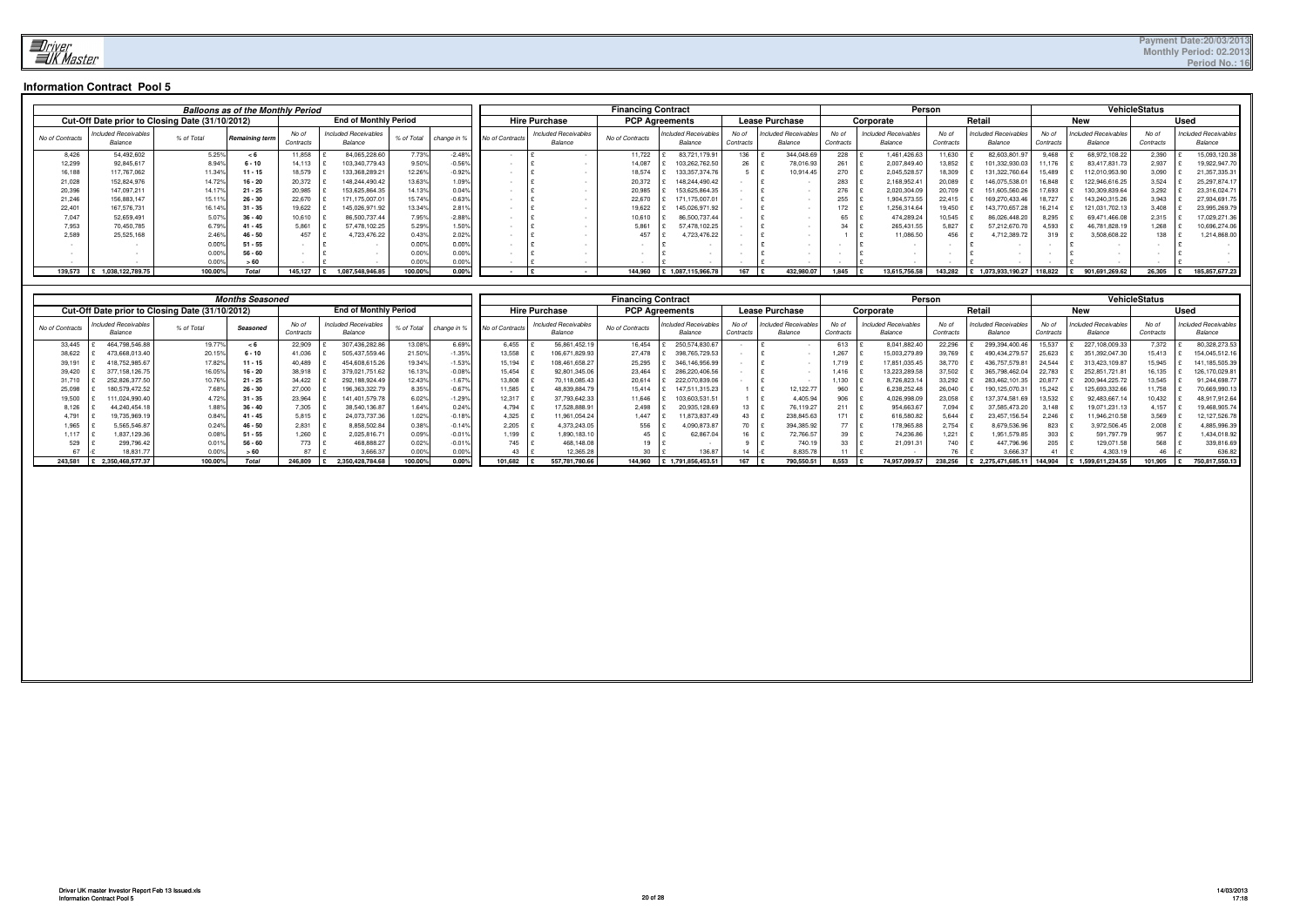# Information Contract Pool 5

**Payment Date:20/03/2013**
**Monthly Period: 02.2013**
**Period No.: 16**

| Balloons as of the Monthly Period | | | | | | | | | Financing Contract | | | | | | | Person | | | | VehicleStatus | | | |
|---|---|---|---|---|---|---|---|---|---|---|---|---|---|---|---|---|---|---|---|---|---|---|---|
| Cut-Off Date prior to Closing Date (31/10/2012) | | | | End of Monthly Period | | | | | Hire Purchase | | PCP Agreements | | Lease Purchase | | Corporate | | Retail | | New | | Used | |
| No of Contracts | Included Receivables Balance | % of Total | Remaining term | No of Contracts | Included Receivables Balance | % of Total | change in % | No of Contracts | Included Receivables Balance | No of Contracts | Included Receivables Balance | No of Contracts | Included Receivables Balance | No of Contracts | Included Receivables Balance | No of Contracts | Included Receivables Balance | No of Contracts | Included Receivables Balance | No of Contracts | Included Receivables Balance |
| 8,426 | 54,492,602 | 5.25% | < 6 | 11,858 | £ 84,065,228.60 | 7.73% | -2.48% | - | £ - | 11,722 | £ 83,721,179.91 | 136 | £ 344,048.69 | 228 | £ 1,461,426.63 | 11,630 | £ 82,603,801.97 | 9,468 | £ 68,972,108.22 | 2,390 | £ 15,093,120.38 |
| 12,299 | 92,845,617 | 8.94% | 6 - 10 | 14,113 | £ 103,340,779.43 | 9.50% | -0.56% | - | £ - | 14,087 | £ 103,262,762.50 | 26 | £ 78,016.93 | 261 | £ 2,007,849.40 | 13,852 | £ 101,332,930.03 | 11,176 | £ 83,417,831.73 | 2,937 | £ 19,922,947.70 |
| 16,188 | 117,767,062 | 11.34% | 11 - 15 | 18,579 | £ 133,368,289.21 | 12.26% | -0.92% | - | £ - | 18,574 | £ 133,357,374.76 | 5 | £ 10,914.45 | 270 | £ 2,045,528.57 | 18,309 | £ 131,322,760.64 | 15,489 | £ 112,010,953.90 | 3,090 | £ 21,357,335.31 |
| 21,028 | 152,824,976 | 14.72% | 16 - 20 | 20,372 | £ 148,244,490.42 | 13.63% | 1.09% | - | £ - | 20,372 | £ 148,244,490.42 | - | £ - | 283 | £ 2,168,952.41 | 20,089 | £ 146,075,538.01 | 16,848 | £ 122,946,616.25 | 3,524 | £ 25,297,874.17 |
| 20,396 | 147,097,211 | 14.17% | 21 - 25 | 20,985 | £ 153,625,864.35 | 14.13% | 0.04% | - | £ - | 20,985 | £ 153,625,864.35 | - | £ - | 276 | £ 2,020,304.09 | 20,709 | £ 151,605,560.26 | 17,693 | £ 130,309,839.64 | 3,292 | £ 23,316,024.71 |
| 21,246 | 156,883,147 | 15.11% | 26 - 30 | 22,670 | £ 171,175,007.01 | 15.74% | -0.63% | - | £ - | 22,670 | £ 171,175,007.01 | - | £ - | 255 | £ 1,904,573.55 | 22,415 | £ 169,270,433.46 | 18,727 | £ 143,240,315.26 | 3,943 | £ 27,934,691.75 |
| 22,401 | 167,576,731 | 16.14% | 31 - 35 | 19,622 | £ 145,026,971.92 | 13.34% | 2.81% | - | £ - | 19,622 | £ 145,026,971.92 | - | £ - | 172 | £ 1,256,314.64 | 19,450 | £ 143,770,657.28 | 16,214 | £ 121,031,702.13 | 3,408 | £ 23,995,269.79 |
| 7,047 | 52,659,491 | 5.07% | 36 - 40 | 10,610 | £ 86,500,737.44 | 7.95% | -2.88% | - | £ - | 10,610 | £ 86,500,737.44 | - | £ - | 65 | £ 474,289.24 | 10,545 | £ 86,026,448.20 | 8,295 | £ 69,471,466.08 | 2,315 | £ 17,029,271.36 |
| 7,953 | 70,450,785 | 6.79% | 41 - 45 | 5,861 | £ 57,478,102.25 | 5.29% | 1.50% | - | £ - | 5,861 | £ 57,478,102.25 | - | £ - | 34 | £ 265,431.55 | 5,827 | £ 57,212,670.70 | 4,593 | £ 46,781,828.19 | 1,268 | £ 10,696,274.06 |
| 2,589 | 25,525,168 | 2.46% | 46 - 50 | 457 | £ 4,723,476.22 | 0.43% | 2.02% | - | £ - | 457 | £ 4,723,476.22 | - | £ - | 1 | £ 11,086.50 | 456 | £ 4,712,389.72 | 319 | £ 3,508,608.22 | 138 | £ 1,214,868.00 |
| - | - | 0.00% | 51 - 55 | - | £ - | 0.00% | 0.00% | - | £ - | - | £ - | - | £ - | - | £ - | - | £ - | - | £ - | - | £ - |
| - | - | 0.00% | 56 - 60 | - | £ - | 0.00% | 0.00% | - | £ - | - | £ - | - | £ - | - | £ - | - | £ - | - | £ - | - | £ - |
| - | - | 0.00% | > 60 | - | £ - | 0.00% | 0.00% | - | £ - | - | £ - | - | £ - | - | £ - | - | £ - | - | £ - | - | £ - |
| 139,573 | £ 1,038,122,789.75 | 100.00% | Total | 145,127 | £ 1,087,548,946.85 | 100.00% | 0.00% | - | £ - | 144,960 | £ 1,087,115,966.78 | 167 | £ 432,980.07 | 1,845 | £ 13,615,756.58 | 143,282 | £ 1,073,933,190.27 | 118,822 | £ 901,691,269.62 | 26,305 | £ 185,857,677.23 |

| Months Seasoned | | | | | | | | | Financing Contract | | | | | | | Person | | | | VehicleStatus | | | |
|---|---|---|---|---|---|---|---|---|---|---|---|---|---|---|---|---|---|---|---|---|---|---|---|
| Cut-Off Date prior to Closing Date (31/10/2012) | | | | End of Monthly Period | | | | | Hire Purchase | | PCP Agreements | | Lease Purchase | | Corporate | | Retail | | New | | Used | |
| No of Contracts | Included Receivables Balance | % of Total | Seasoned | No of Contracts | Included Receivables Balance | % of Total | change in % | No of Contracts | Included Receivables Balance | No of Contracts | Included Receivables Balance | No of Contracts | Included Receivables Balance | No of Contracts | Included Receivables Balance | No of Contracts | Included Receivables Balance | No of Contracts | Included Receivables Balance | No of Contracts | Included Receivables Balance |
| 33,445 | £ 464,798,546.88 | 19.77% | < 6 | 22,909 | £ 307,436,282.86 | 13.08% | 6.69% | 6,455 | £ 56,861,452.19 | 16,454 | £ 250,574,830.67 | - | £ - | 613 | £ 8,041,882.40 | 22,296 | £ 299,394,400.46 | 15,537 | £ 227,108,009.33 | 7,372 | £ 80,328,273.53 |
| 38,622 | £ 473,668,013.40 | 20.15% | 6 - 10 | 41,036 | £ 505,437,559.46 | 21.50% | -1.35% | 13,558 | £ 106,671,829.93 | 27,478 | £ 398,765,729.53 | - | £ - | 1,267 | £ 15,003,279.89 | 39,769 | £ 490,434,279.57 | 25,623 | £ 351,392,047.30 | 15,413 | £ 154,045,512.16 |
| 39,191 | £ 418,752,985.67 | 17.82% | 11 - 15 | 40,489 | £ 454,608,615.26 | 19.34% | -1.53% | 15,194 | £ 108,461,658.27 | 25,295 | £ 346,146,956.99 | - | £ - | 1,719 | £ 17,851,035.45 | 38,770 | £ 436,757,579.81 | 24,544 | £ 313,423,109.87 | 15,945 | £ 141,185,505.39 |
| 39,420 | £ 377,158,126.75 | 16.05% | 16 - 20 | 38,918 | £ 379,021,751.62 | 16.13% | -0.08% | 15,454 | £ 92,801,345.06 | 23,464 | £ 286,220,406.56 | - | £ - | 1,416 | £ 13,223,289.58 | 37,502 | £ 365,798,462.04 | 22,783 | £ 252,851,721.81 | 16,135 | £ 126,170,029.81 |
| 31,710 | £ 252,826,377.50 | 10.76% | 21 - 25 | 34,422 | £ 292,188,924.49 | 12.43% | -1.67% | 13,808 | £ 70,118,085.43 | 20,614 | £ 222,070,839.06 | - | £ - | 1,130 | £ 8,726,823.14 | 33,292 | £ 283,462,101.35 | 20,877 | £ 200,944,225.72 | 13,545 | £ 91,244,698.77 |
| 25,098 | £ 180,579,472.52 | 7.68% | 26 - 30 | 27,000 | £ 196,363,322.79 | 8.35% | -0.67% | 11,585 | £ 48,839,884.79 | 15,414 | £ 147,511,315.23 | 1 | £ 12,122.77 | 960 | £ 6,238,252.48 | 26,040 | £ 190,125,070.31 | 15,242 | £ 125,693,332.66 | 11,758 | £ 70,669,990.13 |
| 19,500 | £ 111,024,990.40 | 4.72% | 31 - 35 | 23,964 | £ 141,401,579.78 | 6.02% | -1.29% | 12,317 | £ 37,793,642.33 | 11,646 | £ 103,603,531.51 | 1 | £ 4,405.94 | 906 | £ 4,026,998.09 | 23,058 | £ 137,374,581.69 | 13,532 | £ 92,483,667.14 | 10,432 | £ 48,917,912.64 |
| 8,126 | £ 44,240,454.18 | 1.88% | 36 - 40 | 7,305 | £ 38,540,136.87 | 1.64% | 0.24% | 4,794 | £ 17,528,888.91 | 2,498 | £ 20,935,128.69 | 13 | £ 76,119.27 | 211 | £ 954,663.67 | 7,094 | £ 37,585,473.20 | 3,148 | £ 19,071,231.13 | 4,157 | £ 19,468,905.74 |
| 4,791 | £ 19,735,969.19 | 0.84% | 41 - 45 | 5,815 | £ 24,073,737.36 | 1.02% | -0.18% | 4,325 | £ 11,961,054.24 | 1,447 | £ 11,873,837.49 | 43 | £ 238,845.63 | 171 | £ 616,580.82 | 5,644 | £ 23,457,156.54 | 2,246 | £ 11,946,210.58 | 3,569 | £ 12,127,526.78 |
| 1,965 | £ 5,565,546.87 | 0.24% | 46 - 50 | 2,831 | £ 8,858,502.84 | 0.38% | -0.14% | 2,205 | £ 4,373,243.05 | 556 | £ 4,090,873.87 | 70 | £ 394,385.92 | 77 | £ 178,965.88 | 2,754 | £ 8,679,536.96 | 823 | £ 3,972,506.45 | 2,008 | £ 4,885,996.39 |
| 1,117 | £ 1,837,129.36 | 0.08% | 51 - 55 | 1,260 | £ 2,025,816.71 | 0.09% | -0.01% | 1,199 | £ 1,890,183.10 | 45 | £ 62,867.04 | 16 | £ 72,766.57 | 39 | £ 74,236.86 | 1,221 | £ 1,951,579.85 | 303 | £ 591,797.79 | 957 | £ 1,434,018.92 |
| 529 | £ 299,796.42 | 0.01% | 56 - 60 | 773 | £ 468,888.27 | 0.02% | -0.01% | 745 | £ 468,148.08 | 19 | £ - | 9 | £ 740.19 | 33 | £ 21,091.31 | 740 | £ 447,796.96 | 205 | £ 129,071.58 | 568 | £ 339,816.69 |
| 67 | £ 18,831.77 | 0.00% | > 60 | 87 | £ 3,666.37 | 0.00% | 0.00% | 43 | £ 12,365.28 | 30 | £ 136.87 | 14 | -£ 8,835.78 | 11 | £ - | 76 | £ 3,666.37 | 41 | £ 4,303.19 | 46 | -£ 636.82 |
| 243,581 | £ 2,350,468,577.37 | 100.00% | Total | 246,809 | £ 2,350,428,784.68 | 100.00% | 0.00% | 101,682 | £ 557,781,780.66 | 144,960 | £ 1,791,856,453.51 | 167 | £ 790,550.51 | 8,553 | £ 74,957,099.57 | 238,256 | £ 2,275,471,685.11 | 144,904 | £ 1,599,611,234.55 | 101,905 | £ 750,817,550.13 |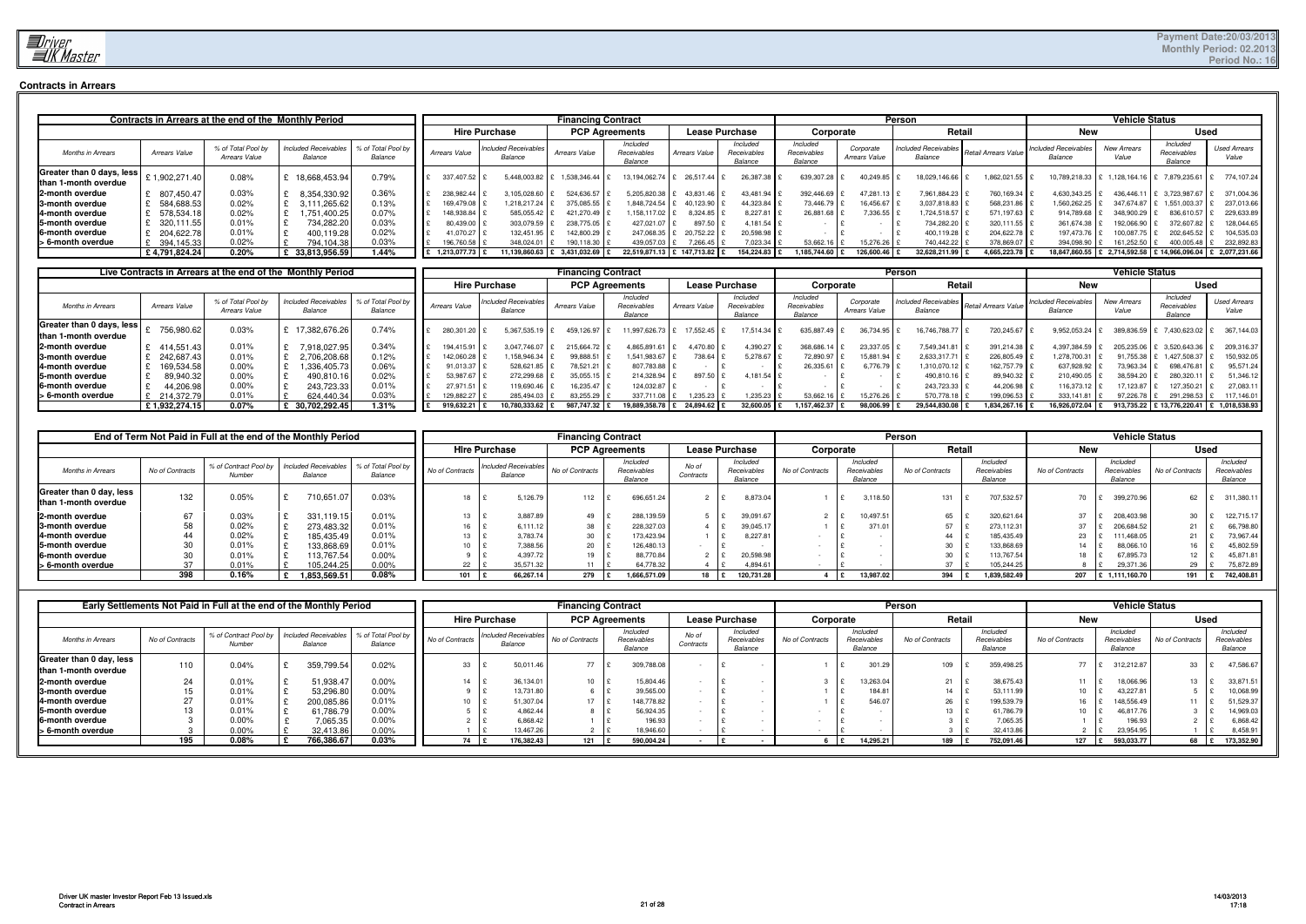## Contracts in Arrears

| Contracts in Arrears at the end of the Monthly Period | | | | | Financing Contract | | | | | | Person | | | | Vehicle Status | | | |
|---|---|---|---|---|---|---|---|---|---|---|---|---|---|---|---|---|---|---|
| | | | | | Hire Purchase | | PCP Agreements | | Lease Purchase | | Corporate | | Retail | | New | | Used | |
| Months in Arrears | Arrears Value | % of Total Pool by Arrears Value | Included Receivables Balance | % of Total Pool by Balance | Arrears Value | Included Receivables Balance | Arrears Value | Included Receivables Balance | Arrears Value | Included Receivables Balance | Included Receivables Balance | Corporate Arrears Value | Included Receivables Balance | Retail Arrears Value | Included Receivables Balance | New Arrears Value | Included Receivables Balance | Used Arrears Value |
| Greater than 0 days, less than 1-month overdue | £ 1,902,271.40 | 0.08% | £ 18,668,453.94 | 0.79% | £ 337,407.52 | £ 5,448,003.82 | £ 1,538,346.44 | £ 13,194,062.74 | £ 26,517.44 | £ 26,387.38 | £ 639,307.28 | £ 40,249.85 | £ 18,029,146.66 | £ 1,862,021.55 | £ 10,789,218.33 | £ 1,128,164.16 | £ 7,879,235.61 | £ 774,107.24 |
| 2-month overdue | £ 807,450.47 | 0.03% | £ 8,354,330.92 | 0.36% | £ 238,982.44 | £ 3,105,028.60 | £ 524,636.57 | £ 5,205,820.38 | £ 43,831.46 | £ 43,481.94 | £ 392,446.69 | £ 47,281.13 | £ 7,961,884.23 | £ 760,169.34 | £ 4,630,343.25 | £ 436,446.11 | £ 3,723,987.67 | £ 371,004.36 |
| 3-month overdue | £ 584,688.53 | 0.02% | £ 3,111,265.62 | 0.13% | £ 169,479.08 | £ 1,218,217.24 | £ 375,085.55 | £ 1,848,724.54 | £ 40,123.90 | £ 44,323.84 | £ 73,446.79 | £ 16,456.67 | £ 3,037,818.83 | £ 568,231.86 | £ 1,560,262.25 | £ 347,674.87 | £ 1,551,003.37 | £ 237,013.66 |
| 4-month overdue | £ 578,534.18 | 0.02% | £ 1,751,400.25 | 0.07% | £ 148,938.84 | £ 585,055.42 | £ 421,270.49 | £ 1,158,117.02 | £ 8,324.85 | £ 8,227.81 | £ 26,881.68 | £ 7,336.55 | £ 1,724,518.57 | £ 571,197.63 | £ 914,789.68 | £ 348,900.29 | £ 836,610.57 | £ 229,633.89 |
| 5-month overdue | £ 320,111.55 | 0.01% | £ 734,282.20 | 0.03% | £ 80,439.00 | £ 303,079.59 | £ 238,775.05 | £ 427,021.07 | £ 897.50 | £ 4,181.54 | £ - | £ - | £ 734,282.20 | £ 320,111.55 | £ 361,674.38 | £ 192,066.90 | £ 372,607.82 | £ 128,044.65 |
| 6-month overdue | £ 204,622.78 | 0.01% | £ 400,119.28 | 0.02% | £ 41,070.27 | £ 132,451.95 | £ 142,800.29 | £ 247,068.35 | £ 20,752.22 | £ 20,598.98 | £ - | £ - | £ 400,119.28 | £ 204,622.78 | £ 197,473.76 | £ 100,087.75 | £ 202,645.52 | £ 104,535.03 |
| > 6-month overdue | £ 394,145.33 | 0.02% | £ 794,104.38 | 0.03% | £ 196,760.58 | £ 348,024.01 | £ 190,118.30 | £ 439,057.03 | £ 7,266.45 | £ 7,023.34 | £ 53,662.16 | £ 15,276.26 | £ 740,442.22 | £ 378,869.07 | £ 394,098.90 | £ 161,252.50 | £ 400,005.48 | £ 232,892.83 |
| | £ 4,791,824.24 | 0.20% | £ 33,813,956.59 | 1.44% | £ 1,213,077.73 | £ 11,139,860.63 | £ 3,431,032.69 | £ 22,519,871.13 | £ 147,713.82 | £ 154,224.83 | £ 1,185,744.60 | £ 126,600.46 | £ 32,628,211.99 | £ 4,665,223.78 | £ 18,847,860.55 | £ 2,714,592.58 | £ 14,966,096.04 | £ 2,077,231.66 |

| Live Contracts in Arrears at the end of the Monthly Period | | | | | Financing Contract | | | | | | Person | | | | Vehicle Status | | | |
|---|---|---|---|---|---|---|---|---|---|---|---|---|---|---|---|---|---|---|
| | | | | | Hire Purchase | | PCP Agreements | | Lease Purchase | | Corporate | | Retail | | New | | Used | |
| Months in Arrears | Arrears Value | % of Total Pool by Arrears Value | Included Receivables Balance | % of Total Pool by Balance | Arrears Value | Included Receivables Balance | Arrears Value | Included Receivables Balance | Arrears Value | Included Receivables Balance | Included Receivables Balance | Corporate Arrears Value | Included Receivables Balance | Retail Arrears Value | Included Receivables Balance | New Arrears Value | Included Receivables Balance | Used Arrears Value |
| Greater than 0 days, less than 1-month overdue | £ 756,980.62 | 0.03% | £ 17,382,676.26 | 0.74% | £ 280,301.20 | £ 5,367,535.19 | £ 459,126.97 | £ 11,997,626.73 | £ 17,552.45 | £ 17,514.34 | £ 635,887.49 | £ 36,734.95 | £ 16,746,788.77 | £ 720,245.67 | £ 9,952,053.24 | £ 389,836.59 | £ 7,430,623.02 | £ 367,144.03 |
| 2-month overdue | £ 414,551.43 | 0.01% | £ 7,918,027.95 | 0.34% | £ 194,415.91 | £ 3,047,746.07 | £ 215,664.72 | £ 4,865,891.61 | £ 4,470.80 | £ 4,390.27 | £ 368,686.14 | £ 23,337.05 | £ 7,549,341.81 | £ 391,214.38 | £ 4,397,384.59 | £ 205,235.06 | £ 3,520,643.36 | £ 209,316.37 |
| 3-month overdue | £ 242,687.43 | 0.01% | £ 2,706,208.68 | 0.12% | £ 142,060.28 | £ 1,158,946.34 | £ 99,888.51 | £ 1,541,983.67 | £ 738.64 | £ 5,278.67 | £ 72,890.97 | £ 15,881.94 | £ 2,633,317.71 | £ 226,805.49 | £ 1,278,700.31 | £ 91,755.38 | £ 1,427,508.37 | £ 150,932.05 |
| 4-month overdue | £ 169,534.58 | 0.00% | £ 1,336,405.73 | 0.06% | £ 91,013.37 | £ 528,621.85 | £ 78,521.21 | £ 807,783.88 | £ - | £ - | £ 26,335.61 | £ 6,776.79 | £ 1,310,070.12 | £ 162,757.79 | £ 637,928.92 | £ 73,963.34 | £ 698,476.81 | £ 95,571.24 |
| 5-month overdue | £ 89,940.32 | 0.00% | £ 490,810.16 | 0.02% | £ 53,987.67 | £ 272,299.68 | £ 35,055.15 | £ 214,328.94 | £ 897.50 | £ 4,181.54 | £ - | £ - | £ 490,810.16 | £ 89,940.32 | £ 210,490.05 | £ 38,594.20 | £ 280,320.11 | £ 51,346.12 |
| 6-month overdue | £ 44,206.98 | 0.00% | £ 243,723.33 | 0.01% | £ 27,971.51 | £ 119,690.46 | £ 16,235.47 | £ 124,032.87 | £ - | £ - | £ - | £ - | £ 243,723.33 | £ 44,206.98 | £ 116,373.12 | £ 17,123.87 | £ 127,350.21 | £ 27,083.11 |
| > 6-month overdue | £ 214,372.79 | 0.01% | £ 624,440.34 | 0.03% | £ 129,882.27 | £ 285,494.03 | £ 83,255.29 | £ 337,711.08 | £ 1,235.23 | £ 1,235.23 | £ 53,662.16 | £ 15,276.26 | £ 570,778.18 | £ 199,096.53 | £ 333,141.81 | £ 97,226.78 | £ 291,298.53 | £ 117,146.01 |
| | £ 1,932,274.15 | 0.07% | £ 30,702,292.45 | 1.31% | £ 919,632.21 | £ 10,780,333.62 | £ 987,747.32 | £ 19,889,358.78 | £ 24,894.62 | £ 32,600.05 | £ 1,157,462.37 | £ 98,006.99 | £ 29,544,830.08 | £ 1,834,267.16 | £ 16,926,072.04 | £ 913,735.22 | £ 13,776,220.41 | £ 1,018,538.93 |

| End of Term Not Paid in Full at the end of the Monthly Period | | | | | Financing Contract | | | | | | Person | | | | Vehicle Status | | | |
|---|---|---|---|---|---|---|---|---|---|---|---|---|---|---|---|---|---|---|
| | | | | | Hire Purchase | | PCP Agreements | | Lease Purchase | | Corporate | | Retail | | New | | Used | |
| Months in Arrears | No of Contracts | % of Contract Pool by Number | Included Receivables Balance | % of Total Pool by Balance | No of Contracts | Included Receivables Balance | No of Contracts | Included Receivables Balance | No of Contracts | Included Receivables Balance | No of Contracts | Included Receivables Balance | No of Contracts | Included Receivables Balance | No of Contracts | Included Receivables Balance | No of Contracts | Included Receivables Balance |
| Greater than 0 day, less than 1-month overdue | 132 | 0.05% | £ 710,651.07 | 0.03% | 18 | £ 5,126.79 | 112 | £ 696,651.24 | 2 | £ 8,873.04 | 1 | £ 3,118.50 | 131 | £ 707,532.57 | 70 | £ 399,270.96 | 62 | £ 311,380.11 |
| 2-month overdue | 67 | 0.03% | £ 331,119.15 | 0.01% | 13 | £ 3,887.89 | 49 | £ 288,139.59 | 5 | £ 39,091.67 | 2 | £ 10,497.51 | 65 | £ 320,621.64 | 37 | £ 208,403.98 | 30 | £ 122,715.17 |
| 3-month overdue | 58 | 0.02% | £ 273,483.32 | 0.01% | 16 | £ 6,111.12 | 38 | £ 228,327.03 | 4 | £ 39,045.17 | 1 | £ 371.01 | 57 | £ 273,112.31 | 37 | £ 206,684.52 | 21 | £ 66,798.80 |
| 4-month overdue | 44 | 0.02% | £ 185,435.49 | 0.01% | 13 | £ 3,783.74 | 30 | £ 173,423.94 | 1 | £ 8,227.81 | - | £ - | 44 | £ 185,435.49 | 23 | £ 111,468.05 | 21 | £ 73,967.44 |
| 5-month overdue | 30 | 0.01% | £ 133,868.69 | 0.01% | 10 | £ 7,388.56 | 20 | £ 126,480.13 | - | £ - | - | £ - | 30 | £ 133,868.69 | 14 | £ 88,066.10 | 16 | £ 45,802.59 |
| 6-month overdue | 30 | 0.01% | £ 113,767.54 | 0.00% | 9 | £ 4,397.72 | 19 | £ 88,770.84 | 2 | £ 20,598.98 | - | £ - | 30 | £ 113,767.54 | 18 | £ 67,895.73 | 12 | £ 45,871.81 |
| > 6-month overdue | 37 | 0.01% | £ 105,244.25 | 0.00% | 22 | £ 35,571.32 | 11 | £ 64,778.32 | 4 | £ 4,894.61 | - | £ - | 37 | £ 105,244.25 | 8 | £ 29,371.36 | 29 | £ 75,872.89 |
| | 398 | 0.16% | £ 1,853,569.51 | 0.08% | 101 | £ 66,267.14 | 279 | £ 1,666,571.09 | 18 | £ 120,731.28 | 4 | £ 13,987.02 | 394 | £ 1,839,582.49 | 207 | £ 1,111,160.70 | 191 | £ 742,408.81 |

| Early Settlements Not Paid in Full at the end of the Monthly Period | | | | | Financing Contract | | | | | | Person | | | | Vehicle Status | | | |
|---|---|---|---|---|---|---|---|---|---|---|---|---|---|---|---|---|---|---|
| | | | | | Hire Purchase | | PCP Agreements | | Lease Purchase | | Corporate | | Retail | | New | | Used | |
| Months in Arrears | No of Contracts | % of Contract Pool by Number | Included Receivables Balance | % of Total Pool by Balance | No of Contracts | Included Receivables Balance | No of Contracts | Included Receivables Balance | No of Contracts | Included Receivables Balance | No of Contracts | Included Receivables Balance | No of Contracts | Included Receivables Balance | No of Contracts | Included Receivables Balance | No of Contracts | Included Receivables Balance |
| Greater than 0 day, less than 1-month overdue | 110 | 0.04% | £ 359,799.54 | 0.02% | 33 | £ 50,011.46 | 77 | £ 309,788.08 | - | £ - | 1 | £ 301.29 | 109 | £ 359,498.25 | 77 | £ 312,212.87 | 33 | £ 47,586.67 |
| 2-month overdue | 24 | 0.01% | £ 51,938.47 | 0.00% | 14 | £ 36,134.01 | 10 | £ 15,804.46 | - | £ - | 3 | £ 13,263.04 | 21 | £ 38,675.43 | 11 | £ 18,066.96 | 13 | £ 33,871.51 |
| 3-month overdue | 15 | 0.01% | £ 53,296.80 | 0.00% | 9 | £ 13,731.80 | 6 | £ 39,565.00 | - | £ - | 1 | £ 184.81 | 14 | £ 53,111.99 | 10 | £ 43,227.81 | 5 | £ 10,068.99 |
| 4-month overdue | 27 | 0.01% | £ 200,085.86 | 0.01% | 10 | £ 51,307.04 | 17 | £ 148,778.82 | - | £ - | 1 | £ 546.07 | 26 | £ 199,539.79 | 16 | £ 148,556.49 | 11 | £ 51,529.37 |
| 5-month overdue | 13 | 0.01% | £ 61,786.79 | 0.00% | 5 | £ 4,862.44 | 8 | £ 56,924.35 | - | £ - | - | £ - | 13 | £ 61,786.79 | 10 | £ 46,817.76 | 3 | £ 14,969.03 |
| 6-month overdue | 3 | 0.00% | £ 7,065.35 | 0.00% | 2 | £ 6,868.42 | 1 | £ 196.93 | - | £ - | - | £ - | 3 | £ 7,065.35 | 1 | £ 196.93 | 2 | £ 6,868.42 |
| > 6-month overdue | 3 | 0.00% | £ 32,413.86 | 0.00% | 1 | £ 13,467.26 | 2 | £ 18,946.60 | - | £ - | - | £ - | 3 | £ 32,413.86 | 2 | £ 23,954.95 | 1 | £ 8,458.91 |
| | 195 | 0.08% | £ 766,386.67 | 0.03% | 74 | £ 176,382.43 | 121 | £ 590,004.24 | - | £ - | 6 | £ 14,295.21 | 189 | £ 752,091.46 | 127 | £ 593,033.77 | 68 | £ 173,352.90 |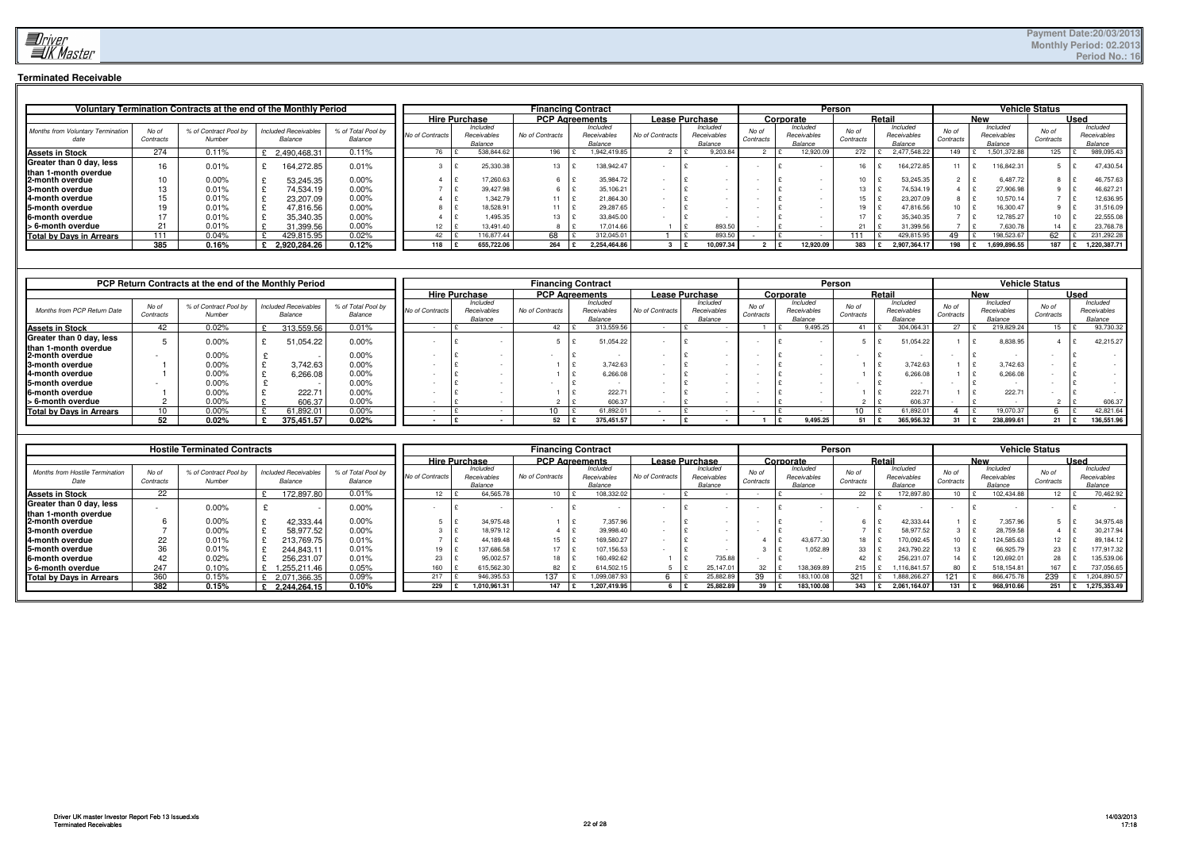## Terminated Receivable

| Voluntary Termination Contracts at the end of the Monthly Period | | | | | Financing Contract | | | | | | Person | | | | Vehicle Status | | | |
|---|---|---|---|---|---|---|---|---|---|---|---|---|---|---|---|---|---|---|
| | | | | | Hire Purchase | | PCP Agreements | | Lease Purchase | | Corporate | | Retail | | New | | Used | |
| Months from Voluntary Termination date | No of Contracts | % of Contract Pool by Number | Included Receivables Balance | % of Total Pool by Balance | No of Contracts | Included Receivables Balance | No of Contracts | Included Receivables Balance | No of Contracts | Included Receivables Balance | No of Contracts | Included Receivables Balance | No of Contracts | Included Receivables Balance | No of Contracts | Included Receivables Balance | No of Contracts | Included Receivables Balance |
| **Assets in Stock** | 274 | 0.11% | £ 2,490,468.31 | 0.11% | 76 | £ 538,844.62 | 196 | £ 1,942,419.85 | 2 | £ 9,203.84 | 2 | £ 12,920.09 | 272 | £ 2,477,548.22 | 149 | £ 1,501,372.88 | 125 | £ 989,095.43 |
| **Greater than 0 day, less than 1-month overdue** | 16 | 0.01% | £ 164,272.85 | 0.01% | 3 | £ 25,330.38 | 13 | £ 138,942.47 | - | £ - | - | £ - | 16 | £ 164,272.85 | 11 | £ 116,842.31 | 5 | £ 47,430.54 |
| **2-month overdue** | 10 | 0.00% | £ 53,245.35 | 0.00% | 4 | £ 17,260.63 | 6 | £ 35,984.72 | - | £ - | - | £ - | 10 | £ 53,245.35 | 2 | £ 6,487.72 | 8 | £ 46,757.63 |
| **3-month overdue** | 13 | 0.01% | £ 74,534.19 | 0.00% | 7 | £ 39,427.98 | 6 | £ 35,106.21 | - | £ - | - | £ - | 13 | £ 74,534.19 | 4 | £ 27,906.98 | 9 | £ 46,627.21 |
| **4-month overdue** | 15 | 0.01% | £ 23,207.09 | 0.00% | 4 | £ 1,342.79 | 11 | £ 21,864.30 | - | £ - | - | £ - | 15 | £ 23,207.09 | 8 | £ 10,570.14 | 7 | £ 12,636.95 |
| **5-month overdue** | 19 | 0.01% | £ 47,816.56 | 0.00% | 8 | £ 18,528.91 | 11 | £ 29,287.65 | - | £ - | - | £ - | 19 | £ 47,816.56 | 10 | £ 16,300.47 | 9 | £ 31,516.09 |
| **6-month overdue** | 17 | 0.01% | £ 35,340.35 | 0.00% | 4 | £ 1,495.35 | 13 | £ 33,845.00 | - | £ - | - | £ - | 17 | £ 35,340.35 | 7 | £ 12,785.27 | 10 | £ 22,555.08 |
| **> 6-month overdue** | 21 | 0.01% | £ 31,399.56 | 0.00% | 12 | £ 13,491.40 | 8 | £ 17,014.66 | 1 | £ 893.50 | - | £ - | 21 | £ 31,399.56 | 7 | £ 7,630.78 | 14 | £ 23,768.78 |
| **Total by Days in Arrears** | 111 | 0.04% | £ 429,815.95 | 0.02% | 42 | £ 116,877.44 | 68 | £ 312,045.01 | 1 | £ 893.50 | - | £ - | 111 | £ 429,815.95 | 49 | £ 198,523.67 | 62 | £ 231,292.28 |
| | **385** | **0.16%** | **£ 2,920,284.26** | **0.12%** | **118** | **£ 655,722.06** | **264** | **£ 2,254,464.86** | **3** | **£ 10,097.34** | **2** | **£ 12,920.09** | **383** | **£ 2,907,364.17** | **198** | **£ 1,699,896.55** | **187** | **£ 1,220,387.71** |

| PCP Return Contracts at the end of the Monthly Period | | | | | Financing Contract | | | | | | Person | | | | Vehicle Status | | | |
|---|---|---|---|---|---|---|---|---|---|---|---|---|---|---|---|---|---|---|
| | | | | | Hire Purchase | | PCP Agreements | | Lease Purchase | | Corporate | | Retail | | New | | Used | |
| Months from PCP Return Date | No of Contracts | % of Contract Pool by Number | Included Receivables Balance | % of Total Pool by Balance | No of Contracts | Included Receivables Balance | No of Contracts | Included Receivables Balance | No of Contracts | Included Receivables Balance | No of Contracts | Included Receivables Balance | No of Contracts | Included Receivables Balance | No of Contracts | Included Receivables Balance | No of Contracts | Included Receivables Balance |
| **Assets in Stock** | 42 | 0.02% | £ 313,559.56 | 0.01% | - | £ - | 42 | £ 313,559.56 | - | £ - | 1 | £ 9,495.25 | 41 | £ 304,064.31 | 27 | £ 219,829.24 | 15 | £ 93,730.32 |
| **Greater than 0 day, less than 1-month overdue** | 5 | 0.00% | £ 51,054.22 | 0.00% | - | £ - | 5 | £ 51,054.22 | - | £ - | - | £ - | 5 | £ 51,054.22 | 1 | £ 8,838.95 | 4 | £ 42,215.27 |
| **2-month overdue** | - | 0.00% | £ - | 0.00% | - | £ - | - | £ - | - | £ - | - | £ - | - | £ - | - | £ - | - | £ - |
| **3-month overdue** | 1 | 0.00% | £ 3,742.63 | 0.00% | - | £ - | 1 | £ 3,742.63 | - | £ - | - | £ - | 1 | £ 3,742.63 | 1 | £ 3,742.63 | - | £ - |
| **4-month overdue** | 1 | 0.00% | £ 6,266.08 | 0.00% | - | £ - | 1 | £ 6,266.08 | - | £ - | - | £ - | 1 | £ 6,266.08 | 1 | £ 6,266.08 | - | £ - |
| **5-month overdue** | - | 0.00% | £ - | 0.00% | - | £ - | - | £ - | - | £ - | - | £ - | - | £ - | - | £ - | - | £ - |
| **6-month overdue** | 1 | 0.00% | £ 222.71 | 0.00% | - | £ - | 1 | £ 222.71 | - | £ - | - | £ - | 1 | £ 222.71 | 1 | £ 222.71 | - | £ - |
| **> 6-month overdue** | 2 | 0.00% | £ 606.37 | 0.00% | - | £ - | 2 | £ 606.37 | - | £ - | - | £ - | 2 | £ 606.37 | - | £ - | 2 | £ 606.37 |
| **Total by Days in Arrears** | 10 | 0.00% | £ 61,892.01 | 0.00% | - | £ - | 10 | £ 61,892.01 | - | £ - | - | £ - | 10 | £ 61,892.01 | 4 | £ 19,070.37 | 6 | £ 42,821.64 |
| | **52** | **0.02%** | **£ 375,451.57** | **0.02%** | **-** | **£ -** | **52** | **£ 375,451.57** | **-** | **£ -** | **1** | **£ 9,495.25** | **51** | **£ 365,956.32** | **31** | **£ 238,899.61** | **21** | **£ 136,551.96** |

| Hostile Terminated Contracts | | | | | Financing Contract | | | | | | Person | | | | Vehicle Status | | | |
|---|---|---|---|---|---|---|---|---|---|---|---|---|---|---|---|---|---|---|
| | | | | | Hire Purchase | | PCP Agreements | | Lease Purchase | | Corporate | | Retail | | New | | Used | |
| Months from Hostile Termination Date | No of Contracts | % of Contract Pool by Number | Included Receivables Balance | % of Total Pool by Balance | No of Contracts | Included Receivables Balance | No of Contracts | Included Receivables Balance | No of Contracts | Included Receivables Balance | No of Contracts | Included Receivables Balance | No of Contracts | Included Receivables Balance | No of Contracts | Included Receivables Balance | No of Contracts | Included Receivables Balance |
| **Assets in Stock** | 22 | | £ 172,897.80 | 0.01% | 12 | £ 64,565.78 | 10 | £ 108,332.02 | - | £ - | - | £ - | 22 | £ 172,897.80 | 10 | £ 102,434.88 | 12 | £ 70,462.92 |
| **Greater than 0 day, less than 1-month overdue** | - | 0.00% | £ - | 0.00% | - | £ - | - | £ - | - | £ - | - | £ - | - | £ - | - | £ - | - | £ - |
| **2-month overdue** | 6 | 0.00% | £ 42,333.44 | 0.00% | 5 | £ 34,975.48 | 1 | £ 7,357.96 | - | £ - | - | £ - | 6 | £ 42,333.44 | 1 | £ 7,357.96 | 5 | £ 34,975.48 |
| **3-month overdue** | 7 | 0.00% | £ 58,977.52 | 0.00% | 3 | £ 18,979.12 | 4 | £ 39,998.40 | - | £ - | - | £ - | 7 | £ 58,977.52 | 3 | £ 28,759.58 | 4 | £ 30,217.94 |
| **4-month overdue** | 22 | 0.01% | £ 213,769.75 | 0.01% | 7 | £ 44,189.48 | 15 | £ 169,580.27 | - | £ - | 4 | £ 43,677.30 | 18 | £ 170,092.45 | 10 | £ 124,585.63 | 12 | £ 89,184.12 |
| **5-month overdue** | 36 | 0.01% | £ 244,843.11 | 0.01% | 19 | £ 137,686.58 | 17 | £ 107,156.53 | - | £ - | 3 | £ 1,052.89 | 33 | £ 243,790.22 | 13 | £ 66,925.79 | 23 | £ 177,917.32 |
| **6-month overdue** | 42 | 0.02% | £ 256,231.07 | 0.01% | 23 | £ 95,002.57 | 18 | £ 160,492.62 | 1 | £ 735.88 | - | £ - | 42 | £ 256,231.07 | 14 | £ 120,692.01 | 28 | £ 135,539.06 |
| **> 6-month overdue** | 247 | 0.10% | £ 1,255,211.46 | 0.05% | 160 | £ 615,562.30 | 82 | £ 614,502.15 | 5 | £ 25,147.01 | 32 | £ 138,369.89 | 215 | £ 1,116,841.57 | 80 | £ 518,154.81 | 167 | £ 737,056.65 |
| **Total by Days in Arrears** | 360 | 0.15% | £ 2,071,366.35 | 0.09% | 217 | £ 946,395.53 | 137 | £ 1,099,087.93 | 6 | £ 25,882.89 | 39 | £ 183,100.08 | 321 | £ 1,888,266.27 | 121 | £ 866,475.78 | 239 | £ 1,204,890.57 |
| | **382** | **0.15%** | **£ 2,244,264.15** | **0.10%** | **229** | **£ 1,010,961.31** | **147** | **£ 1,207,419.95** | **6** | **£ 25,882.89** | **39** | **£ 183,100.08** | **343** | **£ 2,061,164.07** | **131** | **£ 968,910.66** | **251** | **£ 1,275,353.49** |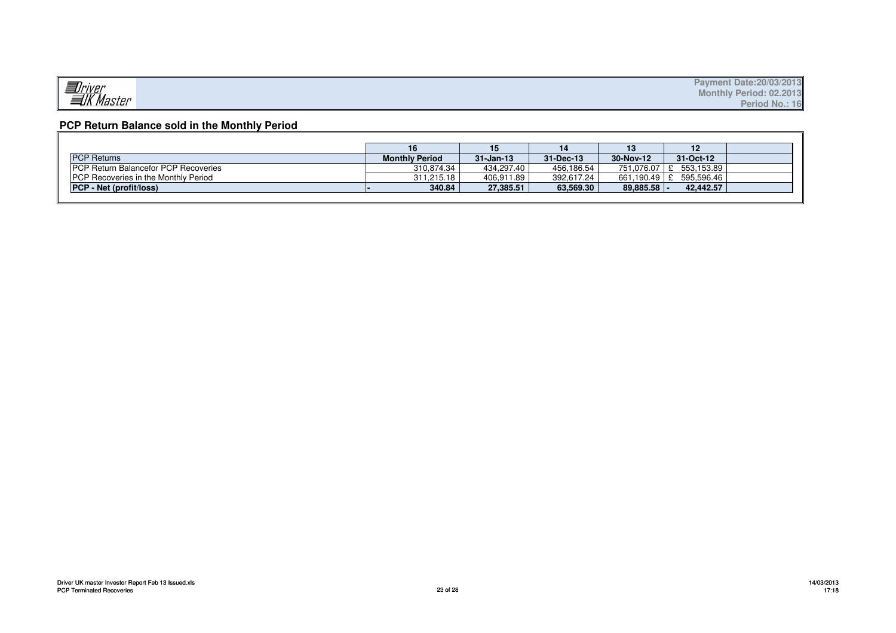Payment Date:20/03/2013
Monthly Period: 02.2013
Period No.: 16

## PCP Return Balance sold in the Monthly Period

| | 16 | 15 | 14 | 13 | 12 | |
|---|---|---|---|---|---|---|
| PCP Returns | Monthly Period | 31-Jan-13 | 31-Dec-13 | 30-Nov-12 | 31-Oct-12 | |
| PCP Return Balancefor PCP Recoveries | 310,874.34 | 434,297.40 | 456,186.54 | 751,076.07 | £ 553,153.89 | |
| PCP Recoveries in the Monthly Period | 311,215.18 | 406,911.89 | 392,617.24 | 661,190.49 | £ 595,596.46 | |
| **PCP - Net (profit/loss)** | **- 340.84** | **27,385.51** | **63,569.30** | **89,885.58** | **- 42,442.57** | |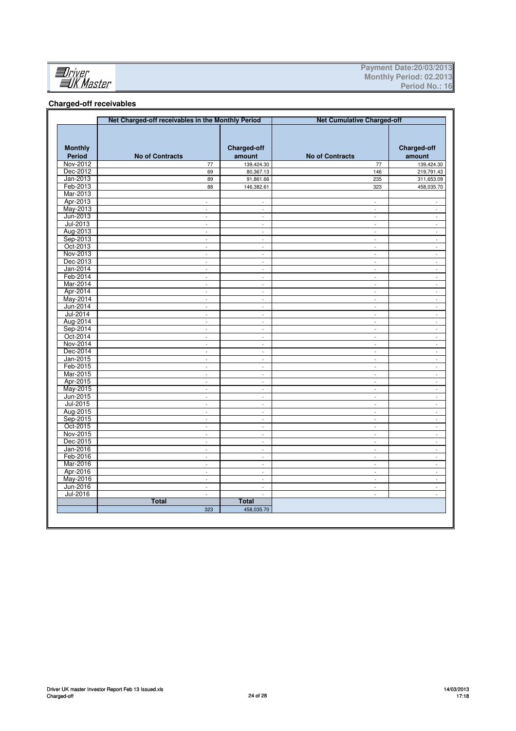Payment Date:20/03/2013
Monthly Period: 02.2013
Period No.: 16

## Charged-off receivables

| | Net Charged-off receivables in the Monthly Period | | Net Cumulative Charged-off | |
|---|---|---|---|---|
| Monthly Period | No of Contracts | Charged-off amount | No of Contracts | Charged-off amount |
| Nov-2012 | 77 | 139,424.30 | 77 | 139,424.30 |
| Dec-2012 | 69 | 80,367.13 | 146 | 219,791.43 |
| Jan-2013 | 89 | 91,861.66 | 235 | 311,653.09 |
| Feb-2013 | 88 | 146,382.61 | 323 | 458,035.70 |
| Mar-2013 | | | | |
| Apr-2013 | - | - | - | - |
| May-2013 | - | - | - | - |
| Jun-2013 | - | - | - | - |
| Jul-2013 | - | - | - | - |
| Aug-2013 | - | - | - | - |
| Sep-2013 | - | - | - | - |
| Oct-2013 | - | - | - | - |
| Nov-2013 | - | - | - | - |
| Dec-2013 | - | - | - | - |
| Jan-2014 | - | - | - | - |
| Feb-2014 | - | - | - | - |
| Mar-2014 | - | - | - | - |
| Apr-2014 | - | - | - | - |
| May-2014 | - | - | - | - |
| Jun-2014 | - | - | - | - |
| Jul-2014 | - | - | - | - |
| Aug-2014 | - | - | - | - |
| Sep-2014 | - | - | - | - |
| Oct-2014 | - | - | - | - |
| Nov-2014 | - | - | - | - |
| Dec-2014 | - | - | - | - |
| Jan-2015 | - | - | - | - |
| Feb-2015 | - | - | - | - |
| Mar-2015 | - | - | - | - |
| Apr-2015 | - | - | - | - |
| May-2015 | - | - | - | - |
| Jun-2015 | - | - | - | - |
| Jul-2015 | - | - | - | - |
| Aug-2015 | - | - | - | - |
| Sep-2015 | - | - | - | - |
| Oct-2015 | - | - | - | - |
| Nov-2015 | - | - | - | - |
| Dec-2015 | - | - | - | - |
| Jan-2016 | - | - | - | - |
| Feb-2016 | - | - | - | - |
| Mar-2016 | - | - | - | - |
| Apr-2016 | - | - | - | - |
| May-2016 | - | - | - | - |
| Jun-2016 | - | - | - | - |
| Jul-2016 | - | - | - | - |
| | **Total** | **Total** | | |
| | 323 | 458,035.70 | | |

Driver UK master Investor Report Feb 13 Issued.xls
Charged-off

14/03/2013
17:18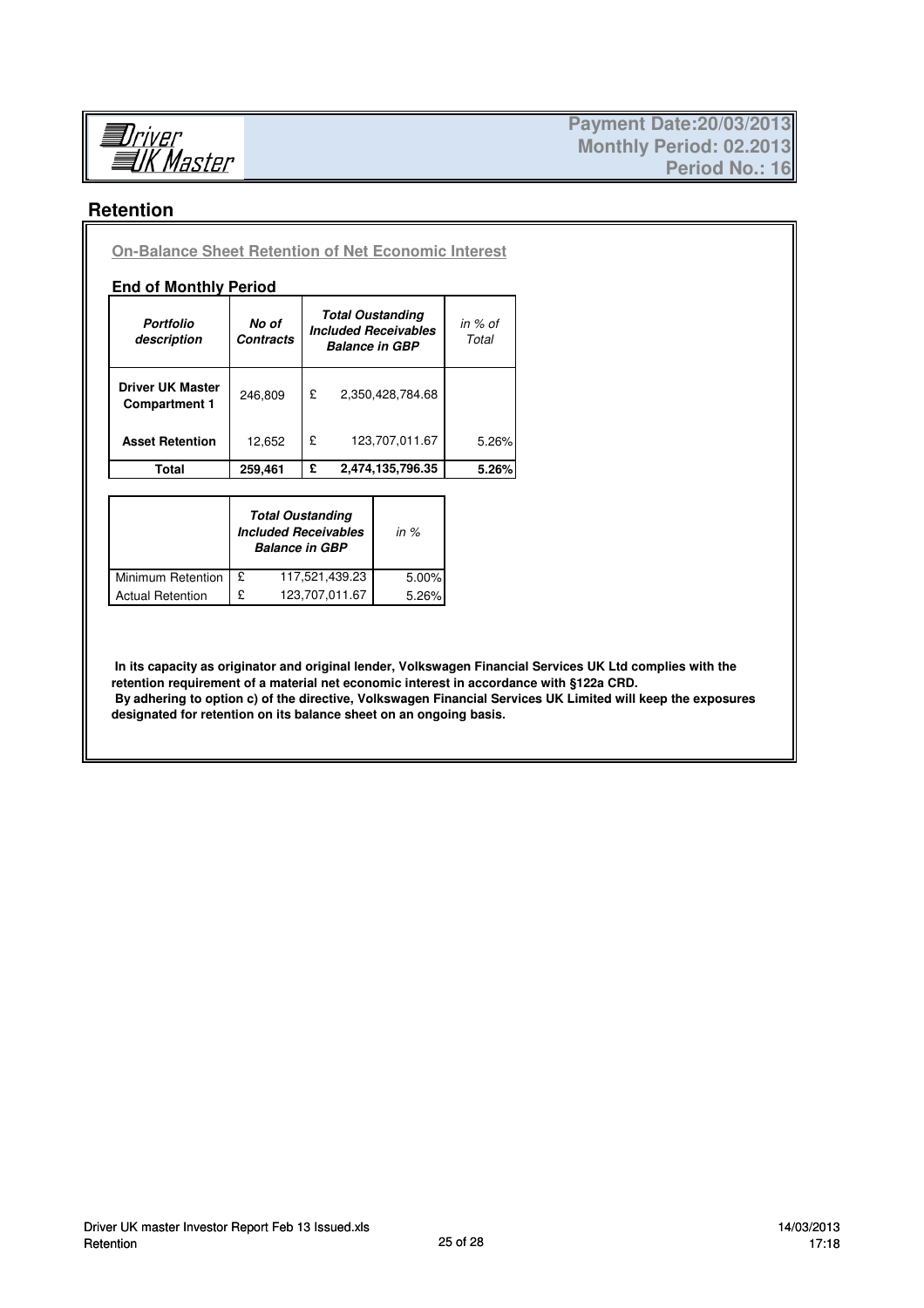**Payment Date:20/03/2013**
**Monthly Period: 02.2013**
**Period No.: 16**

## Retention

### On-Balance Sheet Retention of Net Economic Interest

**End of Monthly Period**

| *Portfolio description* | *No of Contracts* | *Total Oustanding Included Receivables Balance in GBP* | *in % of Total* |
|---|---|---|---|
| **Driver UK Master Compartment 1** | 246,809 | £ 2,350,428,784.68 | |
| **Asset Retention** | 12,652 | £ 123,707,011.67 | 5.26% |
| **Total** | **259,461** | **£ 2,474,135,796.35** | **5.26%** |

| | *Total Oustanding Included Receivables Balance in GBP* | *in %* |
|---|---|---|
| Minimum Retention | £ 117,521,439.23 | 5.00% |
| Actual Retention | £ 123,707,011.67 | 5.26% |

**In its capacity as originator and original lender, Volkswagen Financial Services UK Ltd complies with the retention requirement of a material net economic interest in accordance with §122a CRD.**
**By adhering to option c) of the directive, Volkswagen Financial Services UK Limited will keep the exposures designated for retention on its balance sheet on an ongoing basis.**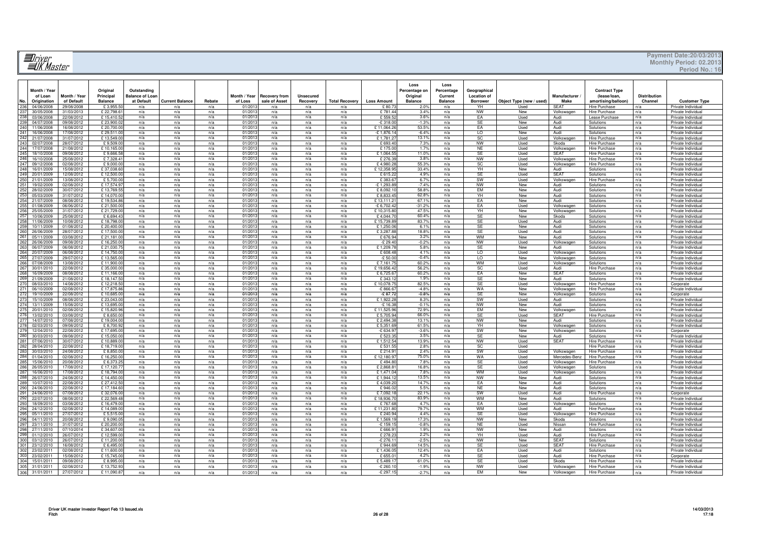**Payment Date:20/03/2013**
**Monthly Period: 02.2013**
**Period No.: 16**

| No. | Month / Year of Loan Origination | Month / Year of Default | Original Principal Balance | Outstanding Balance of Loan at Default | Current Balance | Rebate | Month / Year of Loss | Recovery from sale of Asset | Unsecured Recovery | Total Recovery | Loss Amount | Loss Percentage on Original Balance | Loss Percentage Current Balance | Geographical Location of Borrower | Object Type (new / used) | Manufacturer / Make | Contract Type (lease/loan, amortising/balloon) | Distribution Channel | Customer Type |
|---|---|---|---|---|---|---|---|---|---|---|---|---|---|---|---|---|---|---|---|
| 236 | 04/06/2008 | 29/08/2008 | £ 3,955.50 | n/a | n/a | n/a | 01/2013 | n/a | n/a | n/a | £ 80.73 | 2.0% | n/a | YH | Used | SEAT | Hire Purchase | n/a | Private Individual |
| 237 | 30/05/2008 | 31/03/2013 | £ 22,798.61 | n/a | n/a | n/a | 01/2013 | n/a | n/a | n/a | £ 781.44 | 3.4% | n/a | NW | New | Volkswagen | Hire Purchase | n/a | Private Individual |
| 238 | 03/06/2008 | 22/08/2012 | £ 15,410.52 | n/a | n/a | n/a | 01/2013 | n/a | n/a | n/a | £ 559.52 | 3.6% | n/a | EA | Used | Audi | Lease Purchase | n/a | Private Individual |
| 239 | 04/07/2008 | 09/08/2012 | £ 23,900.02 | n/a | n/a | n/a | 01/2013 | n/a | n/a | n/a | -£ 318.00 | -1.3% | n/a | SE | New | Audi | Solutions | n/a | Private Individual |
| 240 | 11/06/2008 | 16/08/2012 | £ 20,700.00 | n/a | n/a | n/a | 01/2013 | n/a | n/a | n/a | £ 11,064.26 | 53.5% | n/a | EA | Used | Audi | Solutions | n/a | Private Individual |
| 241 | 16/06/2008 | 17/08/2012 | £ 29,511.00 | n/a | n/a | n/a | 01/2013 | n/a | n/a | n/a | -£ 1,876.14 | -6.4% | n/a | LO | New | Audi | Solutions | n/a | Private Individual |
| 242 | 21/07/2008 | 31/07/2012 | £ 13,549.00 | n/a | n/a | n/a | 01/2013 | n/a | n/a | n/a | £ 1,781.27 | 13.1% | n/a | SC | Used | Volkswagen | Hire Purchase | n/a | Private Individual |
| 243 | 02/07/2008 | 28/07/2012 | £ 9,509.00 | n/a | n/a | n/a | 01/2013 | n/a | n/a | n/a | £ 693.40 | 7.3% | n/a | NW | Used | Skoda | Hire Purchase | n/a | Private Individual |
| 244 | 17/07/2008 | 21/08/2012 | £ 10,165.00 | n/a | n/a | n/a | 01/2013 | n/a | n/a | n/a | £ 175.00 | 1.7% | n/a | NE | Used | Volkswagen | Hire Purchase | n/a | Private Individual |
| 245 | 18/10/2008 | 09/08/2012 | £ 9,666.58 | n/a | n/a | n/a | 01/2013 | n/a | n/a | n/a | £ 1,064.55 | 11.0% | n/a | SE | Used | SEAT | Hire Purchase | n/a | Private Individual |
| 246 | 16/10/2008 | 25/08/2012 | £ 7,328.41 | n/a | n/a | n/a | 01/2013 | n/a | n/a | n/a | £ 276.39 | 3.8% | n/a | NW | Used | Volkswagen | Hire Purchase | n/a | Private Individual |
| 247 | 09/12/2008 | 02/08/2012 | £ 9,000.00 | n/a | n/a | n/a | 01/2013 | n/a | n/a | n/a | £ 4,980.28 | 55.3% | n/a | SC | Used | Volkswagen | Hire Purchase | n/a | Private Individual |
| 248 | 16/01/2009 | 15/08/2012 | £ 37,038.60 | n/a | n/a | n/a | 01/2013 | n/a | n/a | n/a | £ 12,358.95 | 33.4% | n/a | YH | New | Audi | Solutions | n/a | Private Individual |
| 249 | 20/01/2009 | 12/08/2012 | £ 12,500.00 | n/a | n/a | n/a | 01/2013 | n/a | n/a | n/a | £ 615.22 | 4.9% | n/a | SE | Used | SEAT | Solutions | n/a | Private Individual |
| 250 | 21/01/2009 | 13/08/2012 | £ 5,700.00 | n/a | n/a | n/a | 01/2013 | n/a | n/a | n/a | £ 383.67 | 6.7% | n/a | SW | Used | Volkswagen | Hire Purchase | n/a | Private Individual |
| 251 | 19/02/2009 | 02/08/2012 | £ 17,574.97 | n/a | n/a | n/a | 01/2013 | n/a | n/a | n/a | -£ 1,293.89 | -7.4% | n/a | NW | New | Audi | Solutions | n/a | Private Individual |
| 252 | 28/02/2009 | 30/07/2012 | £ 13,769.55 | n/a | n/a | n/a | 01/2013 | n/a | n/a | n/a | £ 8,092.10 | 58.8% | n/a | EM | New | Audi | Solutions | n/a | Private Individual |
| 253 | 05/03/2009 | 31/07/2012 | £ 14,070.00 | n/a | n/a | n/a | 01/2013 | n/a | n/a | n/a | £ 8,833.45 | 62.8% | n/a | YH | New | Audi | Solutions | n/a | Private Individual |
| 254 | 21/07/2009 | 08/08/2012 | £ 19,534.86 | n/a | n/a | n/a | 01/2013 | n/a | n/a | n/a | £ 13,111.21 | 67.1% | n/a | EA | New | Audi | Solutions | n/a | Private Individual |
| 255 | 01/08/2009 | 06/06/2012 | £ 21,500.00 | n/a | n/a | n/a | 01/2013 | n/a | n/a | n/a | -£ 6,702.42 | -31.2% | n/a | EA | Used | Volkswagen | Solutions | n/a | Private Individual |
| 256 | 25/05/2009 | 31/07/2012 | £ 21,729.00 | n/a | n/a | n/a | 01/2013 | n/a | n/a | n/a | £ 10,315.80 | 47.5% | n/a | YH | New | Volkswagen | Solutions | n/a | Private Individual |
| 257 | 10/06/2009 | 25/08/2012 | £ 6,694.43 | n/a | n/a | n/a | 01/2013 | n/a | n/a | n/a | £ 4,044.70 | 60.4% | n/a | SE | New | Skoda | Solutions | n/a | Private Individual |
| 258 | 11/06/2009 | 10/08/2012 | £ 18,798.00 | n/a | n/a | n/a | 01/2013 | n/a | n/a | n/a | £ 15,739.89 | 83.7% | n/a | SE | Used | Audi | Solutions | n/a | Private Individual |
| 259 | 10/11/2009 | 01/08/2012 | £ 20,400.00 | n/a | n/a | n/a | 01/2013 | n/a | n/a | n/a | £ 1,250.06 | 6.1% | n/a | SE | New | Audi | Solutions | n/a | Private Individual |
| 260 | 26/06/2009 | 28/07/2012 | £ 17,500.00 | n/a | n/a | n/a | 01/2013 | n/a | n/a | n/a | £ 3,287.88 | 18.8% | n/a | SE | Used | Audi | Solutions | n/a | Private Individual |
| 261 | 05/11/2009 | 03/08/2012 | £ 21,181.00 | n/a | n/a | n/a | 01/2013 | n/a | n/a | n/a | £ 676.94 | 3.2% | n/a | WM | New | Audi | Solutions | n/a | Private Individual |
| 262 | 26/06/2009 | 09/08/2012 | £ 16,250.00 | n/a | n/a | n/a | 01/2013 | n/a | n/a | n/a | -£ 29.40 | -0.2% | n/a | NW | Used | Volkswagen | Solutions | n/a | Private Individual |
| 263 | 06/07/2009 | 06/08/2012 | £ 21,030.75 | n/a | n/a | n/a | 01/2013 | n/a | n/a | n/a | £ 1,209.78 | 5.8% | n/a | SE | New | Audi | Solutions | n/a | Private Individual |
| 264 | 20/07/2009 | 06/08/2012 | £ 14,750.00 | n/a | n/a | n/a | 01/2013 | n/a | n/a | n/a | £ 608.48 | 4.1% | n/a | LO | Used | Volkswagen | Solutions | n/a | Private Individual |
| 265 | 27/07/2009 | 29/07/2012 | £ 13,565.00 | n/a | n/a | n/a | 01/2013 | n/a | n/a | n/a | -£ 50.00 | -0.4% | n/a | LO | New | Volkswagen | Solutions | n/a | Private Individual |
| 266 | 07/08/2009 | 13/08/2012 | £ 11,900.00 | n/a | n/a | n/a | 01/2013 | n/a | n/a | n/a | £ 7,161.75 | 60.2% | n/a | WM | Used | Volkswagen | Solutions | n/a | Private Individual |
| 267 | 30/01/2010 | 22/08/2012 | £ 35,000.00 | n/a | n/a | n/a | 01/2013 | n/a | n/a | n/a | £ 19,656.42 | 56.2% | n/a | SC | Used | Audi | Hire Purchase | n/a | Private Individual |
| 268 | 16/09/2009 | 08/08/2012 | £ 11,166.00 | n/a | n/a | n/a | 01/2013 | n/a | n/a | n/a | £ 6,725.67 | 60.2% | n/a | EA | New | SEAT | Solutions | n/a | Private Individual |
| 269 | 21/09/2009 | 21/08/2012 | £ 18,147.50 | n/a | n/a | n/a | 01/2013 | n/a | n/a | n/a | £ 343.12 | 1.9% | n/a | SE | New | Audi | Solutions | n/a | Private Individual |
| 270 | 08/03/2010 | 14/08/2012 | £ 12,218.50 | n/a | n/a | n/a | 01/2013 | n/a | n/a | n/a | £ 10,078.75 | 82.5% | n/a | SE | Used | Volkswagen | Hire Purchase | n/a | Corporate |
| 271 | 06/10/2009 | 02/08/2012 | £ 17,875.86 | n/a | n/a | n/a | 01/2013 | n/a | n/a | n/a | -£ 866.67 | -4.8% | n/a | WA | New | Volkswagen | Hire Purchase | n/a | Private Individual |
| 272 | 19/10/2009 | 22/08/2012 | £ 10,685.00 | n/a | n/a | n/a | 01/2013 | n/a | n/a | n/a | -£ 87.72 | -0.8% | n/a | SE | New | Volkswagen | Solutions | n/a | Corporate |
| 273 | 15/10/2009 | 08/08/2012 | £ 23,043.00 | n/a | n/a | n/a | 01/2013 | n/a | n/a | n/a | £ 1,922.28 | 8.3% | n/a | SW | Used | Audi | Solutions | n/a | Private Individual |
| 274 | 13/11/2009 | 15/08/2012 | £ 13,695.00 | n/a | n/a | n/a | 01/2013 | n/a | n/a | n/a | -£ 16.38 | -0.1% | n/a | NW | New | Audi | Solutions | n/a | Private Individual |
| 275 | 20/01/2010 | 02/08/2012 | £ 15,820.96 | n/a | n/a | n/a | 01/2013 | n/a | n/a | n/a | £ 11,525.96 | 72.9% | n/a | EM | New | Volkswagen | Solutions | n/a | Private Individual |
| 276 | 13/02/2010 | 03/08/2012 | £ 8,650.00 | n/a | n/a | n/a | 01/2013 | n/a | n/a | n/a | £ 5,705.94 | 66.0% | n/a | SE | Used | SEAT | Hire Purchase | n/a | Private Individual |
| 277 | 14/07/2010 | 07/08/2012 | £ 19,004.00 | n/a | n/a | n/a | 01/2013 | n/a | n/a | n/a | £ 2,494.38 | 13.1% | n/a | NW | New | Audi | Solutions | n/a | Private Individual |
| 278 | 02/03/2010 | 09/08/2012 | £ 8,700.92 | n/a | n/a | n/a | 01/2013 | n/a | n/a | n/a | £ 5,351.69 | 61.5% | n/a | YH | New | Volkswagen | Solutions | n/a | Private Individual |
| 279 | 12/04/2010 | 22/08/2012 | £ 17,695.00 | n/a | n/a | n/a | 01/2013 | n/a | n/a | n/a | -£ 634.97 | -3.6% | n/a | SW | New | Volkswagen | Solutions | n/a | Corporate |
| 280 | 30/03/2010 | 09/08/2012 | £ 15,050.00 | n/a | n/a | n/a | 01/2013 | n/a | n/a | n/a | £ 523.35 | 3.5% | n/a | SE | New | Audi | Solutions | n/a | Private Individual |
| 281 | 07/06/2010 | 30/07/2012 | £ 10,889.00 | n/a | n/a | n/a | 01/2013 | n/a | n/a | n/a | £ 1,512.54 | 13.9% | n/a | NW | Used | SEAT | Hire Purchase | n/a | Private Individual |
| 282 | 28/04/2010 | 22/08/2012 | £ 18,719.00 | n/a | n/a | n/a | 01/2013 | n/a | n/a | n/a | £ 531.55 | 2.8% | n/a | SC | Used | | Hire Purchase | n/a | Private Individual |
| 283 | 30/03/2010 | 24/08/2012 | £ 8,850.00 | n/a | n/a | n/a | 01/2013 | n/a | n/a | n/a | £ 214.91 | 2.4% | n/a | SW | Used | Volkswagen | Hire Purchase | n/a | Private Individual |
| 284 | 01/04/2010 | 02/08/2012 | £ 16,250.00 | n/a | n/a | n/a | 01/2013 | n/a | n/a | n/a | £ 12,180.97 | 75.0% | n/a | WA | Used | Mercedes-Benz | Hire Purchase | n/a | Private Individual |
| 285 | 15/06/2010 | 20/08/2012 | £ 6,373.25 | n/a | n/a | n/a | 01/2013 | n/a | n/a | n/a | £ 494.80 | 7.8% | n/a | SE | Used | Volkswagen | Hire Purchase | n/a | Private Individual |
| 286 | 26/05/2010 | 17/08/2012 | £ 17,120.77 | n/a | n/a | n/a | 01/2013 | n/a | n/a | n/a | £ 2,868.81 | 16.8% | n/a | SE | Used | Volkswagen | Solutions | n/a | Private Individual |
| 287 | 16/06/2010 | 17/08/2012 | £ 18,794.00 | n/a | n/a | n/a | 01/2013 | n/a | n/a | n/a | £ 1,471.04 | 7.8% | n/a | WM | Used | Volkswagen | Solutions | n/a | Private Individual |
| 288 | 26/07/2010 | 24/08/2012 | £ 14,450.00 | n/a | n/a | n/a | 01/2013 | n/a | n/a | n/a | £ 1,944.12 | 13.5% | n/a | NW | New | Audi | Solutions | n/a | Private Individual |
| 289 | 10/07/2010 | 22/08/2012 | £ 27,412.50 | n/a | n/a | n/a | 01/2013 | n/a | n/a | n/a | £ 4,039.20 | 14.7% | n/a | EA | New | Audi | Solutions | n/a | Private Individual |
| 290 | 24/06/2010 | 22/08/2012 | £ 17,184.60 | n/a | n/a | n/a | 01/2013 | n/a | n/a | n/a | £ 946.02 | 5.5% | n/a | NE | New | Audi | Solutions | n/a | Private Individual |
| 291 | 24/06/2010 | 07/08/2012 | £ 32,076.00 | n/a | n/a | n/a | 01/2013 | n/a | n/a | n/a | £ 7,092.18 | 22.1% | n/a | SW | Used | Audi | Hire Purchase | n/a | Corporate |
| 292 | 22/07/2010 | 08/08/2012 | £ 22,569.48 | n/a | n/a | n/a | 01/2013 | n/a | n/a | n/a | £ 18,936.70 | 83.9% | n/a | WM | New | Audi | Solutions | n/a | Private Individual |
| 293 | 18/09/2010 | 03/08/2012 | £ 16,479.00 | n/a | n/a | n/a | 01/2013 | n/a | n/a | n/a | £ 767.68 | 4.7% | n/a | EA | Used | Volkswagen | Solutions | n/a | Private Individual |
| 294 | 24/12/2010 | 02/08/2012 | £ 14,089.00 | n/a | n/a | n/a | 01/2013 | n/a | n/a | n/a | £ 11,231.80 | 79.7% | n/a | WM | Used | Audi | Hire Purchase | n/a | Private Individual |
| 295 | 05/11/2010 | 27/07/2012 | £ 5,515.00 | n/a | n/a | n/a | 01/2013 | n/a | n/a | n/a | £ 240.94 | 4.4% | n/a | SE | Used | Volkswagen | Hire Purchase | n/a | Private Individual |
| 296 | 04/11/2010 | 20/08/2012 | £ 9,090.05 | n/a | n/a | n/a | 01/2013 | n/a | n/a | n/a | £ 1,569.19 | 17.3% | n/a | NW | New | Skoda | Solutions | n/a | Private Individual |
| 297 | 23/11/2010 | 31/07/2012 | £ 20,200.00 | n/a | n/a | n/a | 01/2013 | n/a | n/a | n/a | -£ 159.15 | -0.8% | n/a | NE | Used | Nissan | Hire Purchase | n/a | Private Individual |
| 298 | 27/11/2010 | 07/10/2014 | £ 34,607.00 | n/a | n/a | n/a | 01/2013 | n/a | n/a | n/a | £ 666.91 | 1.9% | n/a | NW | New | Audi | Solutions | n/a | Private Individual |
| 299 | 01/12/2010 | 26/07/2012 | £ 12,599.00 | n/a | n/a | n/a | 01/2013 | n/a | n/a | n/a | £ 278.23 | 2.2% | n/a | YH | Used | Audi | Hire Purchase | n/a | Private Individual |
| 300 | 03/12/2010 | 26/07/2012 | £ 11,200.00 | n/a | n/a | n/a | 01/2013 | n/a | n/a | n/a | -£ 276.11 | -2.5% | n/a | NW | New | SEAT | Solutions | n/a | Private Individual |
| 301 | 23/12/2010 | 16/08/2012 | £ 6,495.00 | n/a | n/a | n/a | 01/2013 | n/a | n/a | n/a | £ 944.69 | 14.5% | n/a | SE | Used | SEAT | Hire Purchase | n/a | Private Individual |
| 302 | 23/02/2011 | 02/08/2012 | £ 11,600.00 | n/a | n/a | n/a | 01/2013 | n/a | n/a | n/a | £ 1,436.05 | 12.4% | n/a | EA | Used | Audi | Solutions | n/a | Private Individual |
| 303 | 23/02/2011 | 15/08/2012 | £ 15,745.00 | n/a | n/a | n/a | 01/2013 | n/a | n/a | n/a | £ 655.01 | 4.2% | n/a | SE | Used | Audi | Hire Purchase | n/a | Corporate |
| 304 | 15/01/2011 | 09/08/2012 | £ 8,995.00 | n/a | n/a | n/a | 01/2013 | n/a | n/a | n/a | £ 5,489.17 | 61.0% | n/a | SE | Used | Skoda | Hire Purchase | n/a | Private Individual |
| 305 | 31/01/2011 | 02/08/2012 | £ 13,752.93 | n/a | n/a | n/a | 01/2013 | n/a | n/a | n/a | -£ 260.10 | -1.9% | n/a | NW | Used | Volkswagen | Hire Purchase | n/a | Private Individual |
| 306 | 31/01/2011 | 27/07/2012 | £ 11,090.87 | n/a | n/a | n/a | 01/2013 | n/a | n/a | n/a | -£ 297.15 | -2.7% | n/a | EM | New | Volkswagen | Hire Purchase | n/a | Private Individual |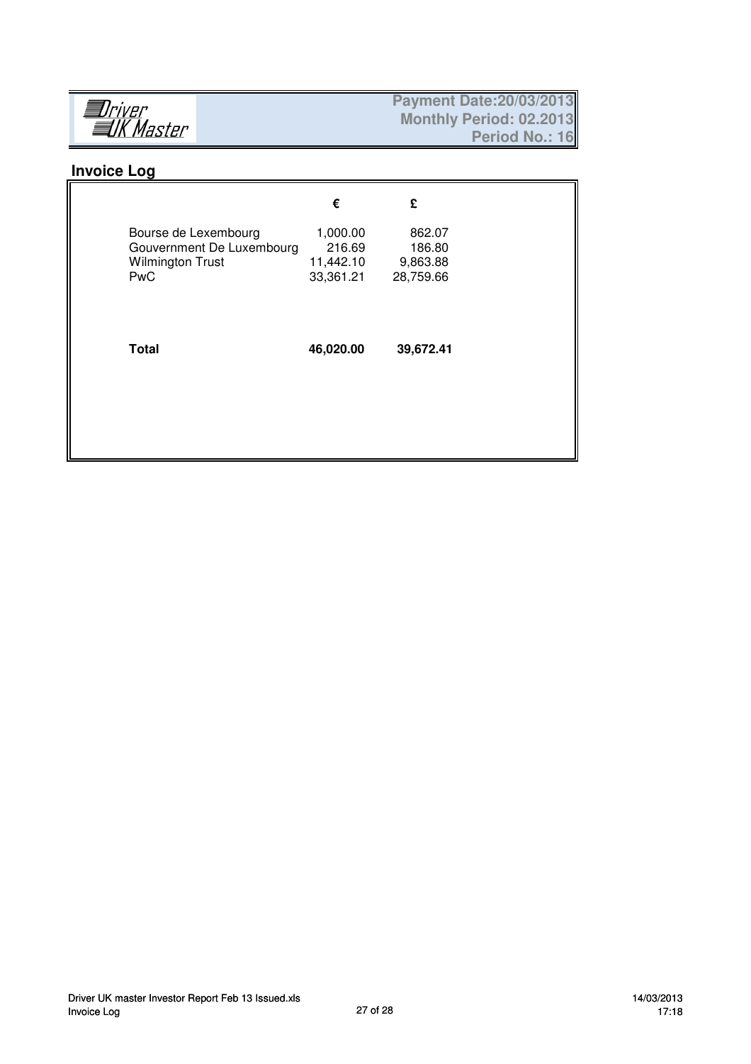Driver UK Master

**Payment Date:20/03/2013**
**Monthly Period: 02.2013**
**Period No.: 16**

## Invoice Log

| | € | £ |
|---|---|---|
| Bourse de Lexembourg | 1,000.00 | 862.07 |
| Gouvernment De Luxembourg | 216.69 | 186.80 |
| Wilmington Trust | 11,442.10 | 9,863.88 |
| PwC | 33,361.21 | 28,759.66 |
| **Total** | **46,020.00** | **39,672.41** |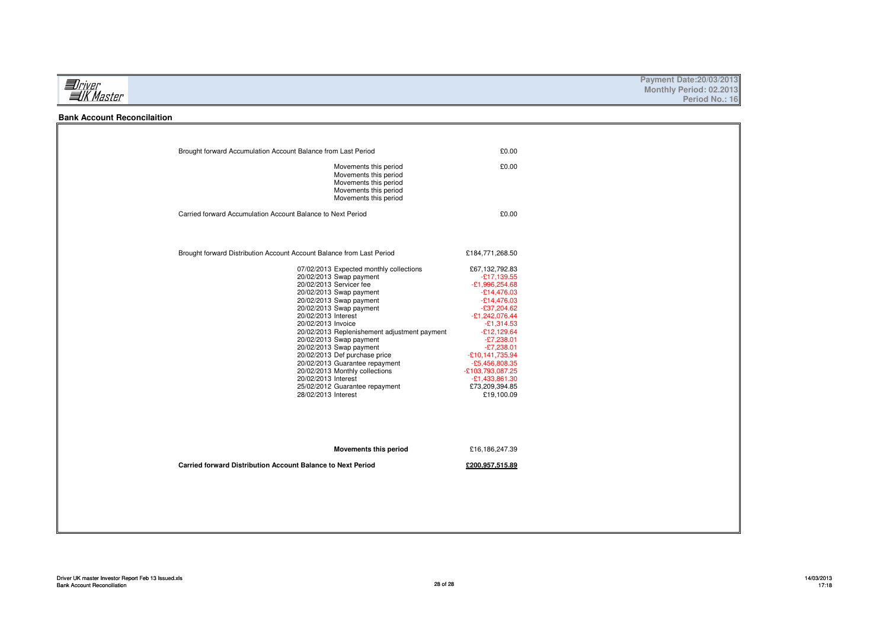Driver UK Master

Payment Date:20/03/2013
Monthly Period: 02.2013
Period No.: 16

## Bank Account Reconcilaition

| | |
|---|---|
| Brought forward Accumulation Account Balance from Last Period | £0.00 |
| Movements this period | £0.00 |
| Movements this period | |
| Movements this period | |
| Movements this period | |
| Movements this period | |
| Carried forward Accumulation Account Balance to Next Period | £0.00 |

| | |
|---|---|
| Brought forward Distribution Account Account Balance from Last Period | £184,771,268.50 |
| 07/02/2013 Expected monthly collections | £67,132,792.83 |
| 20/02/2013 Swap payment | -£17,139.55 |
| 20/02/2013 Servicer fee | -£1,996,254.68 |
| 20/02/2013 Swap payment | -£14,476.03 |
| 20/02/2013 Swap payment | -£14,476.03 |
| 20/02/2013 Swap payment | -£37,204.62 |
| 20/02/2013 Interest | -£1,242,076.44 |
| 20/02/2013 Invoice | -£1,314.53 |
| 20/02/2013 Replenishement adjustment payment | -£12,129.64 |
| 20/02/2013 Swap payment | -£7,238.01 |
| 20/02/2013 Swap payment | -£7,238.01 |
| 20/02/2013 Def purchase price | -£10,141,735.94 |
| 20/02/2013 Guarantee repayment | -£5,456,808.35 |
| 20/02/2013 Monthly collections | -£103,793,087.25 |
| 20/02/2013 Interest | -£1,433,861.30 |
| 25/02/2012 Guarantee repayment | £73,209,394.85 |
| 28/02/2013 Interest | £19,100.09 |
| **Movements this period** | £16,186,247.39 |
| **Carried forward Distribution Account Balance to Next Period** | **£200,957,515.89** |

Driver UK master Investor Report Feb 13 Issued.xls
Bank Account Reconciliation

14/03/2013
17:18